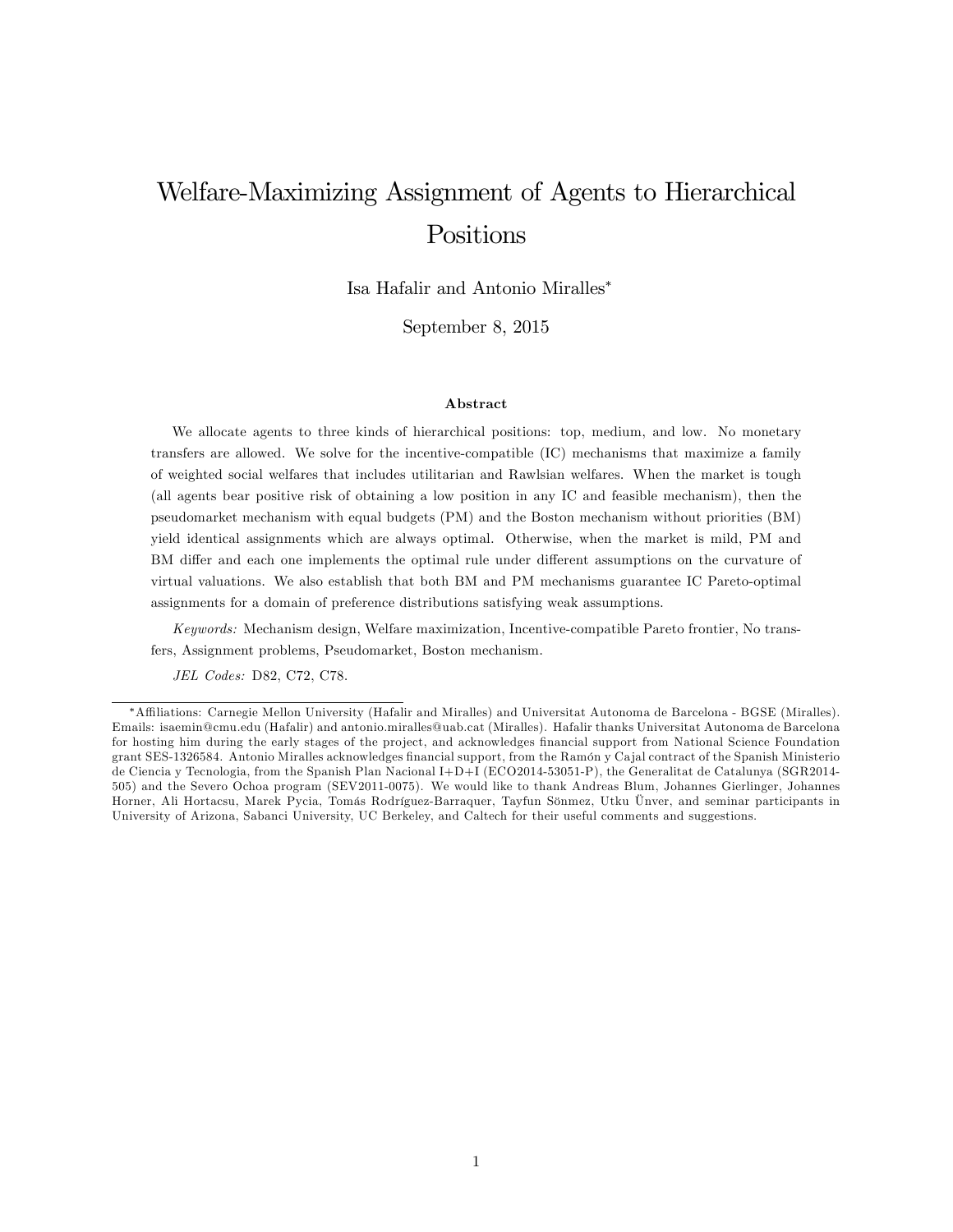# Welfare-Maximizing Assignment of Agents to Hierarchical Positions

Isa Hafalir and Antonio Miralles*

September 8, 2015

### Abstract

We allocate agents to three kinds of hierarchical positions: top, medium, and low. No monetary transfers are allowed. We solve for the incentive-compatible (IC) mechanisms that maximize a family of weighted social welfares that includes utilitarian and Rawlsian welfares. When the market is tough (all agents bear positive risk of obtaining a low position in any IC and feasible mechanism), then the pseudomarket mechanism with equal budgets (PM) and the Boston mechanism without priorities (BM) yield identical assignments which are always optimal. Otherwise, when the market is mild, PM and BM differ and each one implements the optimal rule under different assumptions on the curvature of virtual valuations. We also establish that both BM and PM mechanisms guarantee IC Pareto-optimal assignments for a domain of preference distributions satisfying weak assumptions.

*Keywords:* Mechanism design, Welfare maximization, Incentive-compatible Pareto frontier, No transfers, Assignment problems, Pseudomarket, Boston mechanism.

*JEL Codes:* D82, C72, C78.

---

*Affiliations: Carnegie Mellon University (Hafalir and Miralles) and Universitat Autonoma de Barcelona - BGSE (Miralles). Emails: isaemin@cmu.edu (Hafalir) and antonio.miralles@uab.cat (Miralles). Hafalir thanks Universitat Autonoma de Barcelona for hosting him during the early stages of the project, and acknowledges financial support from National Science Foundation grant SES-1326584. Antonio Miralles acknowledges financial support, from the Ramón y Cajal contract of the Spanish Ministerio de Ciencia y Tecnologia, from the Spanish Plan Nacional I+D+I (ECO2014-53051-P), the Generalitat de Catalunya (SGR2014-505) and the Severo Ochoa program (SEV2011-0075). We would like to thank Andreas Blum, Johannes Gierlinger, Johannes Horner, Ali Hortacsu, Marek Pycia, Tomás Rodríguez-Barraquer, Tayfun Sönmez, Utku Ünver, and seminar participants in University of Arizona, Sabanci University, UC Berkeley, and Caltech for their useful comments and suggestions.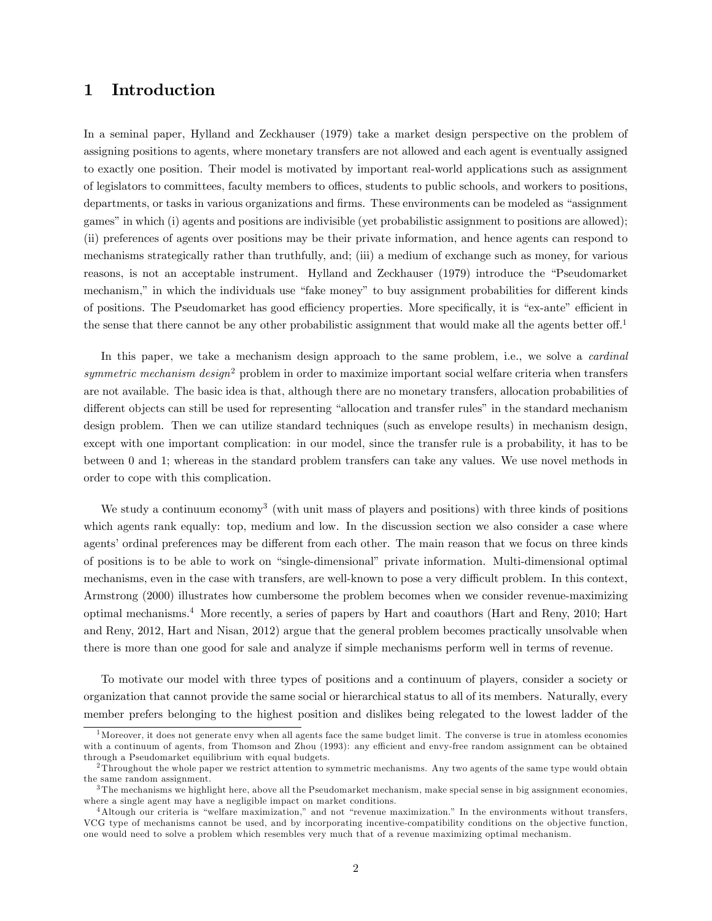# 1 Introduction

In a seminal paper, Hylland and Zeckhauser (1979) take a market design perspective on the problem of assigning positions to agents, where monetary transfers are not allowed and each agent is eventually assigned to exactly one position. Their model is motivated by important real-world applications such as assignment of legislators to committees, faculty members to offices, students to public schools, and workers to positions, departments, or tasks in various organizations and firms. These environments can be modeled as "assignment games" in which (i) agents and positions are indivisible (yet probabilistic assignment to positions are allowed); (ii) preferences of agents over positions may be their private information, and hence agents can respond to mechanisms strategically rather than truthfully, and; (iii) a medium of exchange such as money, for various reasons, is not an acceptable instrument. Hylland and Zeckhauser (1979) introduce the "Pseudomarket mechanism," in which the individuals use "fake money" to buy assignment probabilities for different kinds of positions. The Pseudomarket has good efficiency properties. More specifically, it is "ex-ante" efficient in the sense that there cannot be any other probabilistic assignment that would make all the agents better off.[1]

In this paper, we take a mechanism design approach to the same problem, i.e., we solve a *cardinal symmetric mechanism design*[2] problem in order to maximize important social welfare criteria when transfers are not available. The basic idea is that, although there are no monetary transfers, allocation probabilities of different objects can still be used for representing "allocation and transfer rules" in the standard mechanism design problem. Then we can utilize standard techniques (such as envelope results) in mechanism design, except with one important complication: in our model, since the transfer rule is a probability, it has to be between 0 and 1; whereas in the standard problem transfers can take any values. We use novel methods in order to cope with this complication.

We study a continuum economy[3] (with unit mass of players and positions) with three kinds of positions which agents rank equally: top, medium and low. In the discussion section we also consider a case where agents' ordinal preferences may be different from each other. The main reason that we focus on three kinds of positions is to be able to work on "single-dimensional" private information. Multi-dimensional optimal mechanisms, even in the case with transfers, are well-known to pose a very difficult problem. In this context, Armstrong (2000) illustrates how cumbersome the problem becomes when we consider revenue-maximizing optimal mechanisms.[4] More recently, a series of papers by Hart and coauthors (Hart and Reny, 2010; Hart and Reny, 2012, Hart and Nisan, 2012) argue that the general problem becomes practically unsolvable when there is more than one good for sale and analyze if simple mechanisms perform well in terms of revenue.

To motivate our model with three types of positions and a continuum of players, consider a society or organization that cannot provide the same social or hierarchical status to all of its members. Naturally, every member prefers belonging to the highest position and dislikes being relegated to the lowest ladder of the

[1] Moreover, it does not generate envy when all agents face the same budget limit. The converse is true in atomless economies with a continuum of agents, from Thomson and Zhou (1993): any efficient and envy-free random assignment can be obtained through a Pseudomarket equilibrium with equal budgets.

[2] Throughout the whole paper we restrict attention to symmetric mechanisms. Any two agents of the same type would obtain the same random assignment.

[3] The mechanisms we highlight here, above all the Pseudomarket mechanism, make special sense in big assignment economies, where a single agent may have a negligible impact on market conditions.

[4] Altough our criteria is "welfare maximization," and not "revenue maximization." In the environments without transfers, VCG type of mechanisms cannot be used, and by incorporating incentive-compatibility conditions on the objective function, one would need to solve a problem which resembles very much that of a revenue maximizing optimal mechanism.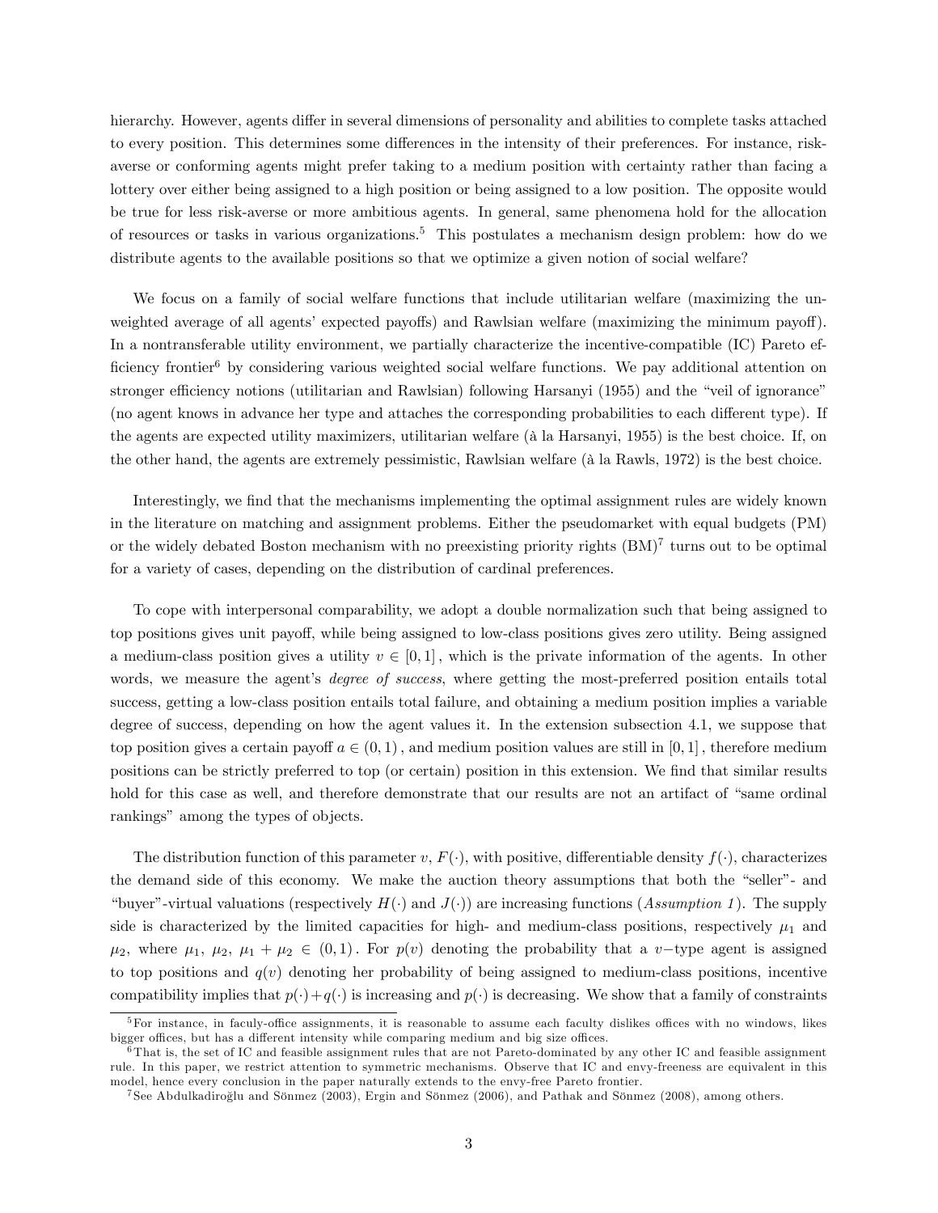hierarchy. However, agents differ in several dimensions of personality and abilities to complete tasks attached to every position. This determines some differences in the intensity of their preferences. For instance, risk-averse or conforming agents might prefer taking to a medium position with certainty rather than facing a lottery over either being assigned to a high position or being assigned to a low position. The opposite would be true for less risk-averse or more ambitious agents. In general, same phenomena hold for the allocation of resources or tasks in various organizations.[5] This postulates a mechanism design problem: how do we distribute agents to the available positions so that we optimize a given notion of social welfare?

We focus on a family of social welfare functions that include utilitarian welfare (maximizing the unweighted average of all agents' expected payoffs) and Rawlsian welfare (maximizing the minimum payoff). In a nontransferable utility environment, we partially characterize the incentive-compatible (IC) Pareto efficiency frontier[6] by considering various weighted social welfare functions. We pay additional attention on stronger efficiency notions (utilitarian and Rawlsian) following Harsanyi (1955) and the "veil of ignorance" (no agent knows in advance her type and attaches the corresponding probabilities to each different type). If the agents are expected utility maximizers, utilitarian welfare (à la Harsanyi, 1955) is the best choice. If, on the other hand, the agents are extremely pessimistic, Rawlsian welfare (à la Rawls, 1972) is the best choice.

Interestingly, we find that the mechanisms implementing the optimal assignment rules are widely known in the literature on matching and assignment problems. Either the pseudomarket with equal budgets (PM) or the widely debated Boston mechanism with no preexisting priority rights (BM)[7] turns out to be optimal for a variety of cases, depending on the distribution of cardinal preferences.

To cope with interpersonal comparability, we adopt a double normalization such that being assigned to top positions gives unit payoff, while being assigned to low-class positions gives zero utility. Being assigned a medium-class position gives a utility $v \in [0,1]$, which is the private information of the agents. In other words, we measure the agent's *degree of success*, where getting the most-preferred position entails total success, getting a low-class position entails total failure, and obtaining a medium position implies a variable degree of success, depending on how the agent values it. In the extension subsection 4.1, we suppose that top position gives a certain payoff $a \in (0,1)$, and medium position values are still in $[0,1]$, therefore medium positions can be strictly preferred to top (or certain) position in this extension. We find that similar results hold for this case as well, and therefore demonstrate that our results are not an artifact of "same ordinal rankings" among the types of objects.

The distribution function of this parameter $v$, $F(\cdot)$, with positive, differentiable density $f(\cdot)$, characterizes the demand side of this economy. We make the auction theory assumptions that both the "seller"- and "buyer"-virtual valuations (respectively $H(\cdot)$ and $J(\cdot)$) are increasing functions (*Assumption 1*). The supply side is characterized by the limited capacities for high- and medium-class positions, respectively $\mu_1$ and $\mu_2$, where $\mu_1$, $\mu_2$, $\mu_1 + \mu_2 \in (0,1)$. For $p(v)$ denoting the probability that a $v-$type agent is assigned to top positions and $q(v)$ denoting her probability of being assigned to medium-class positions, incentive compatibility implies that $p(\cdot)+q(\cdot)$ is increasing and $p(\cdot)$ is decreasing. We show that a family of constraints

---

[5] For instance, in faculy-office assignments, it is reasonable to assume each faculty dislikes offices with no windows, likes bigger offices, but has a different intensity while comparing medium and big size offices.

[6] That is, the set of IC and feasible assignment rules that are not Pareto-dominated by any other IC and feasible assignment rule. In this paper, we restrict attention to symmetric mechanisms. Observe that IC and envy-freeness are equivalent in this model, hence every conclusion in the paper naturally extends to the envy-free Pareto frontier.

[7] See Abdulkadiroğlu and Sönmez (2003), Ergin and Sönmez (2006), and Pathak and Sönmez (2008), among others.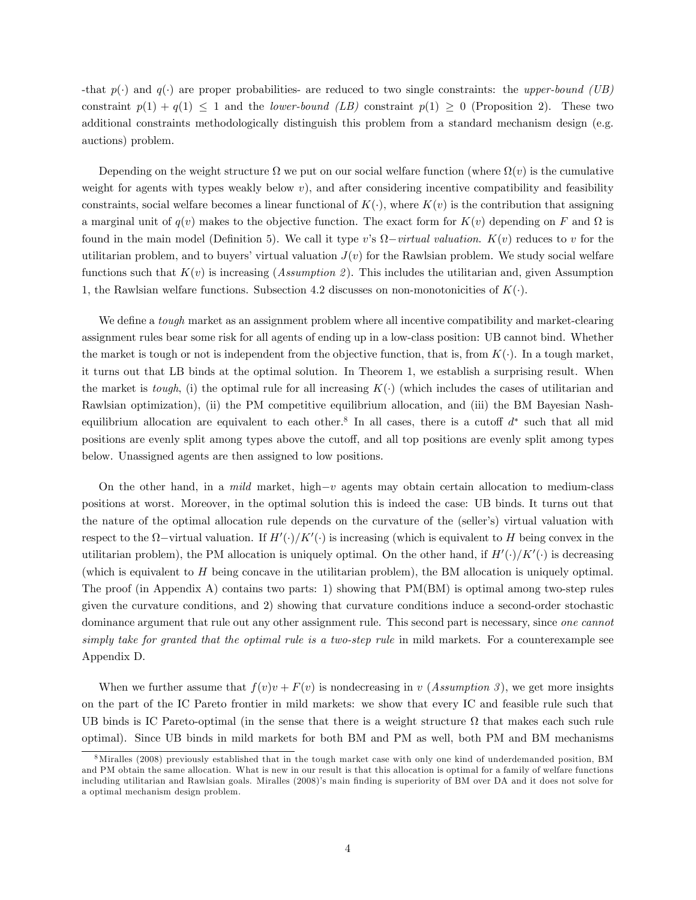-that $p(\cdot)$ and $q(\cdot)$ are proper probabilities- are reduced to two single constraints: the *upper-bound (UB)* constraint $p(1) + q(1) \leq 1$ and the *lower-bound (LB)* constraint $p(1) \geq 0$ (Proposition 2). These two additional constraints methodologically distinguish this problem from a standard mechanism design (e.g. auctions) problem.

Depending on the weight structure $\Omega$ we put on our social welfare function (where $\Omega(v)$ is the cumulative weight for agents with types weakly below $v$), and after considering incentive compatibility and feasibility constraints, social welfare becomes a linear functional of $K(\cdot)$, where $K(v)$ is the contribution that assigning a marginal unit of $q(v)$ makes to the objective function. The exact form for $K(v)$ depending on $F$ and $\Omega$ is found in the main model (Definition 5). We call it type $v$'s $\Omega-$*virtual valuation*. $K(v)$ reduces to $v$ for the utilitarian problem, and to buyers' virtual valuation $J(v)$ for the Rawlsian problem. We study social welfare functions such that $K(v)$ is increasing (*Assumption 2*). This includes the utilitarian and, given Assumption 1, the Rawlsian welfare functions. Subsection 4.2 discusses on non-monotonicities of $K(\cdot)$.

We define a *tough* market as an assignment problem where all incentive compatibility and market-clearing assignment rules bear some risk for all agents of ending up in a low-class position: UB cannot bind. Whether the market is tough or not is independent from the objective function, that is, from $K(\cdot)$. In a tough market, it turns out that LB binds at the optimal solution. In Theorem 1, we establish a surprising result. When the market is *tough*, (i) the optimal rule for all increasing $K(\cdot)$ (which includes the cases of utilitarian and Rawlsian optimization), (ii) the PM competitive equilibrium allocation, and (iii) the BM Bayesian Nash-equilibrium allocation are equivalent to each other.[8] In all cases, there is a cutoff $d^*$ such that all mid positions are evenly split among types above the cutoff, and all top positions are evenly split among types below. Unassigned agents are then assigned to low positions.

On the other hand, in a *mild* market, high$-v$ agents may obtain certain allocation to medium-class positions at worst. Moreover, in the optimal solution this is indeed the case: UB binds. It turns out that the nature of the optimal allocation rule depends on the curvature of the (seller's) virtual valuation with respect to the $\Omega-$virtual valuation. If $H'(\cdot)/K'(\cdot)$ is increasing (which is equivalent to $H$ being convex in the utilitarian problem), the PM allocation is uniquely optimal. On the other hand, if $H'(\cdot)/K'(\cdot)$ is decreasing (which is equivalent to $H$ being concave in the utilitarian problem), the BM allocation is uniquely optimal. The proof (in Appendix A) contains two parts: 1) showing that PM(BM) is optimal among two-step rules given the curvature conditions, and 2) showing that curvature conditions induce a second-order stochastic dominance argument that rule out any other assignment rule. This second part is necessary, since *one cannot simply take for granted that the optimal rule is a two-step rule* in mild markets. For a counterexample see Appendix D.

When we further assume that $f(v)v + F(v)$ is nondecreasing in $v$ (*Assumption 3*), we get more insights on the part of the IC Pareto frontier in mild markets: we show that every IC and feasible rule such that UB binds is IC Pareto-optimal (in the sense that there is a weight structure $\Omega$ that makes each such rule optimal). Since UB binds in mild markets for both BM and PM as well, both PM and BM mechanisms

[8] Miralles (2008) previously established that in the tough market case with only one kind of underdemanded position, BM and PM obtain the same allocation. What is new in our result is that this allocation is optimal for a family of welfare functions including utilitarian and Rawlsian goals. Miralles (2008)'s main finding is superiority of BM over DA and it does not solve for a optimal mechanism design problem.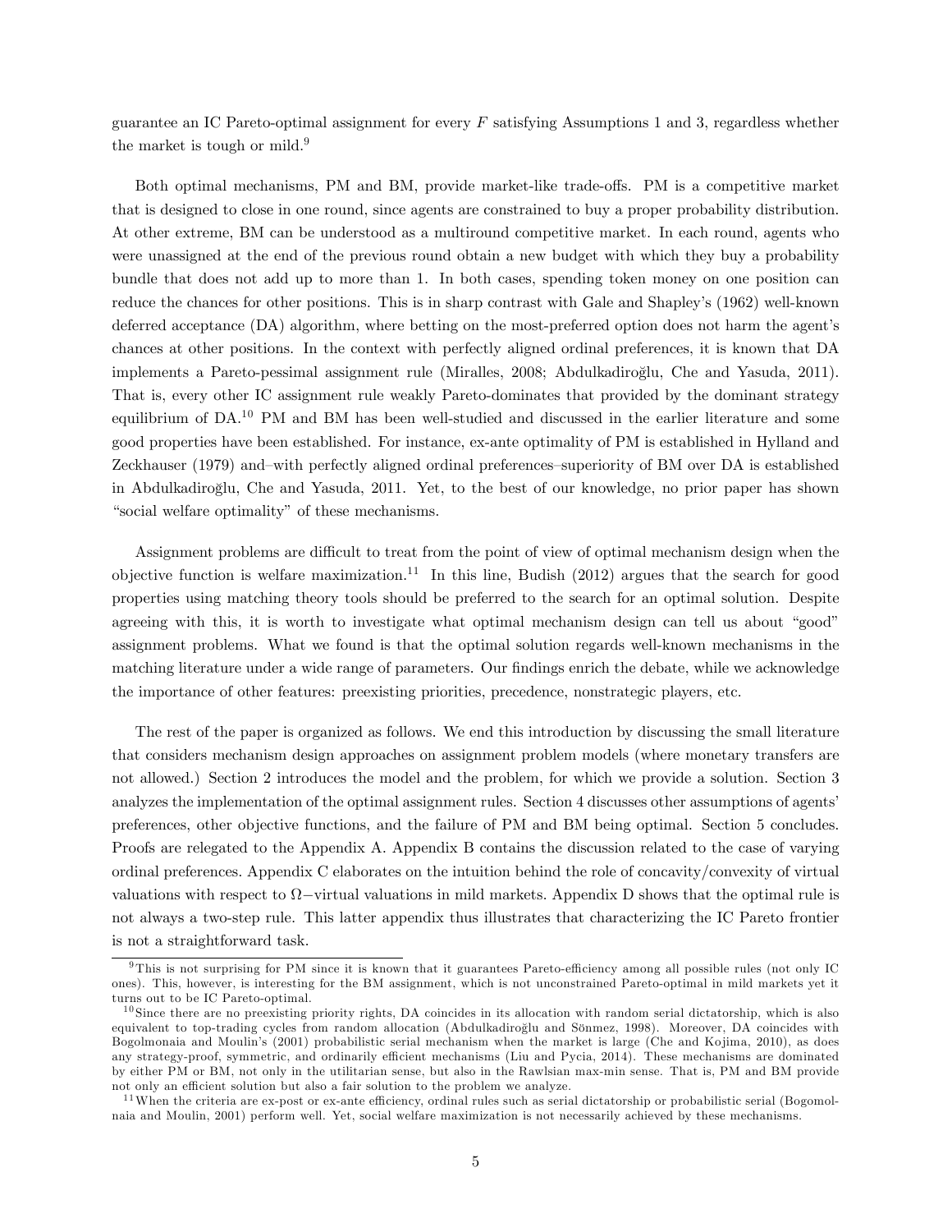guarantee an IC Pareto-optimal assignment for every $F$ satisfying Assumptions 1 and 3, regardless whether the market is tough or mild.[9]

Both optimal mechanisms, PM and BM, provide market-like trade-offs. PM is a competitive market that is designed to close in one round, since agents are constrained to buy a proper probability distribution. At other extreme, BM can be understood as a multiround competitive market. In each round, agents who were unassigned at the end of the previous round obtain a new budget with which they buy a probability bundle that does not add up to more than 1. In both cases, spending token money on one position can reduce the chances for other positions. This is in sharp contrast with Gale and Shapley's (1962) well-known deferred acceptance (DA) algorithm, where betting on the most-preferred option does not harm the agent's chances at other positions. In the context with perfectly aligned ordinal preferences, it is known that DA implements a Pareto-pessimal assignment rule (Miralles, 2008; Abdulkadiroğlu, Che and Yasuda, 2011). That is, every other IC assignment rule weakly Pareto-dominates that provided by the dominant strategy equilibrium of DA.[10] PM and BM has been well-studied and discussed in the earlier literature and some good properties have been established. For instance, ex-ante optimality of PM is established in Hylland and Zeckhauser (1979) and–with perfectly aligned ordinal preferences–superiority of BM over DA is established in Abdulkadiroğlu, Che and Yasuda, 2011. Yet, to the best of our knowledge, no prior paper has shown "social welfare optimality" of these mechanisms.

Assignment problems are difficult to treat from the point of view of optimal mechanism design when the objective function is welfare maximization.[11] In this line, Budish (2012) argues that the search for good properties using matching theory tools should be preferred to the search for an optimal solution. Despite agreeing with this, it is worth to investigate what optimal mechanism design can tell us about "good" assignment problems. What we found is that the optimal solution regards well-known mechanisms in the matching literature under a wide range of parameters. Our findings enrich the debate, while we acknowledge the importance of other features: preexisting priorities, precedence, nonstrategic players, etc.

The rest of the paper is organized as follows. We end this introduction by discussing the small literature that considers mechanism design approaches on assignment problem models (where monetary transfers are not allowed.) Section 2 introduces the model and the problem, for which we provide a solution. Section 3 analyzes the implementation of the optimal assignment rules. Section 4 discusses other assumptions of agents' preferences, other objective functions, and the failure of PM and BM being optimal. Section 5 concludes. Proofs are relegated to the Appendix A. Appendix B contains the discussion related to the case of varying ordinal preferences. Appendix C elaborates on the intuition behind the role of concavity/convexity of virtual valuations with respect to $\Omega-$virtual valuations in mild markets. Appendix D shows that the optimal rule is not always a two-step rule. This latter appendix thus illustrates that characterizing the IC Pareto frontier is not a straightforward task.

---

[9] This is not surprising for PM since it is known that it guarantees Pareto-efficiency among all possible rules (not only IC ones). This, however, is interesting for the BM assignment, which is not unconstrained Pareto-optimal in mild markets yet it turns out to be IC Pareto-optimal.

[10] Since there are no preexisting priority rights, DA coincides in its allocation with random serial dictatorship, which is also equivalent to top-trading cycles from random allocation (Abdulkadiroğlu and Sönmez, 1998). Moreover, DA coincides with Bogolmonaia and Moulin's (2001) probabilistic serial mechanism when the market is large (Che and Kojima, 2010), as does any strategy-proof, symmetric, and ordinarily efficient mechanisms (Liu and Pycia, 2014). These mechanisms are dominated by either PM or BM, not only in the utilitarian sense, but also in the Rawlsian max-min sense. That is, PM and BM provide not only an efficient solution but also a fair solution to the problem we analyze.

[11] When the criteria are ex-post or ex-ante efficiency, ordinal rules such as serial dictatorship or probabilistic serial (Bogomolnaia and Moulin, 2001) perform well. Yet, social welfare maximization is not necessarily achieved by these mechanisms.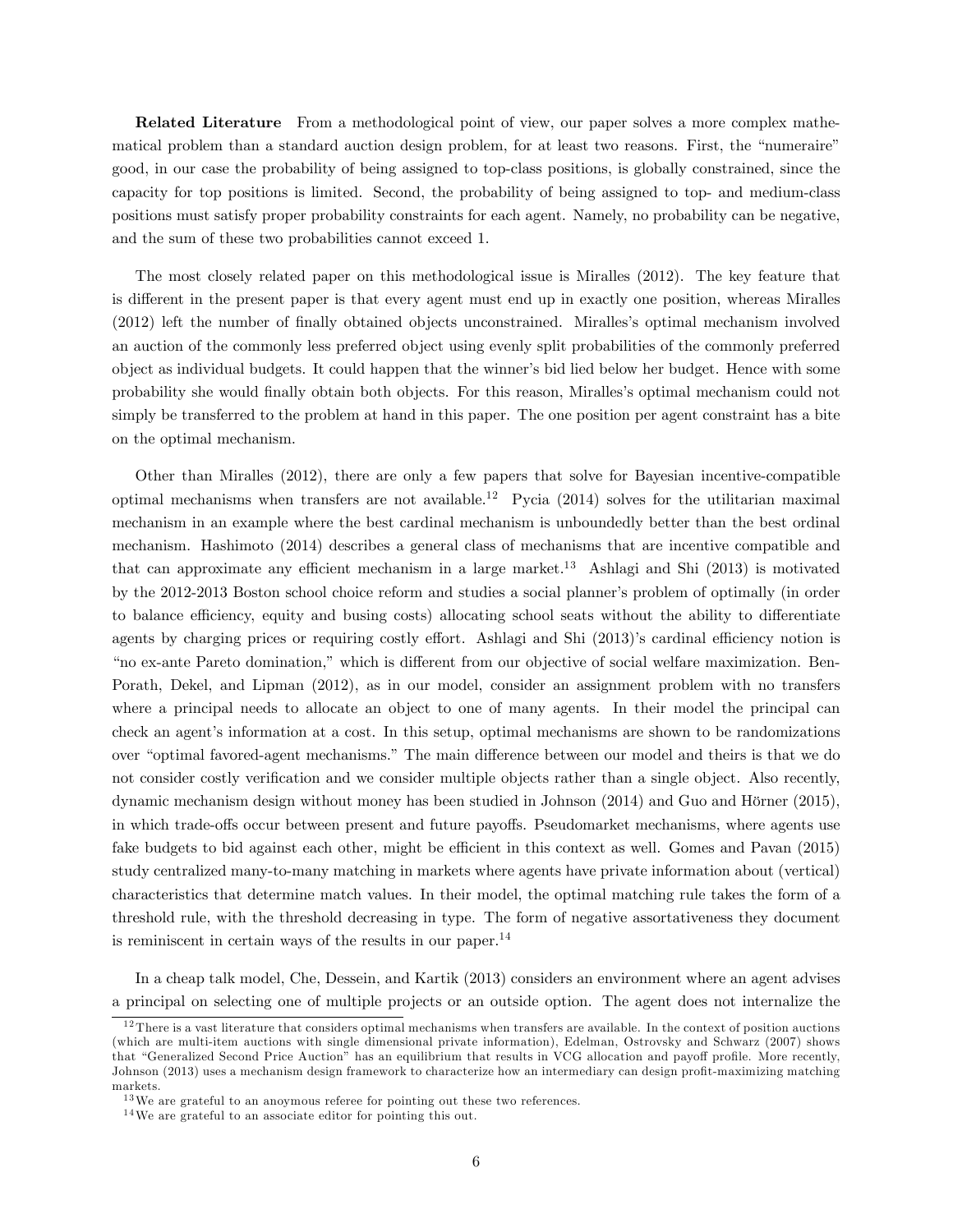**Related Literature** From a methodological point of view, our paper solves a more complex mathematical problem than a standard auction design problem, for at least two reasons. First, the "numeraire" good, in our case the probability of being assigned to top-class positions, is globally constrained, since the capacity for top positions is limited. Second, the probability of being assigned to top- and medium-class positions must satisfy proper probability constraints for each agent. Namely, no probability can be negative, and the sum of these two probabilities cannot exceed 1.

The most closely related paper on this methodological issue is Miralles (2012). The key feature that is different in the present paper is that every agent must end up in exactly one position, whereas Miralles (2012) left the number of finally obtained objects unconstrained. Miralles's optimal mechanism involved an auction of the commonly less preferred object using evenly split probabilities of the commonly preferred object as individual budgets. It could happen that the winner's bid lied below her budget. Hence with some probability she would finally obtain both objects. For this reason, Miralles's optimal mechanism could not simply be transferred to the problem at hand in this paper. The one position per agent constraint has a bite on the optimal mechanism.

Other than Miralles (2012), there are only a few papers that solve for Bayesian incentive-compatible optimal mechanisms when transfers are not available.[12] Pycia (2014) solves for the utilitarian maximal mechanism in an example where the best cardinal mechanism is unboundedly better than the best ordinal mechanism. Hashimoto (2014) describes a general class of mechanisms that are incentive compatible and that can approximate any efficient mechanism in a large market.[13] Ashlagi and Shi (2013) is motivated by the 2012-2013 Boston school choice reform and studies a social planner's problem of optimally (in order to balance efficiency, equity and busing costs) allocating school seats without the ability to differentiate agents by charging prices or requiring costly effort. Ashlagi and Shi (2013)'s cardinal efficiency notion is "no ex-ante Pareto domination," which is different from our objective of social welfare maximization. Ben-Porath, Dekel, and Lipman (2012), as in our model, consider an assignment problem with no transfers where a principal needs to allocate an object to one of many agents. In their model the principal can check an agent's information at a cost. In this setup, optimal mechanisms are shown to be randomizations over "optimal favored-agent mechanisms." The main difference between our model and theirs is that we do not consider costly verification and we consider multiple objects rather than a single object. Also recently, dynamic mechanism design without money has been studied in Johnson (2014) and Guo and Hörner (2015), in which trade-offs occur between present and future payoffs. Pseudomarket mechanisms, where agents use fake budgets to bid against each other, might be efficient in this context as well. Gomes and Pavan (2015) study centralized many-to-many matching in markets where agents have private information about (vertical) characteristics that determine match values. In their model, the optimal matching rule takes the form of a threshold rule, with the threshold decreasing in type. The form of negative assortativeness they document is reminiscent in certain ways of the results in our paper.[14]

In a cheap talk model, Che, Dessein, and Kartik (2013) considers an environment where an agent advises a principal on selecting one of multiple projects or an outside option. The agent does not internalize the

---

[12] There is a vast literature that considers optimal mechanisms when transfers are available. In the context of position auctions (which are multi-item auctions with single dimensional private information), Edelman, Ostrovsky and Schwarz (2007) shows that "Generalized Second Price Auction" has an equilibrium that results in VCG allocation and payoff profile. More recently, Johnson (2013) uses a mechanism design framework to characterize how an intermediary can design profit-maximizing matching markets.

[13] We are grateful to an anoymous referee for pointing out these two references.

[14] We are grateful to an associate editor for pointing this out.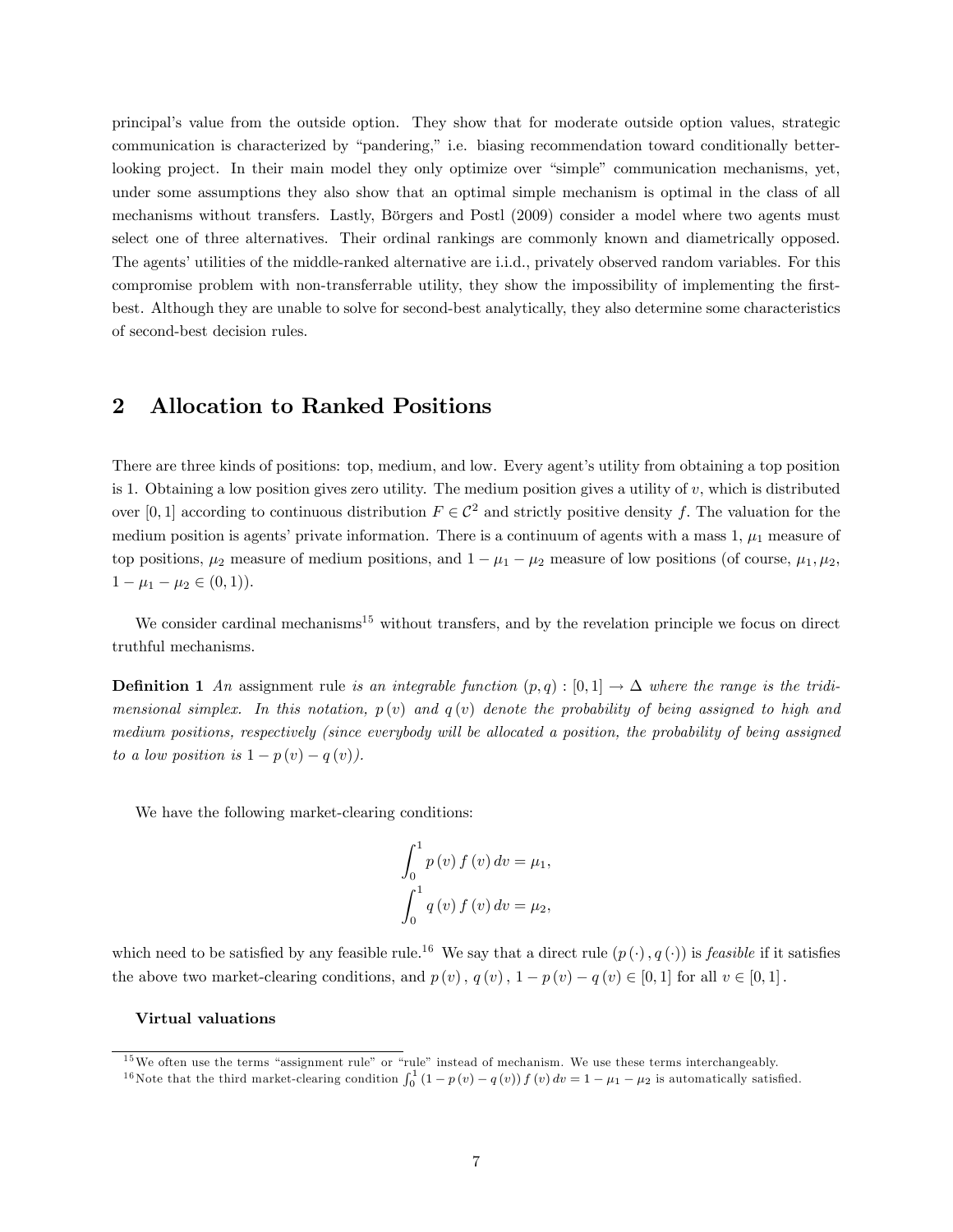principal's value from the outside option. They show that for moderate outside option values, strategic communication is characterized by "pandering," i.e. biasing recommendation toward conditionally better-looking project. In their main model they only optimize over "simple" communication mechanisms, yet, under some assumptions they also show that an optimal simple mechanism is optimal in the class of all mechanisms without transfers. Lastly, Börgers and Postl (2009) consider a model where two agents must select one of three alternatives. Their ordinal rankings are commonly known and diametrically opposed. The agents' utilities of the middle-ranked alternative are i.i.d., privately observed random variables. For this compromise problem with non-transferrable utility, they show the impossibility of implementing the first-best. Although they are unable to solve for second-best analytically, they also determine some characteristics of second-best decision rules.

## 2 Allocation to Ranked Positions

There are three kinds of positions: top, medium, and low. Every agent's utility from obtaining a top position is 1. Obtaining a low position gives zero utility. The medium position gives a utility of $v$, which is distributed over $[0,1]$ according to continuous distribution $F \in \mathcal{C}^2$ and strictly positive density $f$. The valuation for the medium position is agents' private information. There is a continuum of agents with a mass 1, $\mu_1$ measure of top positions, $\mu_2$ measure of medium positions, and $1-\mu_1-\mu_2$ measure of low positions (of course, $\mu_1, \mu_2$, $1-\mu_1-\mu_2 \in (0,1)$).

We consider cardinal mechanisms[15] without transfers, and by the revelation principle we focus on direct truthful mechanisms.

**Definition 1** *An* assignment rule *is an integrable function* $(p,q) : [0,1] \to \Delta$ *where the range is the tridimensional simplex. In this notation,* $p(v)$ *and* $q(v)$ *denote the probability of being assigned to high and medium positions, respectively (since everybody will be allocated a position, the probability of being assigned to a low position is* $1-p(v)-q(v)$*).*

We have the following market-clearing conditions:

$$\int_0^1 p(v) f(v)\, dv = \mu_1,$$
$$\int_0^1 q(v) f(v)\, dv = \mu_2,$$

which need to be satisfied by any feasible rule.[16] We say that a direct rule $(p(\cdot), q(\cdot))$ is *feasible* if it satisfies the above two market-clearing conditions, and $p(v), q(v), 1-p(v)-q(v) \in [0,1]$ for all $v \in [0,1]$.

**Virtual valuations**

[15] We often use the terms "assignment rule" or "rule" instead of mechanism. We use these terms interchangeably.

[16] Note that the third market-clearing condition $\int_0^1 (1-p(v)-q(v)) f(v)\, dv = 1-\mu_1-\mu_2$ is automatically satisfied.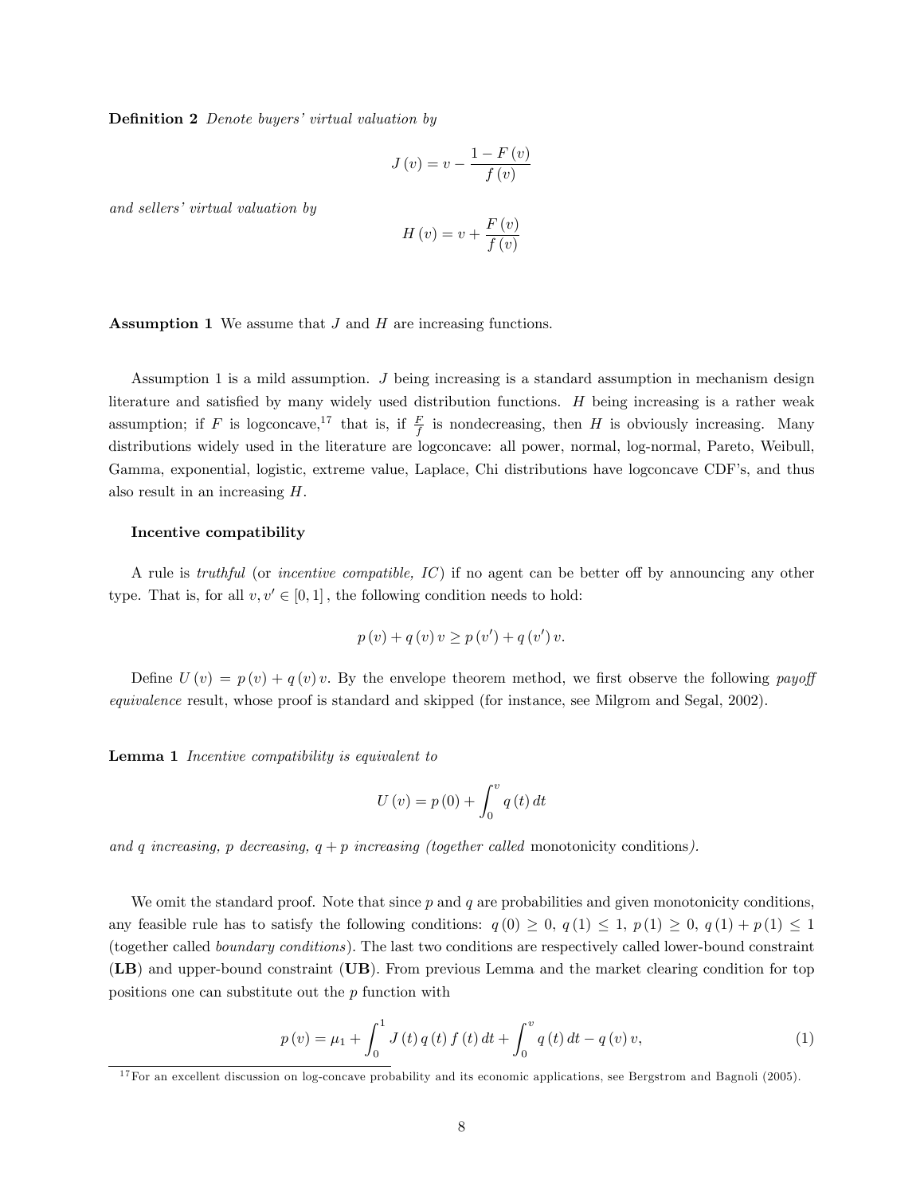**Definition 2** *Denote buyers' virtual valuation by*

$$J(v) = v - \frac{1 - F(v)}{f(v)}$$

*and sellers' virtual valuation by*

$$H(v) = v + \frac{F(v)}{f(v)}$$

**Assumption 1** We assume that $J$ and $H$ are increasing functions.

Assumption 1 is a mild assumption. $J$ being increasing is a standard assumption in mechanism design literature and satisfied by many widely used distribution functions. $H$ being increasing is a rather weak assumption; if $F$ is logconcave,[17] that is, if $\frac{F}{f}$ is nondecreasing, then $H$ is obviously increasing. Many distributions widely used in the literature are logconcave: all power, normal, log-normal, Pareto, Weibull, Gamma, exponential, logistic, extreme value, Laplace, Chi distributions have logconcave CDF's, and thus also result in an increasing $H$.

**Incentive compatibility**

A rule is *truthful* (or *incentive compatible, IC*) if no agent can be better off by announcing any other type. That is, for all $v, v' \in [0,1]$, the following condition needs to hold:

$$p(v) + q(v)v \geq p(v') + q(v')v.$$

Define $U(v) = p(v) + q(v)v$. By the envelope theorem method, we first observe the following *payoff equivalence* result, whose proof is standard and skipped (for instance, see Milgrom and Segal, 2002).

**Lemma 1** *Incentive compatibility is equivalent to*

$$U(v) = p(0) + \int_0^v q(t)\,dt$$

*and $q$ increasing, $p$ decreasing, $q + p$ increasing (together called* monotonicity conditions*).*

We omit the standard proof. Note that since $p$ and $q$ are probabilities and given monotonicity conditions, any feasible rule has to satisfy the following conditions: $q(0) \geq 0$, $q(1) \leq 1$, $p(1) \geq 0$, $q(1) + p(1) \leq 1$ (together called *boundary conditions*). The last two conditions are respectively called lower-bound constraint (**LB**) and upper-bound constraint (**UB**). From previous Lemma and the market clearing condition for top positions one can substitute out the $p$ function with

$$p(v) = \mu_1 + \int_0^1 J(t)\,q(t)\,f(t)\,dt + \int_0^v q(t)\,dt - q(v)\,v, \tag{1}$$

[17] For an excellent discussion on log-concave probability and its economic applications, see Bergstrom and Bagnoli (2005).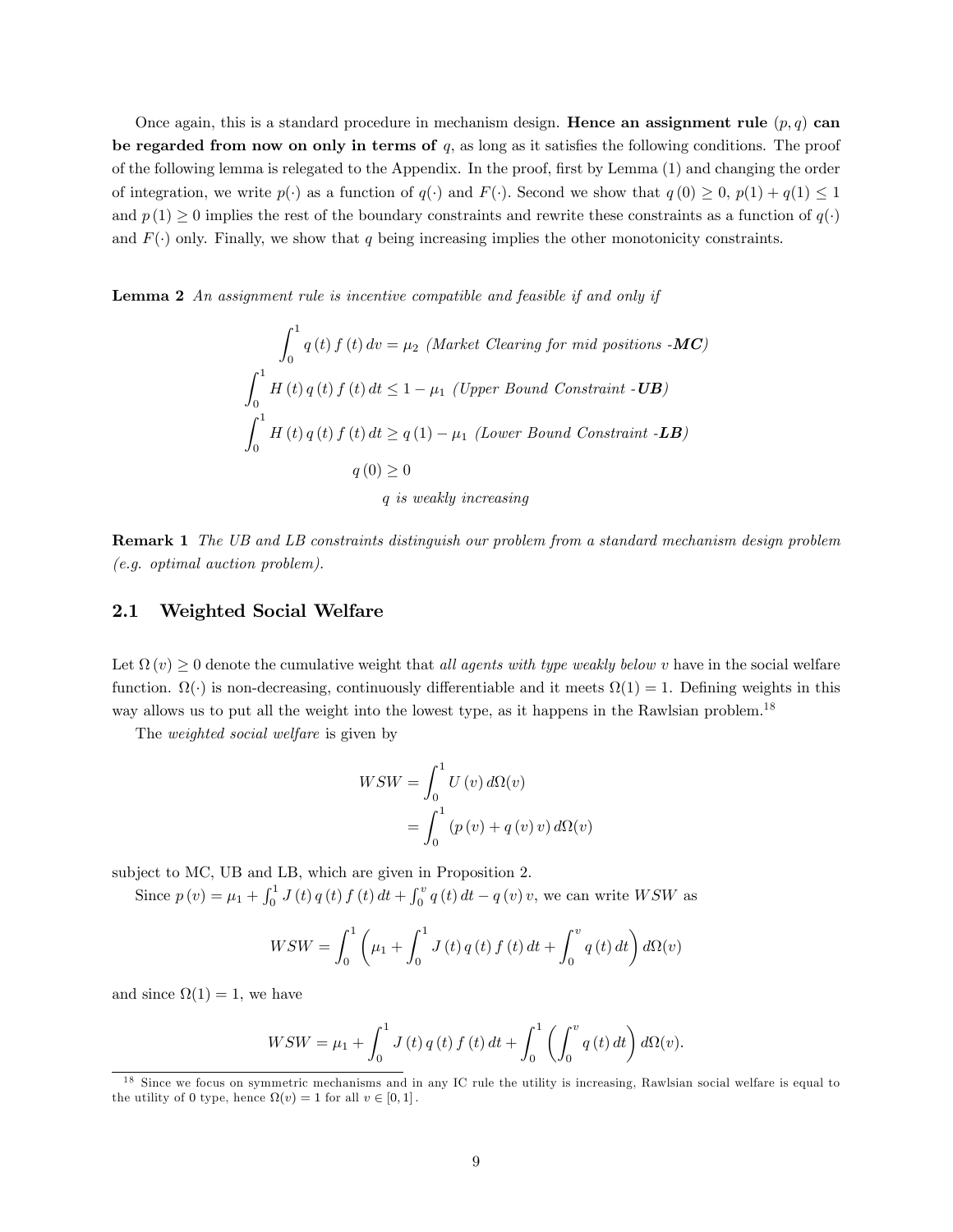Once again, this is a standard procedure in mechanism design. **Hence an assignment rule $(p, q)$ can be regarded from now on only in terms of** $q$, as long as it satisfies the following conditions. The proof of the following lemma is relegated to the Appendix. In the proof, first by Lemma (1) and changing the order of integration, we write $p(\cdot)$ as a function of $q(\cdot)$ and $F(\cdot)$. Second we show that $q(0) \geq 0$, $p(1) + q(1) \leq 1$ and $p(1) \geq 0$ implies the rest of the boundary constraints and rewrite these constraints as a function of $q(\cdot)$ and $F(\cdot)$ only. Finally, we show that $q$ being increasing implies the other monotonicity constraints.

**Lemma 2** *An assignment rule is incentive compatible and feasible if and only if*

$$\int_0^1 q(t) f(t) dv = \mu_2 \text{ (Market Clearing for mid positions -}\textbf{\textit{MC}}\text{)}$$

$$\int_0^1 H(t) q(t) f(t) dt \leq 1 - \mu_1 \text{ (Upper Bound Constraint -}\textbf{\textit{UB}}\text{)}$$

$$\int_0^1 H(t) q(t) f(t) dt \geq q(1) - \mu_1 \text{ (Lower Bound Constraint -}\textbf{\textit{LB}}\text{)}$$

$$q(0) \geq 0$$

$$q \text{ is weakly increasing}$$

**Remark 1** *The UB and LB constraints distinguish our problem from a standard mechanism design problem (e.g. optimal auction problem).*

## 2.1 Weighted Social Welfare

Let $\Omega(v) \geq 0$ denote the cumulative weight that *all agents with type weakly below* $v$ have in the social welfare function. $\Omega(\cdot)$ is non-decreasing, continuously differentiable and it meets $\Omega(1) = 1$. Defining weights in this way allows us to put all the weight into the lowest type, as it happens in the Rawlsian problem.[18]

The *weighted social welfare* is given by

$$\begin{aligned} WSW &= \int_0^1 U(v) \, d\Omega(v) \\ &= \int_0^1 (p(v) + q(v) v) \, d\Omega(v) \end{aligned}$$

subject to MC, UB and LB, which are given in Proposition 2.

Since $p(v) = \mu_1 + \int_0^1 J(t) q(t) f(t) dt + \int_0^v q(t) dt - q(v) v$, we can write $WSW$ as

$$WSW = \int_0^1 \left( \mu_1 + \int_0^1 J(t) q(t) f(t) dt + \int_0^v q(t) dt \right) d\Omega(v)$$

and since $\Omega(1) = 1$, we have

$$WSW = \mu_1 + \int_0^1 J(t) q(t) f(t) dt + \int_0^1 \left( \int_0^v q(t) dt \right) d\Omega(v).$$

[18] Since we focus on symmetric mechanisms and in any IC rule the utility is increasing, Rawlsian social welfare is equal to the utility of 0 type, hence $\Omega(v) = 1$ for all $v \in [0, 1]$.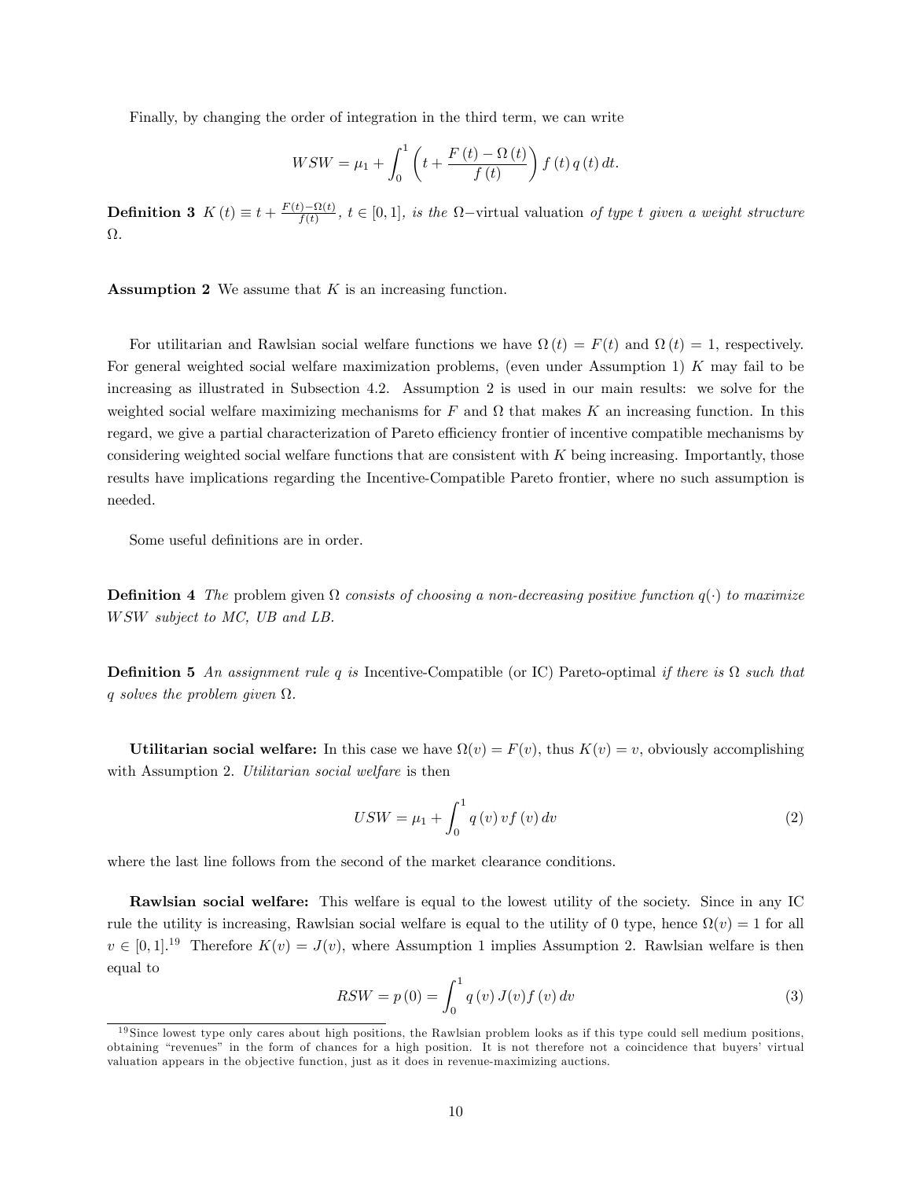Finally, by changing the order of integration in the third term, we can write

$$WSW = \mu_1 + \int_0^1 \left( t + \frac{F(t) - \Omega(t)}{f(t)} \right) f(t)\, q(t)\, dt.$$

**Definition 3** $K(t) \equiv t + \frac{F(t)-\Omega(t)}{f(t)}$, $t \in [0,1]$, *is the* $\Omega-$virtual valuation *of type* $t$ *given a weight structure* $\Omega$.

**Assumption 2** We assume that $K$ is an increasing function.

For utilitarian and Rawlsian social welfare functions we have $\Omega(t) = F(t)$ and $\Omega(t) = 1$, respectively. For general weighted social welfare maximization problems, (even under Assumption 1) $K$ may fail to be increasing as illustrated in Subsection 4.2. Assumption 2 is used in our main results: we solve for the weighted social welfare maximizing mechanisms for $F$ and $\Omega$ that makes $K$ an increasing function. In this regard, we give a partial characterization of Pareto efficiency frontier of incentive compatible mechanisms by considering weighted social welfare functions that are consistent with $K$ being increasing. Importantly, those results have implications regarding the Incentive-Compatible Pareto frontier, where no such assumption is needed.

Some useful definitions are in order.

**Definition 4** *The* problem given $\Omega$ *consists of choosing a non-decreasing positive function* $q(\cdot)$ *to maximize* $WSW$ *subject to MC, UB and LB.*

**Definition 5** *An assignment rule* $q$ *is* Incentive-Compatible (or IC) Pareto-optimal *if there is* $\Omega$ *such that* $q$ *solves the problem given* $\Omega$.

**Utilitarian social welfare:** In this case we have $\Omega(v) = F(v)$, thus $K(v) = v$, obviously accomplishing with Assumption 2. *Utilitarian social welfare* is then

$$USW = \mu_1 + \int_0^1 q(v)\, v f(v)\, dv \tag{2}$$

where the last line follows from the second of the market clearance conditions.

**Rawlsian social welfare:** This welfare is equal to the lowest utility of the society. Since in any IC rule the utility is increasing, Rawlsian social welfare is equal to the utility of 0 type, hence $\Omega(v) = 1$ for all $v \in [0,1]$.[19] Therefore $K(v) = J(v)$, where Assumption 1 implies Assumption 2. Rawlsian welfare is then equal to

$$RSW = p(0) = \int_0^1 q(v)\, J(v) f(v)\, dv \tag{3}$$

[19] Since lowest type only cares about high positions, the Rawlsian problem looks as if this type could sell medium positions, obtaining "revenues" in the form of chances for a high position. It is not therefore not a coincidence that buyers' virtual valuation appears in the objective function, just as it does in revenue-maximizing auctions.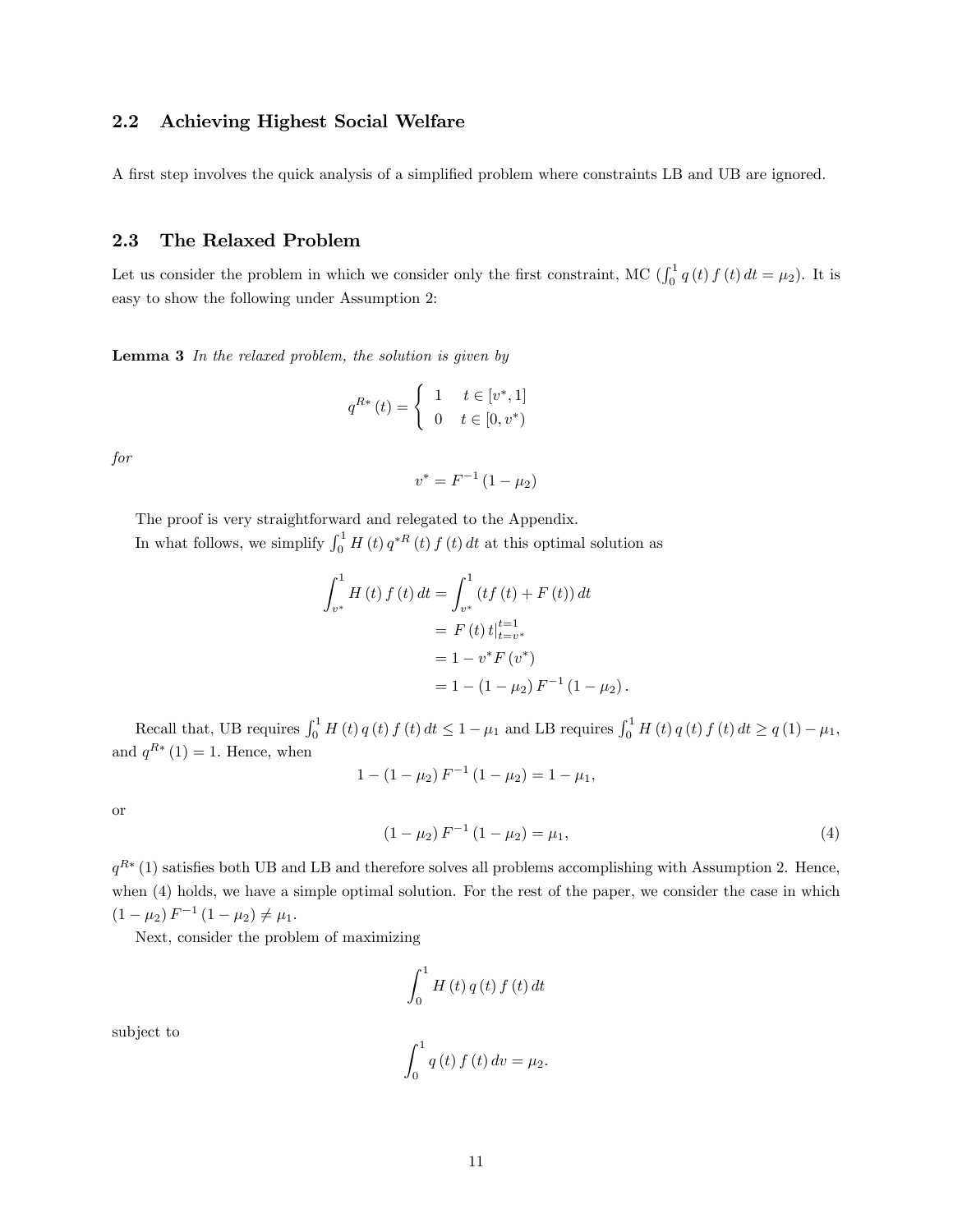## 2.2 Achieving Highest Social Welfare

A first step involves the quick analysis of a simplified problem where constraints LB and UB are ignored.

## 2.3 The Relaxed Problem

Let us consider the problem in which we consider only the first constraint, MC ($\int_0^1 q(t) f(t) dt = \mu_2$). It is easy to show the following under Assumption 2:

**Lemma 3** *In the relaxed problem, the solution is given by*

$$q^{R*}(t) = \begin{cases} 1 & t \in [v^*, 1] \\ 0 & t \in [0, v^*) \end{cases}$$

*for*

$$v^* = F^{-1}(1 - \mu_2)$$

The proof is very straightforward and relegated to the Appendix.

In what follows, we simplify $\int_0^1 H(t) q^{*R}(t) f(t) dt$ at this optimal solution as

$$\begin{aligned} \int_{v^*}^1 H(t) f(t) dt &= \int_{v^*}^1 (tf(t) + F(t)) dt \\ &= F(t) t|_{t=v^*}^{t=1} \\ &= 1 - v^* F(v^*) \\ &= 1 - (1 - \mu_2) F^{-1}(1 - \mu_2). \end{aligned}$$

Recall that, UB requires $\int_0^1 H(t) q(t) f(t) dt \leq 1 - \mu_1$ and LB requires $\int_0^1 H(t) q(t) f(t) dt \geq q(1) - \mu_1$, and $q^{R*}(1) = 1$. Hence, when

$$1 - (1 - \mu_2) F^{-1}(1 - \mu_2) = 1 - \mu_1,$$

or

$$(1 - \mu_2) F^{-1}(1 - \mu_2) = \mu_1, \tag{4}$$

$q^{R*}(1)$ satisfies both UB and LB and therefore solves all problems accomplishing with Assumption 2. Hence, when (4) holds, we have a simple optimal solution. For the rest of the paper, we consider the case in which $(1 - \mu_2) F^{-1}(1 - \mu_2) \neq \mu_1$.

Next, consider the problem of maximizing

$$\int_0^1 H(t) q(t) f(t) dt$$

subject to

$$\int_0^1 q(t) f(t) dv = \mu_2.$$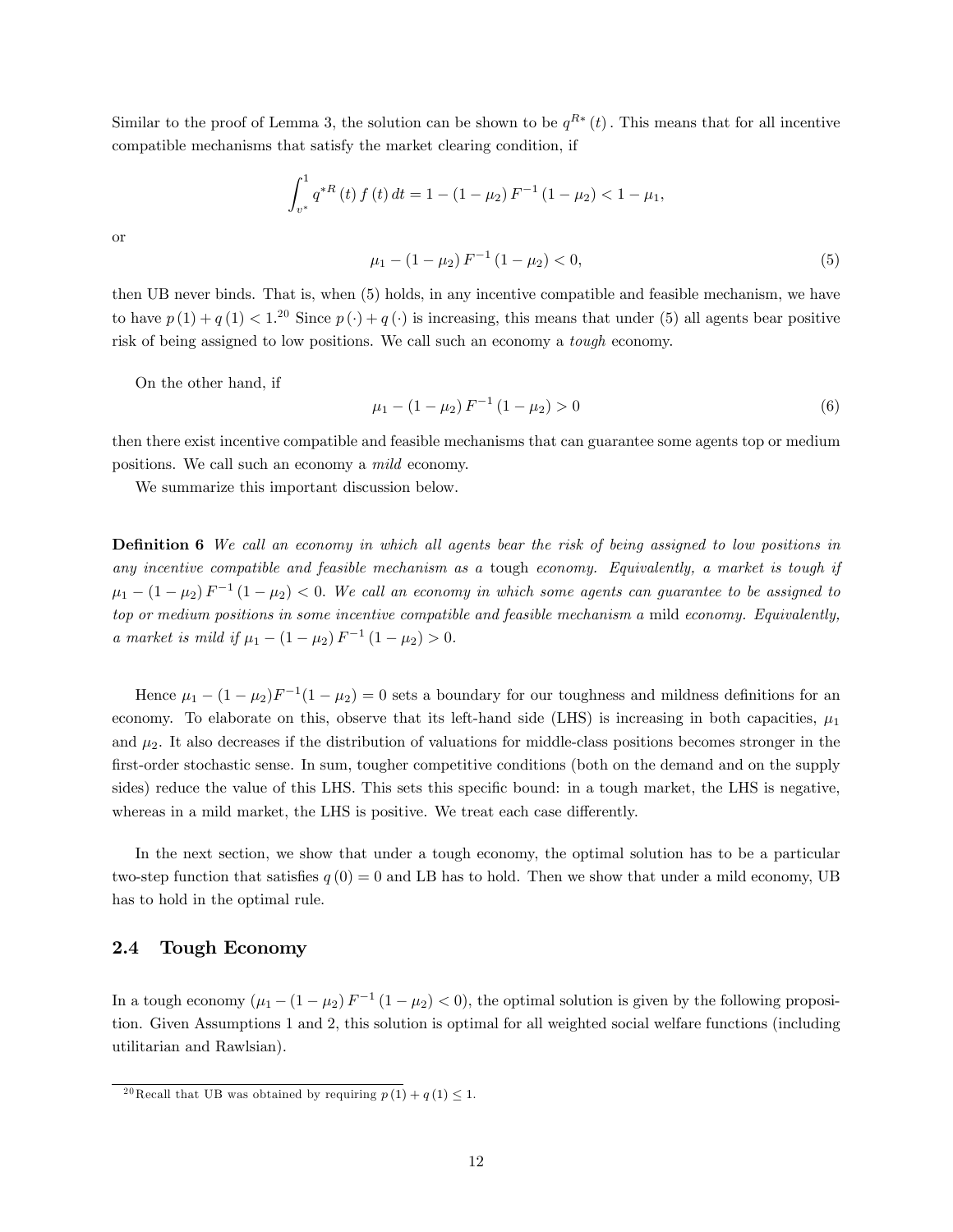Similar to the proof of Lemma 3, the solution can be shown to be $q^{R*}(t)$. This means that for all incentive compatible mechanisms that satisfy the market clearing condition, if

$$\int_{v^*}^{1} q^{*R}(t) f(t) dt = 1 - (1-\mu_2) F^{-1}(1-\mu_2) < 1 - \mu_1,$$

or

$$\mu_1 - (1-\mu_2) F^{-1}(1-\mu_2) < 0, \tag{5}$$

then UB never binds. That is, when (5) holds, in any incentive compatible and feasible mechanism, we have to have $p(1) + q(1) < 1$.[20] Since $p(\cdot) + q(\cdot)$ is increasing, this means that under (5) all agents bear positive risk of being assigned to low positions. We call such an economy a *tough* economy.

On the other hand, if

$$\mu_1 - (1-\mu_2) F^{-1}(1-\mu_2) > 0 \tag{6}$$

then there exist incentive compatible and feasible mechanisms that can guarantee some agents top or medium positions. We call such an economy a *mild* economy.

We summarize this important discussion below.

**Definition 6** *We call an economy in which all agents bear the risk of being assigned to low positions in any incentive compatible and feasible mechanism as a* tough *economy. Equivalently, a market is tough if* $\mu_1 - (1-\mu_2) F^{-1}(1-\mu_2) < 0$. *We call an economy in which some agents can guarantee to be assigned to top or medium positions in some incentive compatible and feasible mechanism a* mild *economy. Equivalently, a market is mild if* $\mu_1 - (1-\mu_2) F^{-1}(1-\mu_2) > 0$.

Hence $\mu_1 - (1-\mu_2)F^{-1}(1-\mu_2) = 0$ sets a boundary for our toughness and mildness definitions for an economy. To elaborate on this, observe that its left-hand side (LHS) is increasing in both capacities, $\mu_1$ and $\mu_2$. It also decreases if the distribution of valuations for middle-class positions becomes stronger in the first-order stochastic sense. In sum, tougher competitive conditions (both on the demand and on the supply sides) reduce the value of this LHS. This sets this specific bound: in a tough market, the LHS is negative, whereas in a mild market, the LHS is positive. We treat each case differently.

In the next section, we show that under a tough economy, the optimal solution has to be a particular two-step function that satisfies $q(0) = 0$ and LB has to hold. Then we show that under a mild economy, UB has to hold in the optimal rule.

## 2.4 Tough Economy

In a tough economy ($\mu_1 - (1-\mu_2) F^{-1}(1-\mu_2) < 0$), the optimal solution is given by the following proposition. Given Assumptions 1 and 2, this solution is optimal for all weighted social welfare functions (including utilitarian and Rawlsian).

[20] Recall that UB was obtained by requiring $p(1) + q(1) \leq 1$.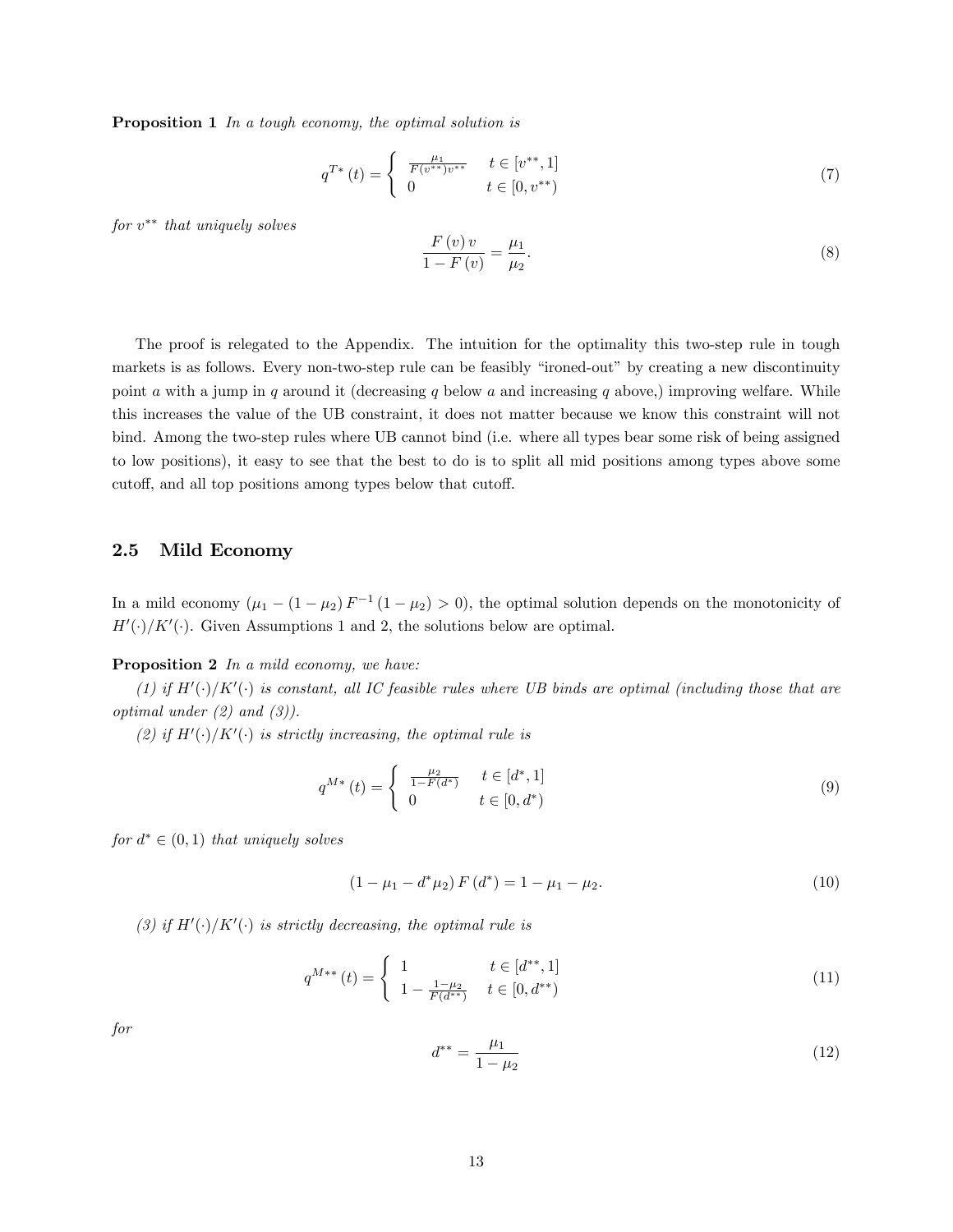**Proposition 1** *In a tough economy, the optimal solution is*

$$q^{T*}(t) = \begin{cases} \frac{\mu_1}{F(v^{**})v^{**}} & t \in [v^{**}, 1] \\ 0 & t \in [0, v^{**}) \end{cases} \tag{7}$$

*for $v^{**}$ that uniquely solves*

$$\frac{F(v)\,v}{1 - F(v)} = \frac{\mu_1}{\mu_2}. \tag{8}$$

The proof is relegated to the Appendix. The intuition for the optimality this two-step rule in tough markets is as follows. Every non-two-step rule can be feasibly "ironed-out" by creating a new discontinuity point $a$ with a jump in $q$ around it (decreasing $q$ below $a$ and increasing $q$ above,) improving welfare. While this increases the value of the UB constraint, it does not matter because we know this constraint will not bind. Among the two-step rules where UB cannot bind (i.e. where all types bear some risk of being assigned to low positions), it easy to see that the best to do is to split all mid positions among types above some cutoff, and all top positions among types below that cutoff.

## 2.5 Mild Economy

In a mild economy ($\mu_1 - (1 - \mu_2) F^{-1}(1 - \mu_2) > 0$), the optimal solution depends on the monotonicity of $H'(\cdot)/K'(\cdot)$. Given Assumptions 1 and 2, the solutions below are optimal.

**Proposition 2** *In a mild economy, we have:*

*(1) if $H'(\cdot)/K'(\cdot)$ is constant, all IC feasible rules where UB binds are optimal (including those that are optimal under (2) and (3)).*

*(2) if $H'(\cdot)/K'(\cdot)$ is strictly increasing, the optimal rule is*

$$q^{M*}(t) = \begin{cases} \frac{\mu_2}{1 - F(d^*)} & t \in [d^*, 1] \\ 0 & t \in [0, d^*) \end{cases} \tag{9}$$

*for $d^* \in (0, 1)$ that uniquely solves*

$$(1 - \mu_1 - d^* \mu_2)\, F(d^*) = 1 - \mu_1 - \mu_2. \tag{10}$$

*(3) if $H'(\cdot)/K'(\cdot)$ is strictly decreasing, the optimal rule is*

$$q^{M**}(t) = \begin{cases} 1 & t \in [d^{**}, 1] \\ 1 - \frac{1 - \mu_2}{F(d^{**})} & t \in [0, d^{**}) \end{cases} \tag{11}$$

*for*

$$d^{**} = \frac{\mu_1}{1 - \mu_2} \tag{12}$$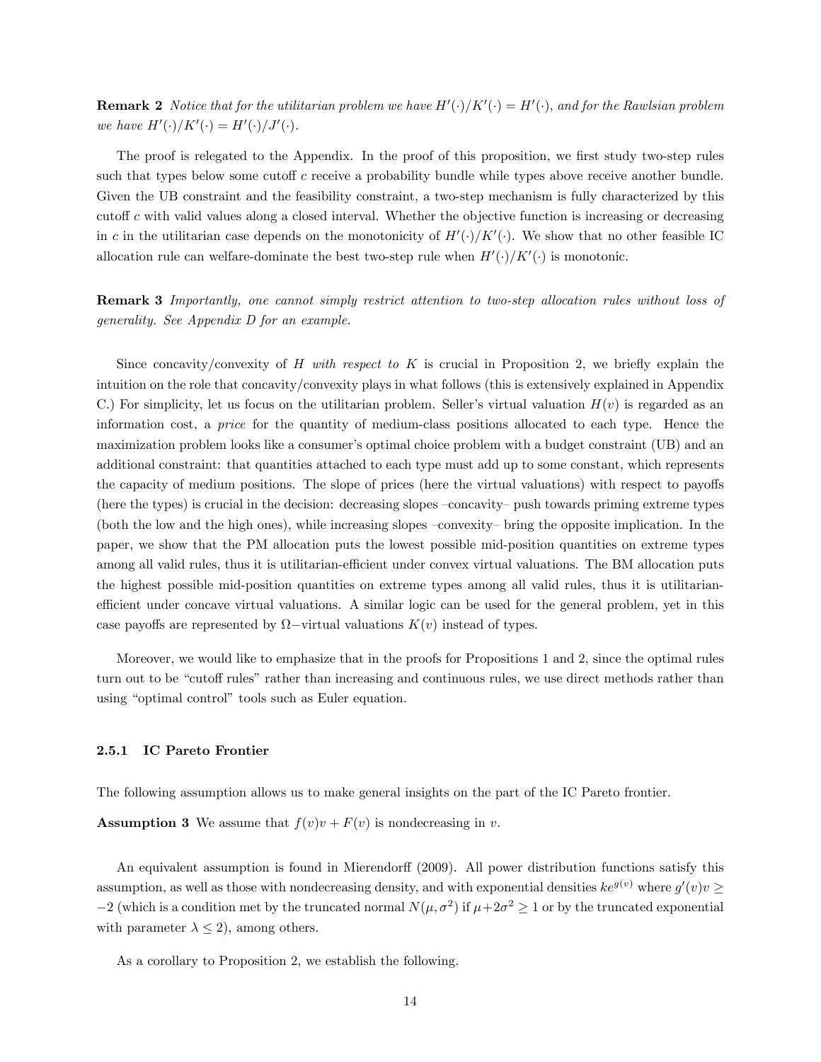**Remark 2** *Notice that for the utilitarian problem we have $H'(\cdot)/K'(\cdot) = H'(\cdot)$, and for the Rawlsian problem we have $H'(\cdot)/K'(\cdot) = H'(\cdot)/J'(\cdot)$.*

The proof is relegated to the Appendix. In the proof of this proposition, we first study two-step rules such that types below some cutoff $c$ receive a probability bundle while types above receive another bundle. Given the UB constraint and the feasibility constraint, a two-step mechanism is fully characterized by this cutoff $c$ with valid values along a closed interval. Whether the objective function is increasing or decreasing in $c$ in the utilitarian case depends on the monotonicity of $H'(\cdot)/K'(\cdot)$. We show that no other feasible IC allocation rule can welfare-dominate the best two-step rule when $H'(\cdot)/K'(\cdot)$ is monotonic.

**Remark 3** *Importantly, one cannot simply restrict attention to two-step allocation rules without loss of generality. See Appendix D for an example.*

Since concavity/convexity of $H$ *with respect to* $K$ is crucial in Proposition 2, we briefly explain the intuition on the role that concavity/convexity plays in what follows (this is extensively explained in Appendix C.) For simplicity, let us focus on the utilitarian problem. Seller's virtual valuation $H(v)$ is regarded as an information cost, a *price* for the quantity of medium-class positions allocated to each type. Hence the maximization problem looks like a consumer's optimal choice problem with a budget constraint (UB) and an additional constraint: that quantities attached to each type must add up to some constant, which represents the capacity of medium positions. The slope of prices (here the virtual valuations) with respect to payoffs (here the types) is crucial in the decision: decreasing slopes –concavity– push towards priming extreme types (both the low and the high ones), while increasing slopes –convexity– bring the opposite implication. In the paper, we show that the PM allocation puts the lowest possible mid-position quantities on extreme types among all valid rules, thus it is utilitarian-efficient under convex virtual valuations. The BM allocation puts the highest possible mid-position quantities on extreme types among all valid rules, thus it is utilitarian-efficient under concave virtual valuations. A similar logic can be used for the general problem, yet in this case payoffs are represented by $\Omega-$virtual valuations $K(v)$ instead of types.

Moreover, we would like to emphasize that in the proofs for Propositions 1 and 2, since the optimal rules turn out to be "cutoff rules" rather than increasing and continuous rules, we use direct methods rather than using "optimal control" tools such as Euler equation.

### 2.5.1 IC Pareto Frontier

The following assumption allows us to make general insights on the part of the IC Pareto frontier.

**Assumption 3** We assume that $f(v)v + F(v)$ is nondecreasing in $v$.

An equivalent assumption is found in Mierendorff (2009). All power distribution functions satisfy this assumption, as well as those with nondecreasing density, and with exponential densities $ke^{g(v)}$ where $g'(v)v \geq -2$ (which is a condition met by the truncated normal $N(\mu, \sigma^2)$ if $\mu + 2\sigma^2 \geq 1$ or by the truncated exponential with parameter $\lambda \leq 2$), among others.

As a corollary to Proposition 2, we establish the following.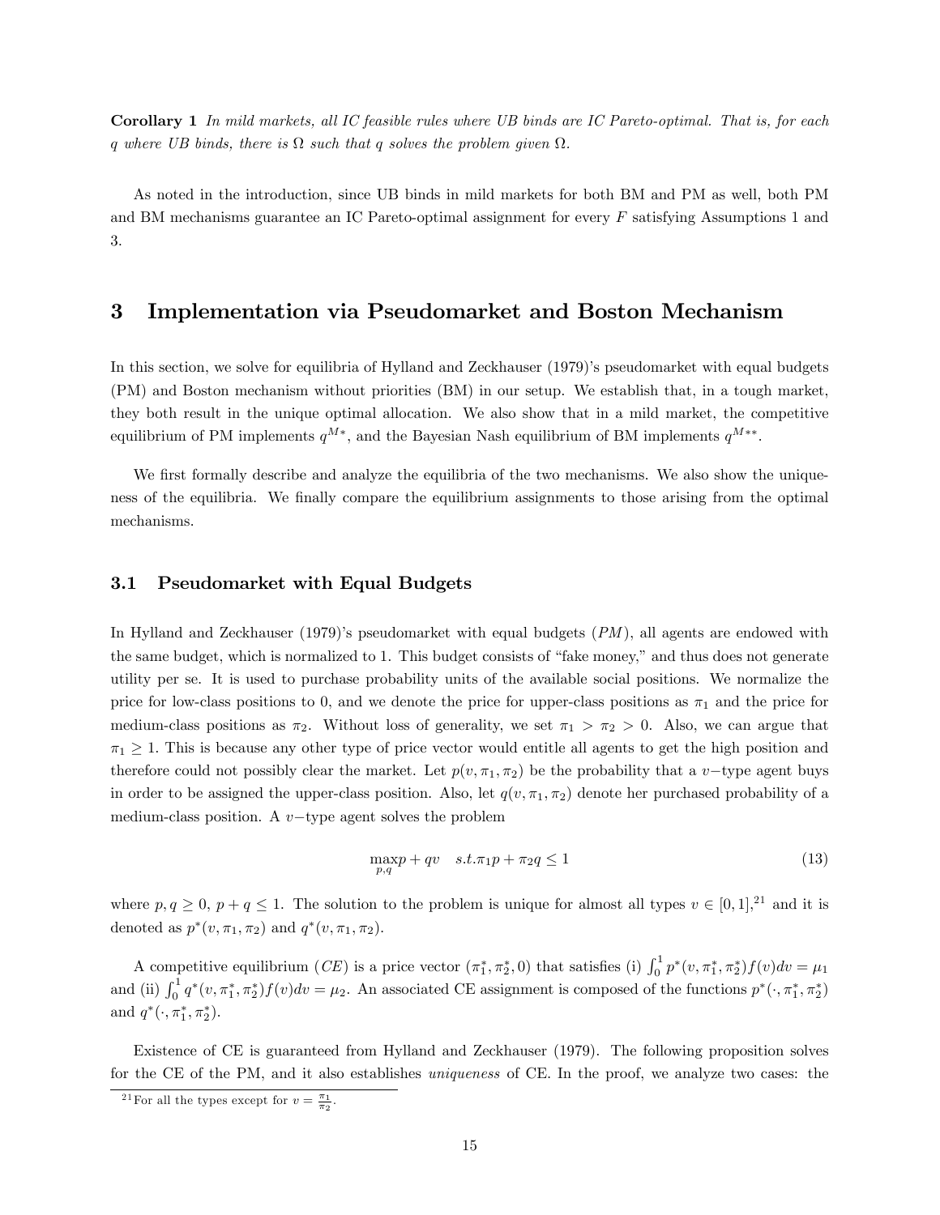**Corollary 1** *In mild markets, all IC feasible rules where UB binds are IC Pareto-optimal. That is, for each $q$ where UB binds, there is $\Omega$ such that $q$ solves the problem given $\Omega$.*

As noted in the introduction, since UB binds in mild markets for both BM and PM as well, both PM and BM mechanisms guarantee an IC Pareto-optimal assignment for every $F$ satisfying Assumptions 1 and 3.

# 3 Implementation via Pseudomarket and Boston Mechanism

In this section, we solve for equilibria of Hylland and Zeckhauser (1979)'s pseudomarket with equal budgets (PM) and Boston mechanism without priorities (BM) in our setup. We establish that, in a tough market, they both result in the unique optimal allocation. We also show that in a mild market, the competitive equilibrium of PM implements $q^{M*}$, and the Bayesian Nash equilibrium of BM implements $q^{M**}$.

We first formally describe and analyze the equilibria of the two mechanisms. We also show the uniqueness of the equilibria. We finally compare the equilibrium assignments to those arising from the optimal mechanisms.

## 3.1 Pseudomarket with Equal Budgets

In Hylland and Zeckhauser (1979)'s pseudomarket with equal budgets (*PM*), all agents are endowed with the same budget, which is normalized to 1. This budget consists of "fake money," and thus does not generate utility per se. It is used to purchase probability units of the available social positions. We normalize the price for low-class positions to 0, and we denote the price for upper-class positions as $\pi_1$ and the price for medium-class positions as $\pi_2$. Without loss of generality, we set $\pi_1 > \pi_2 > 0$. Also, we can argue that $\pi_1 \geq 1$. This is because any other type of price vector would entitle all agents to get the high position and therefore could not possibly clear the market. Let $p(v, \pi_1, \pi_2)$ be the probability that a $v-$type agent buys in order to be assigned the upper-class position. Also, let $q(v, \pi_1, \pi_2)$ denote her purchased probability of a medium-class position. A $v-$type agent solves the problem

$$\max_{p,q} p + qv \quad s.t. \pi_1 p + \pi_2 q \leq 1 \tag{13}$$

where $p, q \geq 0$, $p + q \leq 1$. The solution to the problem is unique for almost all types $v \in [0, 1]$,[21] and it is denoted as $p^*(v, \pi_1, \pi_2)$ and $q^*(v, \pi_1, \pi_2)$.

A competitive equilibrium (*CE*) is a price vector $(\pi_1^*, \pi_2^*, 0)$ that satisfies (i) $\int_0^1 p^*(v, \pi_1^*, \pi_2^*)f(v)dv = \mu_1$ and (ii) $\int_0^1 q^*(v, \pi_1^*, \pi_2^*)f(v)dv = \mu_2$. An associated CE assignment is composed of the functions $p^*(\cdot, \pi_1^*, \pi_2^*)$ and $q^*(\cdot, \pi_1^*, \pi_2^*)$.

Existence of CE is guaranteed from Hylland and Zeckhauser (1979). The following proposition solves for the CE of the PM, and it also establishes *uniqueness* of CE. In the proof, we analyze two cases: the

[21] For all the types except for $v = \frac{\pi_1}{\pi_2}$.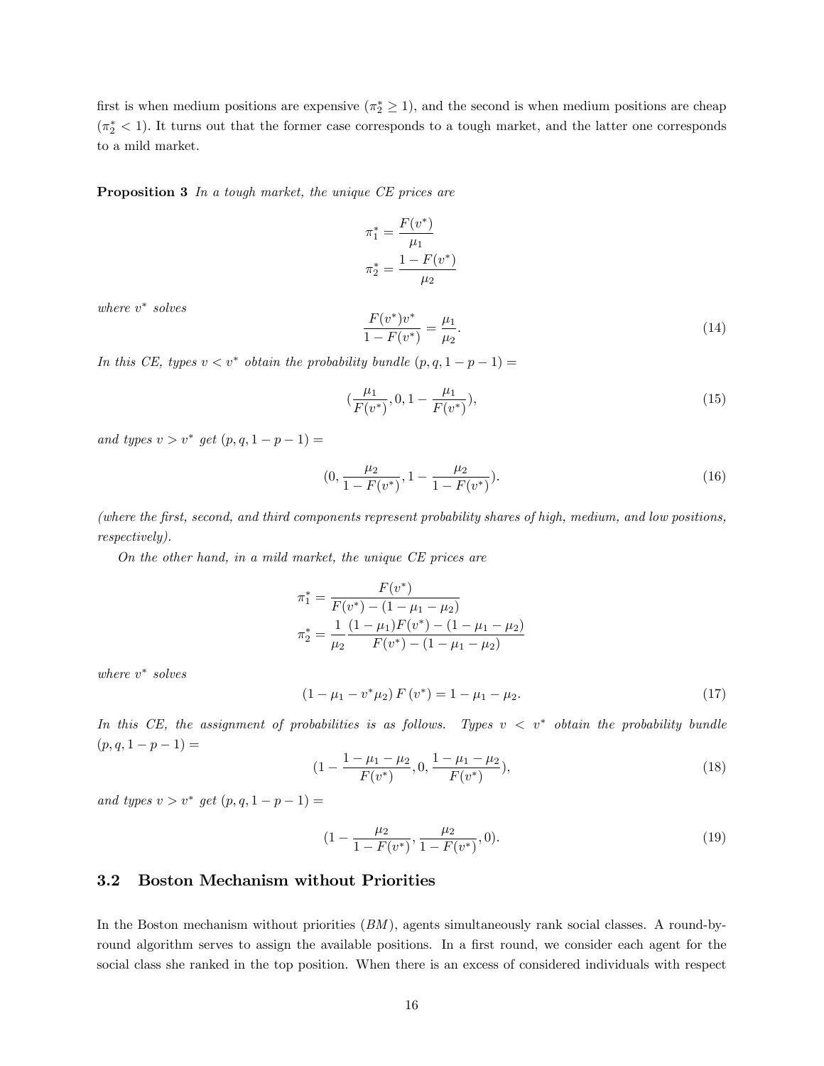first is when medium positions are expensive ($\pi_2^* \geq 1$), and the second is when medium positions are cheap ($\pi_2^* < 1$). It turns out that the former case corresponds to a tough market, and the latter one corresponds to a mild market.

**Proposition 3** *In a tough market, the unique CE prices are*

$$\pi_1^* = \frac{F(v^*)}{\mu_1}$$
$$\pi_2^* = \frac{1 - F(v^*)}{\mu_2}$$

*where $v^*$ solves*

$$\frac{F(v^*)v^*}{1 - F(v^*)} = \frac{\mu_1}{\mu_2}. \tag{14}$$

*In this CE, types $v < v^*$ obtain the probability bundle $(p, q, 1 - p - 1) =$*

$$\left(\frac{\mu_1}{F(v^*)}, 0, 1 - \frac{\mu_1}{F(v^*)}\right), \tag{15}$$

*and types $v > v^*$ get $(p, q, 1 - p - 1) =$*

$$\left(0, \frac{\mu_2}{1 - F(v^*)}, 1 - \frac{\mu_2}{1 - F(v^*)}\right). \tag{16}$$

*(where the first, second, and third components represent probability shares of high, medium, and low positions, respectively).*

*On the other hand, in a mild market, the unique CE prices are*

$$\pi_1^* = \frac{F(v^*)}{F(v^*) - (1 - \mu_1 - \mu_2)}$$
$$\pi_2^* = \frac{1}{\mu_2} \frac{(1 - \mu_1)F(v^*) - (1 - \mu_1 - \mu_2)}{F(v^*) - (1 - \mu_1 - \mu_2)}$$

*where $v^*$ solves*

$$\left(1 - \mu_1 - v^*\mu_2\right) F\left(v^*\right) = 1 - \mu_1 - \mu_2. \tag{17}$$

*In this CE, the assignment of probabilities is as follows. Types $v < v^*$ obtain the probability bundle $(p, q, 1 - p - 1) =$*

$$\left(1 - \frac{1 - \mu_1 - \mu_2}{F(v^*)}, 0, \frac{1 - \mu_1 - \mu_2}{F(v^*)}\right), \tag{18}$$

*and types $v > v^*$ get $(p, q, 1 - p - 1) =$*

$$\left(1 - \frac{\mu_2}{1 - F(v^*)}, \frac{\mu_2}{1 - F(v^*)}, 0\right). \tag{19}$$

## 3.2 Boston Mechanism without Priorities

In the Boston mechanism without priorities (*BM*), agents simultaneously rank social classes. A round-by-round algorithm serves to assign the available positions. In a first round, we consider each agent for the social class she ranked in the top position. When there is an excess of considered individuals with respect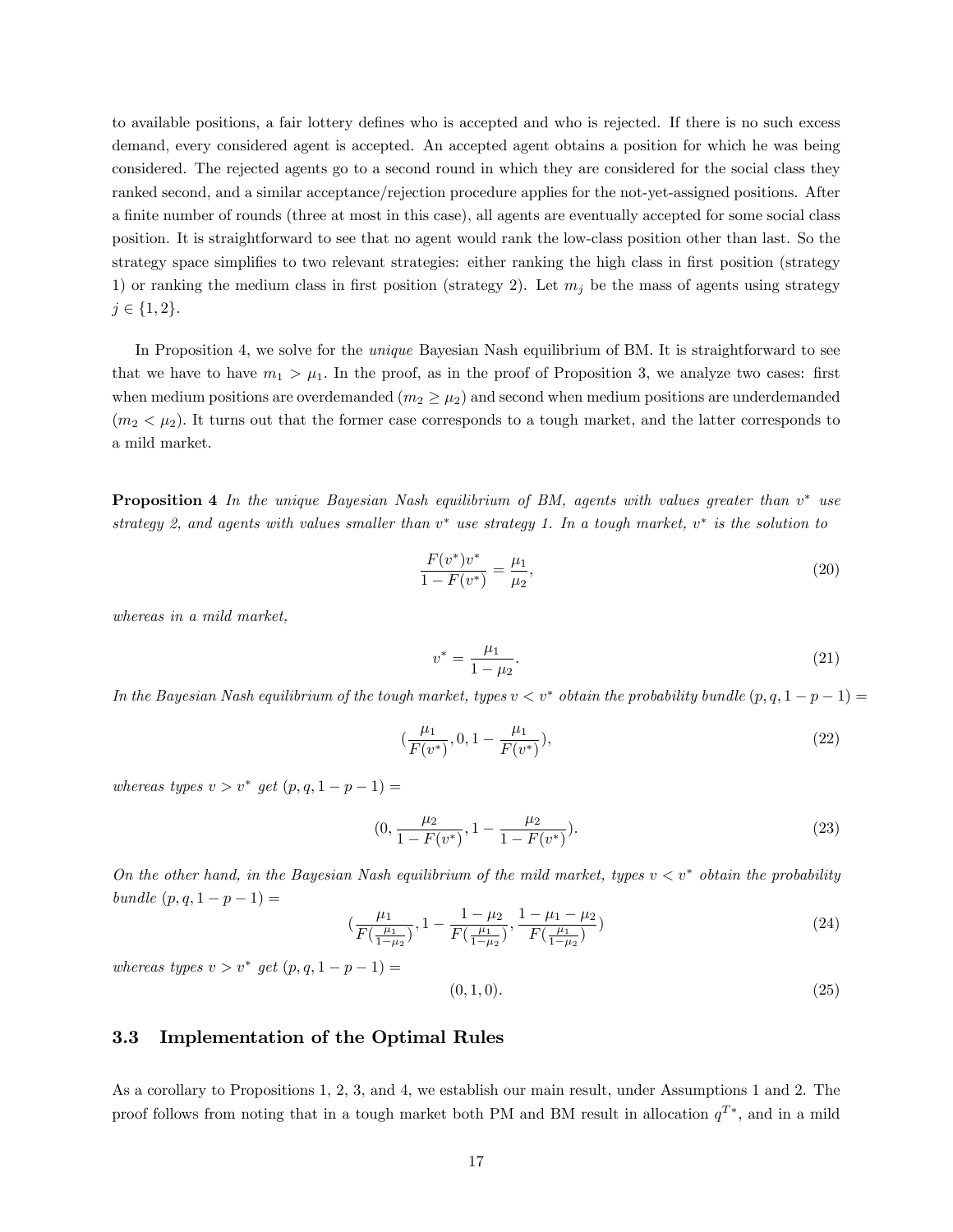to available positions, a fair lottery defines who is accepted and who is rejected. If there is no such excess demand, every considered agent is accepted. An accepted agent obtains a position for which he was being considered. The rejected agents go to a second round in which they are considered for the social class they ranked second, and a similar acceptance/rejection procedure applies for the not-yet-assigned positions. After a finite number of rounds (three at most in this case), all agents are eventually accepted for some social class position. It is straightforward to see that no agent would rank the low-class position other than last. So the strategy space simplifies to two relevant strategies: either ranking the high class in first position (strategy 1) or ranking the medium class in first position (strategy 2). Let $m_j$ be the mass of agents using strategy $j \in \{1, 2\}$.

In Proposition 4, we solve for the *unique* Bayesian Nash equilibrium of BM. It is straightforward to see that we have to have $m_1 > \mu_1$. In the proof, as in the proof of Proposition 3, we analyze two cases: first when medium positions are overdemanded ($m_2 \geq \mu_2$) and second when medium positions are underdemanded ($m_2 < \mu_2$). It turns out that the former case corresponds to a tough market, and the latter corresponds to a mild market.

**Proposition 4** *In the unique Bayesian Nash equilibrium of BM, agents with values greater than $v^*$ use strategy 2, and agents with values smaller than $v^*$ use strategy 1. In a tough market, $v^*$ is the solution to*

$$\frac{F(v^*)v^*}{1 - F(v^*)} = \frac{\mu_1}{\mu_2}, \tag{20}$$

*whereas in a mild market,*

$$v^* = \frac{\mu_1}{1 - \mu_2}. \tag{21}$$

*In the Bayesian Nash equilibrium of the tough market, types $v < v^*$ obtain the probability bundle $(p, q, 1 - p - 1) =$*

$$(\frac{\mu_1}{F(v^*)}, 0, 1 - \frac{\mu_1}{F(v^*)}), \tag{22}$$

*whereas types $v > v^*$ get $(p, q, 1 - p - 1) =$*

$$(0, \frac{\mu_2}{1 - F(v^*)}, 1 - \frac{\mu_2}{1 - F(v^*)}). \tag{23}$$

*On the other hand, in the Bayesian Nash equilibrium of the mild market, types $v < v^*$ obtain the probability bundle $(p, q, 1 - p - 1) =$*

$$(\frac{\mu_1}{F(\frac{\mu_1}{1-\mu_2})}, 1 - \frac{1 - \mu_2}{F(\frac{\mu_1}{1-\mu_2})}, \frac{1 - \mu_1 - \mu_2}{F(\frac{\mu_1}{1-\mu_2})}) \tag{24}$$

*whereas types $v > v^*$ get $(p, q, 1 - p - 1) =$*

$$(0, 1, 0). \tag{25}$$

### 3.3 Implementation of the Optimal Rules

As a corollary to Propositions 1, 2, 3, and 4, we establish our main result, under Assumptions 1 and 2. The proof follows from noting that in a tough market both PM and BM result in allocation $q^{T*}$, and in a mild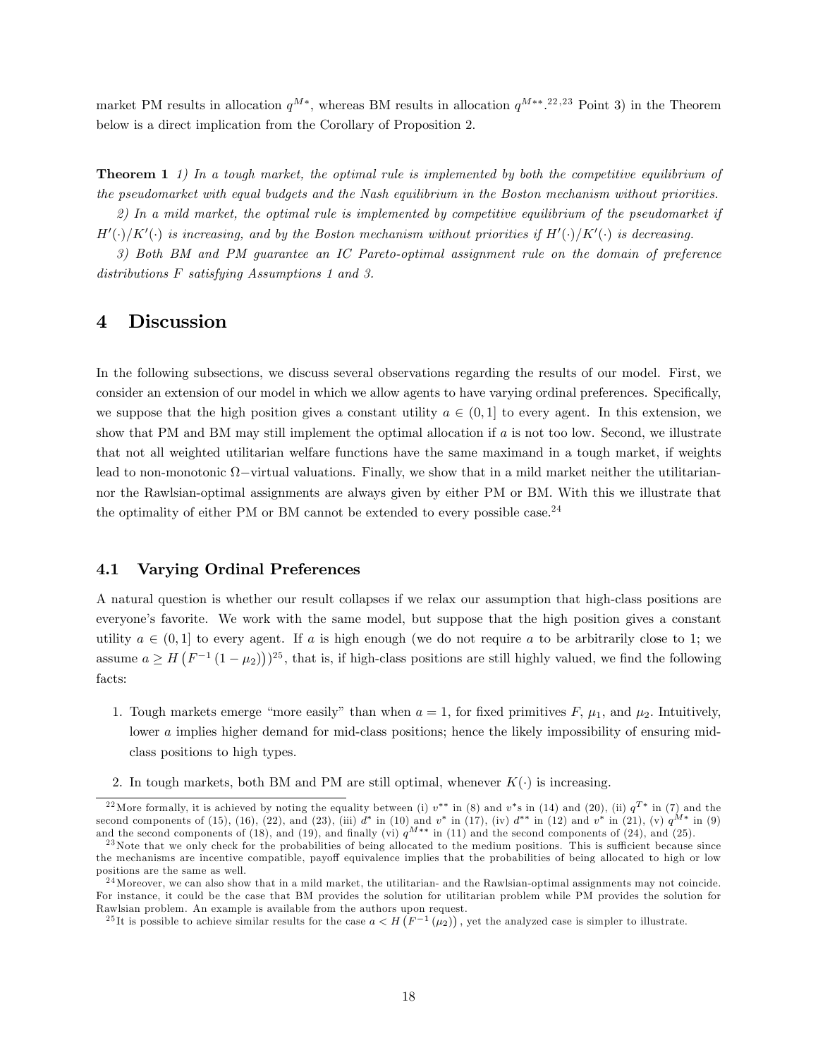market PM results in allocation $q^{M*}$, whereas BM results in allocation $q^{M**}$.[22,23] Point 3) in the Theorem below is a direct implication from the Corollary of Proposition 2.

**Theorem 1** *1) In a tough market, the optimal rule is implemented by both the competitive equilibrium of the pseudomarket with equal budgets and the Nash equilibrium in the Boston mechanism without priorities.*

*2) In a mild market, the optimal rule is implemented by competitive equilibrium of the pseudomarket if $H'(\cdot)/K'(\cdot)$ is increasing, and by the Boston mechanism without priorities if $H'(\cdot)/K'(\cdot)$ is decreasing.*

*3) Both BM and PM guarantee an IC Pareto-optimal assignment rule on the domain of preference distributions $F$ satisfying Assumptions 1 and 3.*

# 4 Discussion

In the following subsections, we discuss several observations regarding the results of our model. First, we consider an extension of our model in which we allow agents to have varying ordinal preferences. Specifically, we suppose that the high position gives a constant utility $a \in (0, 1]$ to every agent. In this extension, we show that PM and BM may still implement the optimal allocation if $a$ is not too low. Second, we illustrate that not all weighted utilitarian welfare functions have the same maximand in a tough market, if weights lead to non-monotonic $\Omega-$virtual valuations. Finally, we show that in a mild market neither the utilitarian- nor the Rawlsian-optimal assignments are always given by either PM or BM. With this we illustrate that the optimality of either PM or BM cannot be extended to every possible case.[24]

## 4.1 Varying Ordinal Preferences

A natural question is whether our result collapses if we relax our assumption that high-class positions are everyone's favorite. We work with the same model, but suppose that the high position gives a constant utility $a \in (0, 1]$ to every agent. If $a$ is high enough (we do not require $a$ to be arbitrarily close to 1; we assume $a \geq H\left(F^{-1}\left(1-\mu_2\right)\right)$)[25], that is, if high-class positions are still highly valued, we find the following facts:

1. Tough markets emerge "more easily" than when $a = 1$, for fixed primitives $F$, $\mu_1$, and $\mu_2$. Intuitively, lower $a$ implies higher demand for mid-class positions; hence the likely impossibility of ensuring mid-class positions to high types.
2. In tough markets, both BM and PM are still optimal, whenever $K(\cdot)$ is increasing.

[22] More formally, it is achieved by noting the equality between (i) $v^{**}$ in (8) and $v^*$s in (14) and (20), (ii) $q^{T*}$ in (7) and the second components of (15), (16), (22), and (23), (iii) $d^*$ in (10) and $v^*$ in (17), (iv) $d^{**}$ in (12) and $v^*$ in (21), (v) $q^{M*}$ in (9) and the second components of (18), and (19), and finally (vi) $q^{M**}$ in (11) and the second components of (24), and (25).

[23] Note that we only check for the probabilities of being allocated to the medium positions. This is sufficient because since the mechanisms are incentive compatible, payoff equivalence implies that the probabilities of being allocated to high or low positions are the same as well.

[24] Moreover, we can also show that in a mild market, the utilitarian- and the Rawlsian-optimal assignments may not coincide. For instance, it could be the case that BM provides the solution for utilitarian problem while PM provides the solution for Rawlsian problem. An example is available from the authors upon request.

[25] It is possible to achieve similar results for the case $a < H\left(F^{-1}\left(\mu_2\right)\right)$, yet the analyzed case is simpler to illustrate.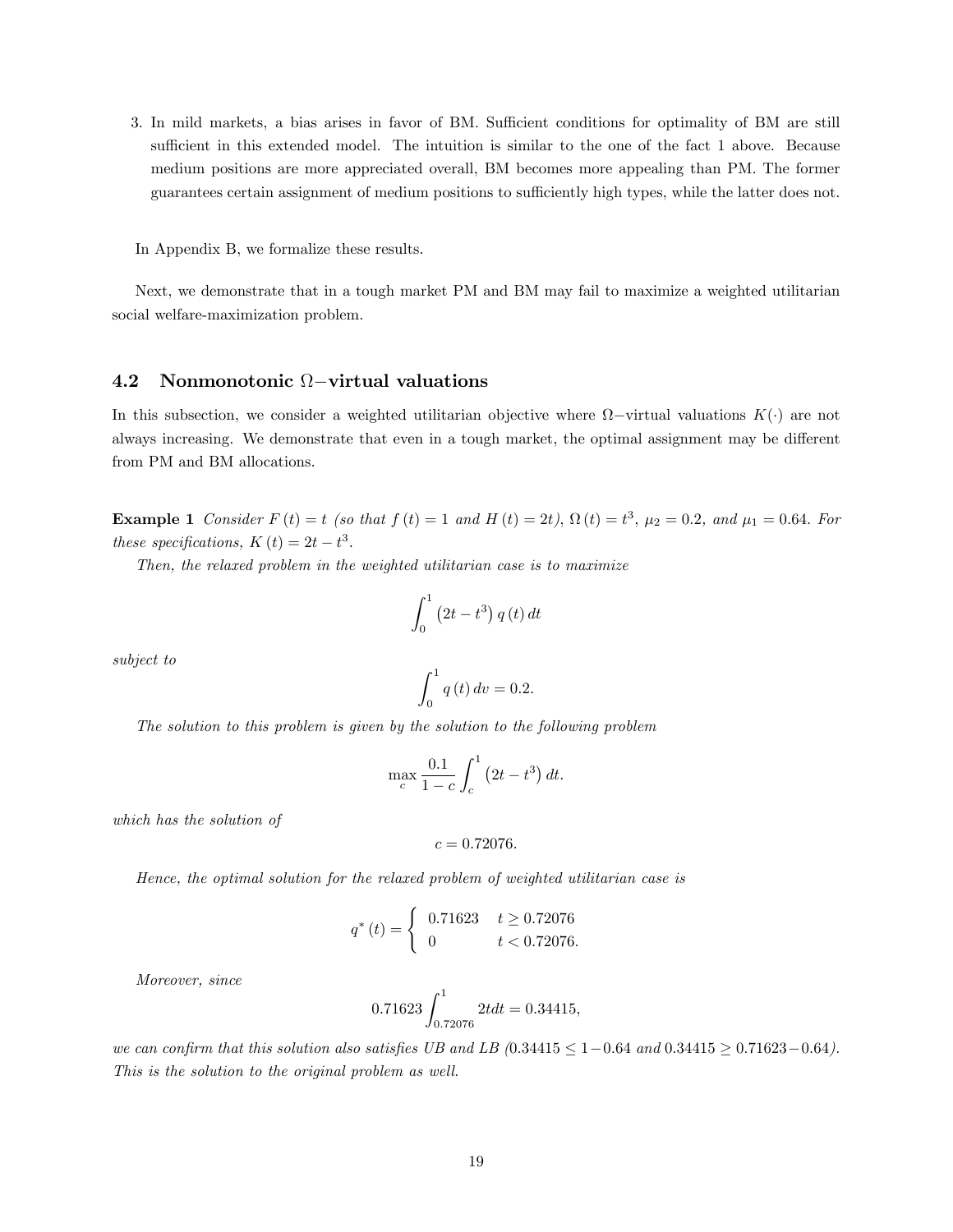3. In mild markets, a bias arises in favor of BM. Sufficient conditions for optimality of BM are still sufficient in this extended model. The intuition is similar to the one of the fact 1 above. Because medium positions are more appreciated overall, BM becomes more appealing than PM. The former guarantees certain assignment of medium positions to sufficiently high types, while the latter does not.

In Appendix B, we formalize these results.

Next, we demonstrate that in a tough market PM and BM may fail to maximize a weighted utilitarian social welfare-maximization problem.

## 4.2 Nonmonotonic $\Omega-$virtual valuations

In this subsection, we consider a weighted utilitarian objective where $\Omega-$virtual valuations $K(\cdot)$ are not always increasing. We demonstrate that even in a tough market, the optimal assignment may be different from PM and BM allocations.

**Example 1** *Consider $F(t) = t$ (so that $f(t) = 1$ and $H(t) = 2t$), $\Omega(t) = t^3$, $\mu_2 = 0.2$, and $\mu_1 = 0.64$. For these specifications, $K(t) = 2t - t^3$.*

*Then, the relaxed problem in the weighted utilitarian case is to maximize*

$$\int_0^1 \left(2t - t^3\right) q(t)\, dt$$

*subject to*

$$\int_0^1 q(t)\, dv = 0.2.$$

*The solution to this problem is given by the solution to the following problem*

$$\max_c \frac{0.1}{1-c} \int_c^1 \left(2t - t^3\right) dt.$$

*which has the solution of*

$$c = 0.72076.$$

*Hence, the optimal solution for the relaxed problem of weighted utilitarian case is*

$$q^*(t) = \begin{cases} 0.71623 & t \geq 0.72076 \\ 0 & t < 0.72076. \end{cases}$$

*Moreover, since*

$$0.71623 \int_{0.72076}^1 2t dt = 0.34415,$$

*we can confirm that this solution also satisfies UB and LB ($0.34415 \leq 1 - 0.64$ and $0.34415 \geq 0.71623 - 0.64$). This is the solution to the original problem as well.*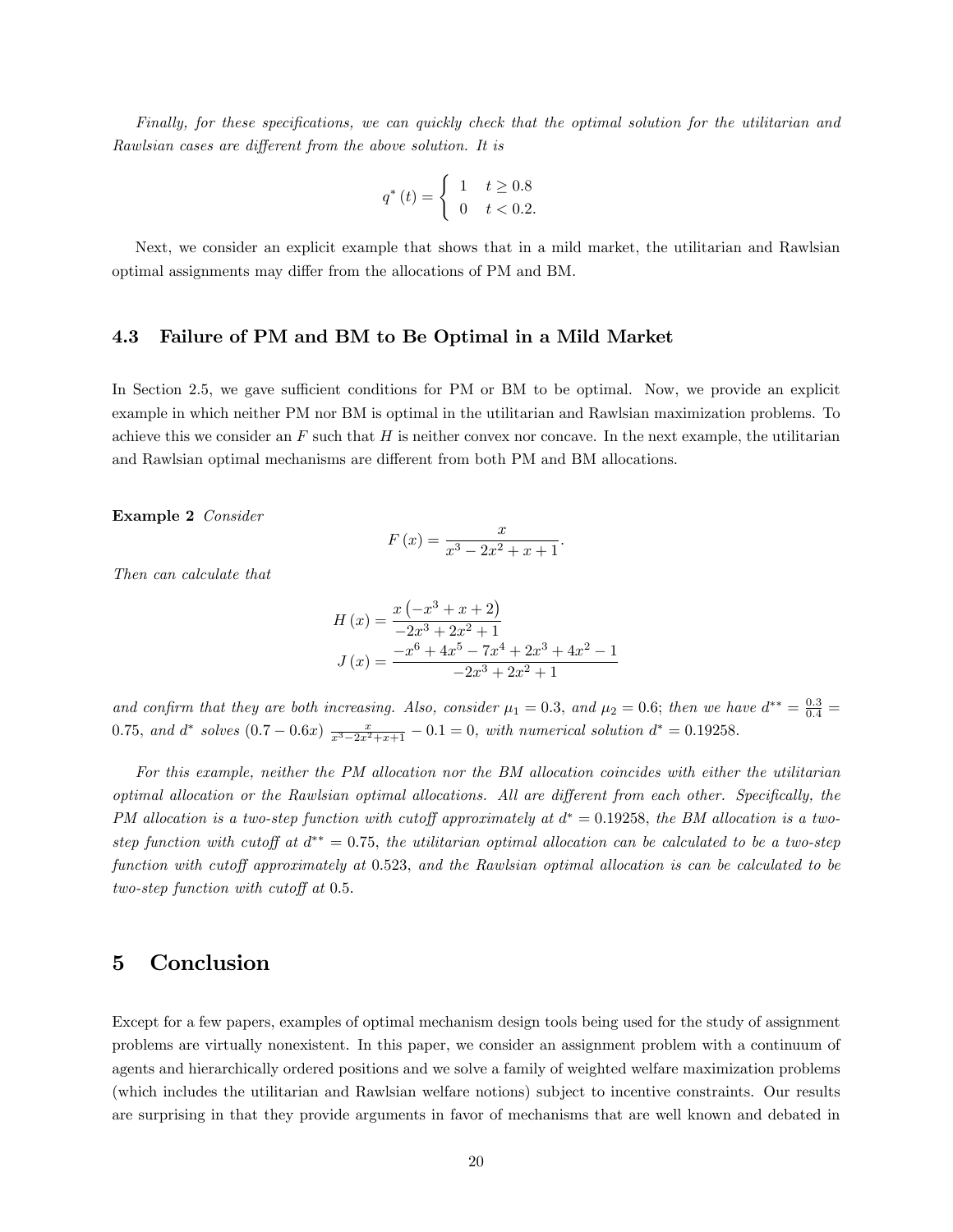*Finally, for these specifications, we can quickly check that the optimal solution for the utilitarian and Rawlsian cases are different from the above solution. It is*

$$q^*(t) = \begin{cases} 1 & t \geq 0.8 \\ 0 & t < 0.2. \end{cases}$$

Next, we consider an explicit example that shows that in a mild market, the utilitarian and Rawlsian optimal assignments may differ from the allocations of PM and BM.

### 4.3 Failure of PM and BM to Be Optimal in a Mild Market

In Section 2.5, we gave sufficient conditions for PM or BM to be optimal. Now, we provide an explicit example in which neither PM nor BM is optimal in the utilitarian and Rawlsian maximization problems. To achieve this we consider an $F$ such that $H$ is neither convex nor concave. In the next example, the utilitarian and Rawlsian optimal mechanisms are different from both PM and BM allocations.

**Example 2** *Consider*

$$F(x) = \frac{x}{x^3 - 2x^2 + x + 1}.$$

*Then can calculate that*

$$H(x) = \frac{x\left(-x^3 + x + 2\right)}{-2x^3 + 2x^2 + 1}$$

$$J(x) = \frac{-x^6 + 4x^5 - 7x^4 + 2x^3 + 4x^2 - 1}{-2x^3 + 2x^2 + 1}$$

*and confirm that they are both increasing. Also, consider $\mu_1 = 0.3$, and $\mu_2 = 0.6$; then we have $d^{**} = \frac{0.3}{0.4} = 0.75$, and $d^*$ solves $(0.7 - 0.6x)\frac{x}{x^3 - 2x^2 + x + 1} - 0.1 = 0$, with numerical solution $d^* = 0.19258$.*

*For this example, neither the PM allocation nor the BM allocation coincides with either the utilitarian optimal allocation or the Rawlsian optimal allocations. All are different from each other. Specifically, the PM allocation is a two-step function with cutoff approximately at $d^* = 0.19258$, the BM allocation is a two-step function with cutoff at $d^{**} = 0.75$, the utilitarian optimal allocation can be calculated to be a two-step function with cutoff approximately at 0.523, and the Rawlsian optimal allocation is can be calculated to be two-step function with cutoff at 0.5.*

## 5 Conclusion

Except for a few papers, examples of optimal mechanism design tools being used for the study of assignment problems are virtually nonexistent. In this paper, we consider an assignment problem with a continuum of agents and hierarchically ordered positions and we solve a family of weighted welfare maximization problems (which includes the utilitarian and Rawlsian welfare notions) subject to incentive constraints. Our results are surprising in that they provide arguments in favor of mechanisms that are well known and debated in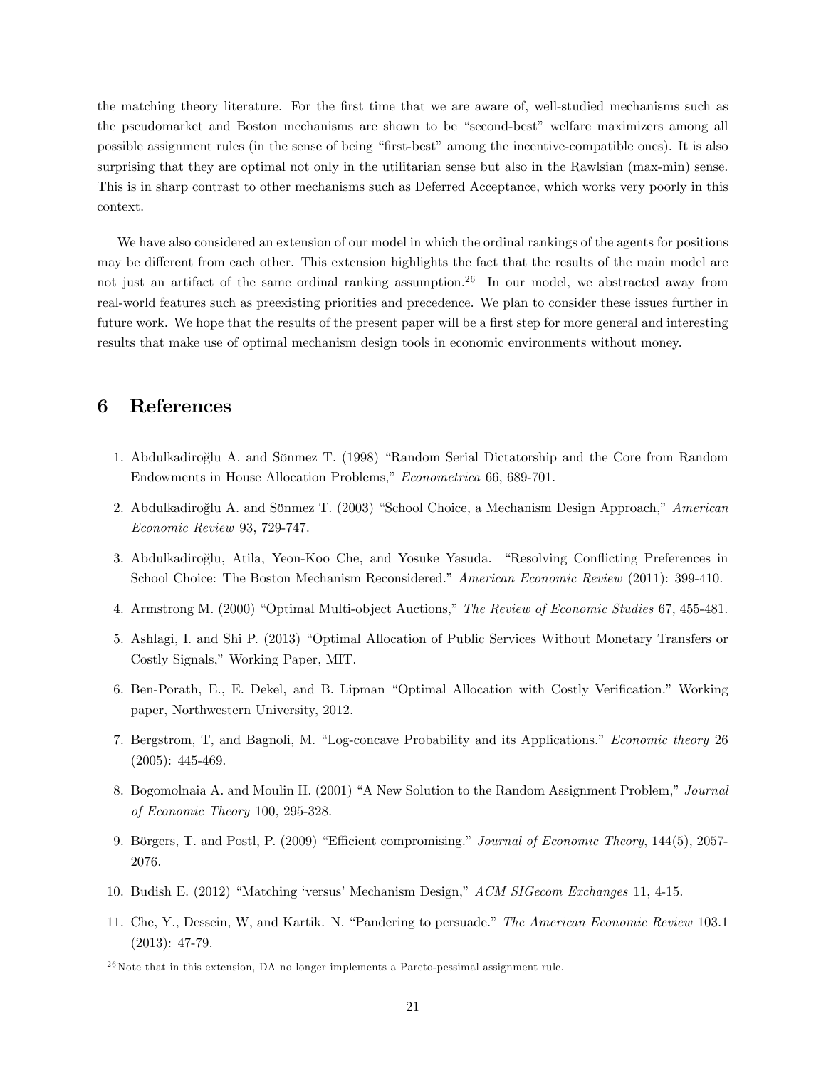the matching theory literature. For the first time that we are aware of, well-studied mechanisms such as the pseudomarket and Boston mechanisms are shown to be "second-best" welfare maximizers among all possible assignment rules (in the sense of being "first-best" among the incentive-compatible ones). It is also surprising that they are optimal not only in the utilitarian sense but also in the Rawlsian (max-min) sense. This is in sharp contrast to other mechanisms such as Deferred Acceptance, which works very poorly in this context.

We have also considered an extension of our model in which the ordinal rankings of the agents for positions may be different from each other. This extension highlights the fact that the results of the main model are not just an artifact of the same ordinal ranking assumption.[26] In our model, we abstracted away from real-world features such as preexisting priorities and precedence. We plan to consider these issues further in future work. We hope that the results of the present paper will be a first step for more general and interesting results that make use of optimal mechanism design tools in economic environments without money.

# 6 References

1. Abdulkadiroğlu A. and Sönmez T. (1998) "Random Serial Dictatorship and the Core from Random Endowments in House Allocation Problems," *Econometrica* 66, 689-701.
2. Abdulkadiroğlu A. and Sönmez T. (2003) "School Choice, a Mechanism Design Approach," *American Economic Review* 93, 729-747.
3. Abdulkadiroğlu, Atila, Yeon-Koo Che, and Yosuke Yasuda. "Resolving Conflicting Preferences in School Choice: The Boston Mechanism Reconsidered." *American Economic Review* (2011): 399-410.
4. Armstrong M. (2000) "Optimal Multi-object Auctions," *The Review of Economic Studies* 67, 455-481.
5. Ashlagi, I. and Shi P. (2013) "Optimal Allocation of Public Services Without Monetary Transfers or Costly Signals," Working Paper, MIT.
6. Ben-Porath, E., E. Dekel, and B. Lipman "Optimal Allocation with Costly Verification." Working paper, Northwestern University, 2012.
7. Bergstrom, T, and Bagnoli, M. "Log-concave Probability and its Applications." *Economic theory* 26 (2005): 445-469.
8. Bogomolnaia A. and Moulin H. (2001) "A New Solution to the Random Assignment Problem," *Journal of Economic Theory* 100, 295-328.
9. Börgers, T. and Postl, P. (2009) "Efficient compromising." *Journal of Economic Theory*, 144(5), 2057-2076.
10. Budish E. (2012) "Matching 'versus' Mechanism Design," *ACM SIGecom Exchanges* 11, 4-15.
11. Che, Y., Dessein, W, and Kartik. N. "Pandering to persuade." *The American Economic Review* 103.1 (2013): 47-79.

[26] Note that in this extension, DA no longer implements a Pareto-pessimal assignment rule.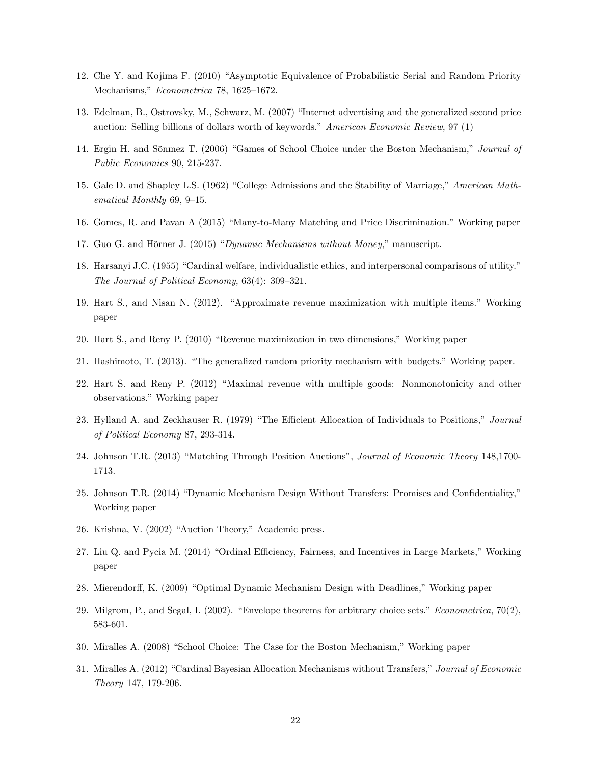12. Che Y. and Kojima F. (2010) "Asymptotic Equivalence of Probabilistic Serial and Random Priority Mechanisms," *Econometrica* 78, 1625–1672.

13. Edelman, B., Ostrovsky, M., Schwarz, M. (2007) "Internet advertising and the generalized second price auction: Selling billions of dollars worth of keywords." *American Economic Review*, 97 (1)

14. Ergin H. and Sönmez T. (2006) "Games of School Choice under the Boston Mechanism," *Journal of Public Economics* 90, 215-237.

15. Gale D. and Shapley L.S. (1962) "College Admissions and the Stability of Marriage," *American Mathematical Monthly* 69, 9–15.

16. Gomes, R. and Pavan A (2015) "Many-to-Many Matching and Price Discrimination." Working paper

17. Guo G. and Hörner J. (2015) "*Dynamic Mechanisms without Money*," manuscript.

18. Harsanyi J.C. (1955) "Cardinal welfare, individualistic ethics, and interpersonal comparisons of utility." *The Journal of Political Economy*, 63(4): 309–321.

19. Hart S., and Nisan N. (2012). "Approximate revenue maximization with multiple items." Working paper

20. Hart S., and Reny P. (2010) "Revenue maximization in two dimensions," Working paper

21. Hashimoto, T. (2013). "The generalized random priority mechanism with budgets." Working paper.

22. Hart S. and Reny P. (2012) "Maximal revenue with multiple goods: Nonmonotonicity and other observations." Working paper

23. Hylland A. and Zeckhauser R. (1979) "The Efficient Allocation of Individuals to Positions," *Journal of Political Economy* 87, 293-314.

24. Johnson T.R. (2013) "Matching Through Position Auctions", *Journal of Economic Theory* 148,1700-1713.

25. Johnson T.R. (2014) "Dynamic Mechanism Design Without Transfers: Promises and Confidentiality," Working paper

26. Krishna, V. (2002) "Auction Theory," Academic press.

27. Liu Q. and Pycia M. (2014) "Ordinal Efficiency, Fairness, and Incentives in Large Markets," Working paper

28. Mierendorff, K. (2009) "Optimal Dynamic Mechanism Design with Deadlines," Working paper

29. Milgrom, P., and Segal, I. (2002). "Envelope theorems for arbitrary choice sets." *Econometrica*, 70(2), 583-601.

30. Miralles A. (2008) "School Choice: The Case for the Boston Mechanism," Working paper

31. Miralles A. (2012) "Cardinal Bayesian Allocation Mechanisms without Transfers," *Journal of Economic Theory* 147, 179-206.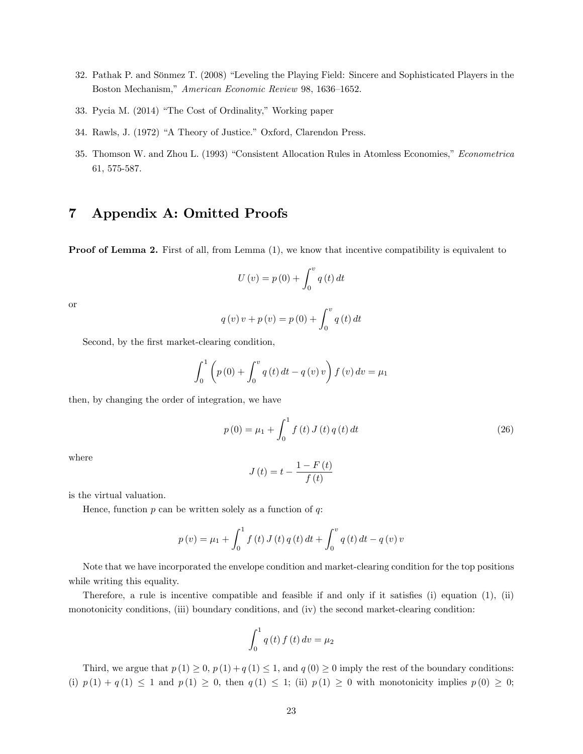32. Pathak P. and Sönmez T. (2008) "Leveling the Playing Field: Sincere and Sophisticated Players in the Boston Mechanism," *American Economic Review* 98, 1636–1652.

33. Pycia M. (2014) "The Cost of Ordinality," Working paper

34. Rawls, J. (1972) "A Theory of Justice." Oxford, Clarendon Press.

35. Thomson W. and Zhou L. (1993) "Consistent Allocation Rules in Atomless Economies," *Econometrica* 61, 575-587.

# 7 Appendix A: Omitted Proofs

**Proof of Lemma 2.** First of all, from Lemma (1), we know that incentive compatibility is equivalent to

$$U(v) = p(0) + \int_0^v q(t)\,dt$$

or

$$q(v)\,v + p(v) = p(0) + \int_0^v q(t)\,dt$$

Second, by the first market-clearing condition,

$$\int_0^1 \left( p(0) + \int_0^v q(t)\,dt - q(v)\,v \right) f(v)\,dv = \mu_1$$

then, by changing the order of integration, we have

$$p(0) = \mu_1 + \int_0^1 f(t)\,J(t)\,q(t)\,dt \tag{26}$$

where

$$J(t) = t - \frac{1 - F(t)}{f(t)}$$

is the virtual valuation.

Hence, function $p$ can be written solely as a function of $q$:

$$p(v) = \mu_1 + \int_0^1 f(t)\,J(t)\,q(t)\,dt + \int_0^v q(t)\,dt - q(v)\,v$$

Note that we have incorporated the envelope condition and market-clearing condition for the top positions while writing this equality.

Therefore, a rule is incentive compatible and feasible if and only if it satisfies (i) equation (1), (ii) monotonicity conditions, (iii) boundary conditions, and (iv) the second market-clearing condition:

$$\int_0^1 q(t)\,f(t)\,dv = \mu_2$$

Third, we argue that $p(1) \geq 0$, $p(1) + q(1) \leq 1$, and $q(0) \geq 0$ imply the rest of the boundary conditions: (i) $p(1) + q(1) \leq 1$ and $p(1) \geq 0$, then $q(1) \leq 1$; (ii) $p(1) \geq 0$ with monotonicity implies $p(0) \geq 0$;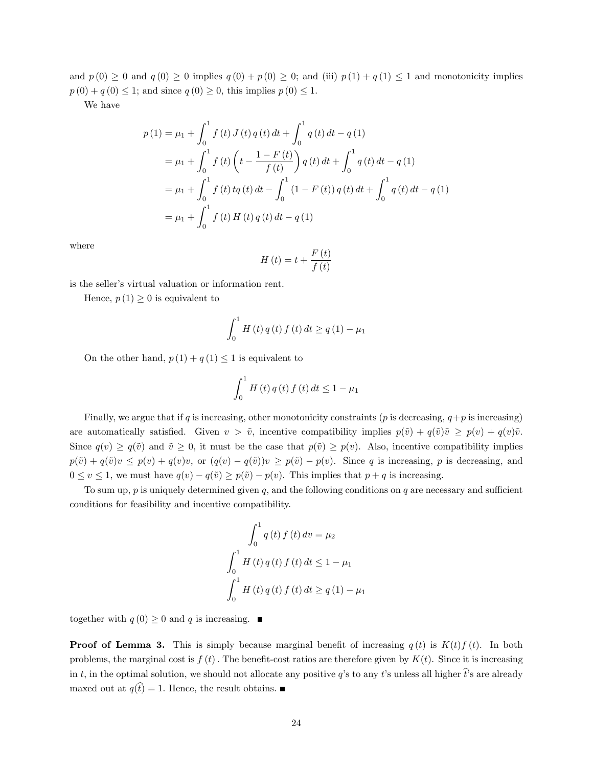and $p(0) \geq 0$ and $q(0) \geq 0$ implies $q(0) + p(0) \geq 0$; and (iii) $p(1) + q(1) \leq 1$ and monotonicity implies $p(0) + q(0) \leq 1$; and since $q(0) \geq 0$, this implies $p(0) \leq 1$.

We have

$$
\begin{aligned}
p(1) &= \mu_1 + \int_0^1 f(t) J(t) q(t) dt + \int_0^1 q(t) dt - q(1) \\
&= \mu_1 + \int_0^1 f(t) \left( t - \frac{1 - F(t)}{f(t)} \right) q(t) dt + \int_0^1 q(t) dt - q(1) \\
&= \mu_1 + \int_0^1 f(t) t q(t) dt - \int_0^1 (1 - F(t)) q(t) dt + \int_0^1 q(t) dt - q(1) \\
&= \mu_1 + \int_0^1 f(t) H(t) q(t) dt - q(1)
\end{aligned}
$$

where

$$
H(t) = t + \frac{F(t)}{f(t)}
$$

is the seller's virtual valuation or information rent.

Hence, $p(1) \geq 0$ is equivalent to

$$
\int_0^1 H(t) q(t) f(t) dt \geq q(1) - \mu_1
$$

On the other hand, $p(1) + q(1) \leq 1$ is equivalent to

$$
\int_0^1 H(t) q(t) f(t) dt \leq 1 - \mu_1
$$

Finally, we argue that if $q$ is increasing, other monotonicity constraints ($p$ is decreasing, $q+p$ is increasing) are automatically satisfied. Given $v > \tilde{v}$, incentive compatibility implies $p(\tilde{v}) + q(\tilde{v})\tilde{v} \geq p(v) + q(v)\tilde{v}$. Since $q(v) \geq q(\tilde{v})$ and $\tilde{v} \geq 0$, it must be the case that $p(\tilde{v}) \geq p(v)$. Also, incentive compatibility implies $p(\tilde{v}) + q(\tilde{v})v \leq p(v) + q(v)v$, or $(q(v) - q(\tilde{v}))v \geq p(\tilde{v}) - p(v)$. Since $q$ is increasing, $p$ is decreasing, and $0 \leq v \leq 1$, we must have $q(v) - q(\tilde{v}) \geq p(\tilde{v}) - p(v)$. This implies that $p + q$ is increasing.

To sum up, $p$ is uniquely determined given $q$, and the following conditions on $q$ are necessary and sufficient conditions for feasibility and incentive compatibility.

$$
\begin{aligned}
\int_0^1 q(t) f(t) dv &= \mu_2 \\
\int_0^1 H(t) q(t) f(t) dt &\leq 1 - \mu_1 \\
\int_0^1 H(t) q(t) f(t) dt &\geq q(1) - \mu_1
\end{aligned}
$$

together with $q(0) \geq 0$ and $q$ is increasing. ■

**Proof of Lemma 3.** This is simply because marginal benefit of increasing $q(t)$ is $K(t)f(t)$. In both problems, the marginal cost is $f(t)$. The benefit-cost ratios are therefore given by $K(t)$. Since it is increasing in $t$, in the optimal solution, we should not allocate any positive $q$'s to any $t$'s unless all higher $\widehat{t}$'s are already maxed out at $q(\widehat{t}) = 1$. Hence, the result obtains. ■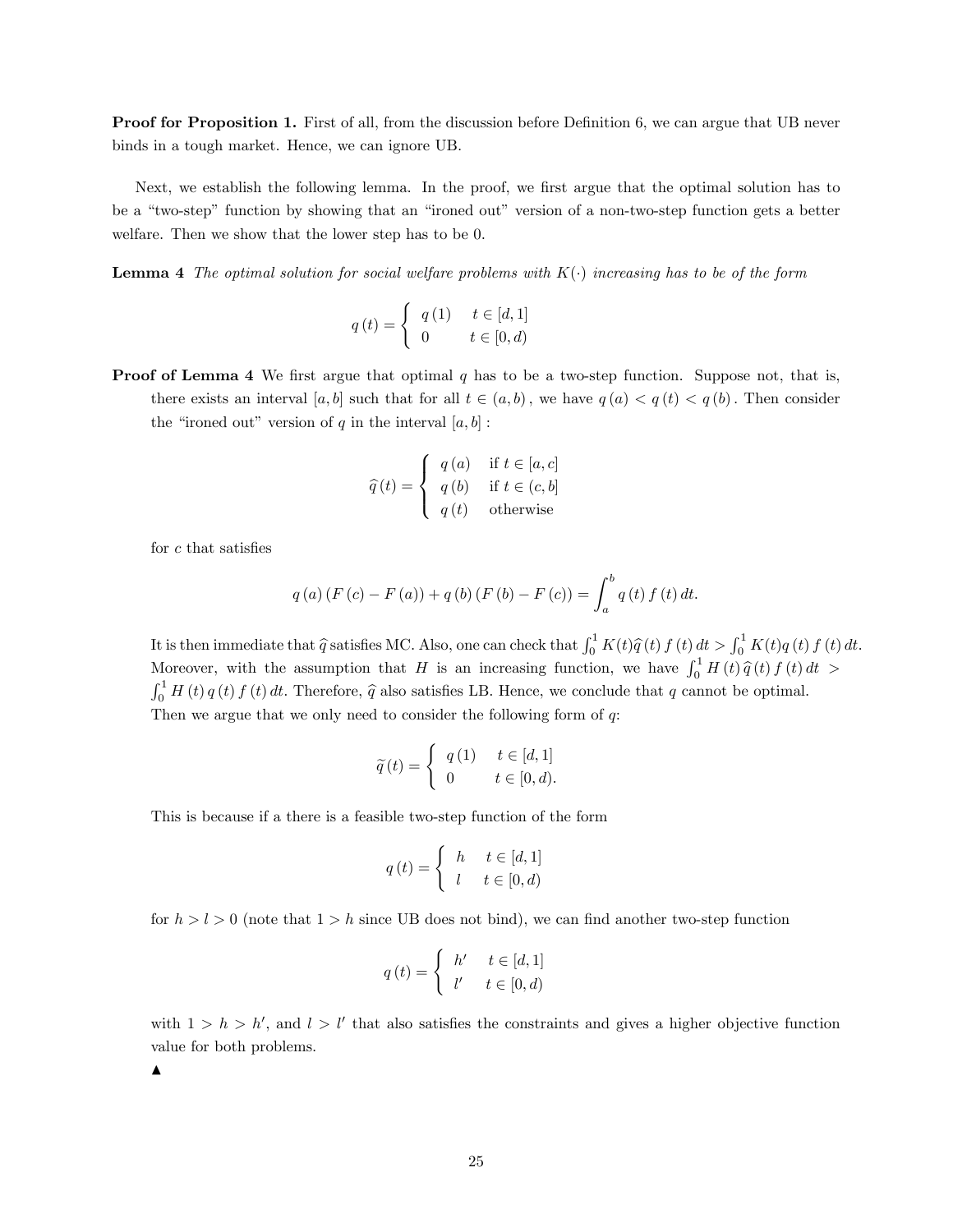**Proof for Proposition 1.** First of all, from the discussion before Definition 6, we can argue that UB never binds in a tough market. Hence, we can ignore UB.

Next, we establish the following lemma. In the proof, we first argue that the optimal solution has to be a "two-step" function by showing that an "ironed out" version of a non-two-step function gets a better welfare. Then we show that the lower step has to be 0.

**Lemma 4** *The optimal solution for social welfare problems with $K(\cdot)$ increasing has to be of the form*

$$q(t) = \begin{cases} q(1) & t \in [d, 1] \\ 0 & t \in [0, d) \end{cases}$$

**Proof of Lemma 4** We first argue that optimal $q$ has to be a two-step function. Suppose not, that is, there exists an interval $[a, b]$ such that for all $t \in (a, b)$, we have $q(a) < q(t) < q(b)$. Then consider the "ironed out" version of $q$ in the interval $[a, b]$:

$$\widehat{q}(t) = \begin{cases} q(a) & \text{if } t \in [a, c] \\ q(b) & \text{if } t \in (c, b] \\ q(t) & \text{otherwise} \end{cases}$$

for $c$ that satisfies

$$q(a)(F(c) - F(a)) + q(b)(F(b) - F(c)) = \int_a^b q(t) f(t) \, dt.$$

It is then immediate that $\widehat{q}$ satisfies MC. Also, one can check that $\int_0^1 K(t)\widehat{q}(t) f(t) \, dt > \int_0^1 K(t) q(t) f(t) \, dt$. Moreover, with the assumption that $H$ is an increasing function, we have $\int_0^1 H(t) \widehat{q}(t) f(t) \, dt > \int_0^1 H(t) q(t) f(t) \, dt$. Therefore, $\widehat{q}$ also satisfies LB. Hence, we conclude that $q$ cannot be optimal. Then we argue that we only need to consider the following form of $q$:

$$\widetilde{q}(t) = \begin{cases} q(1) & t \in [d, 1] \\ 0 & t \in [0, d). \end{cases}$$

This is because if a there is a feasible two-step function of the form

$$q(t) = \begin{cases} h & t \in [d, 1] \\ l & t \in [0, d) \end{cases}$$

for $h > l > 0$ (note that $1 > h$ since UB does not bind), we can find another two-step function

$$q(t) = \begin{cases} h' & t \in [d, 1] \\ l' & t \in [0, d) \end{cases}$$

with $1 > h > h'$, and $l > l'$ that also satisfies the constraints and gives a higher objective function value for both problems.

▲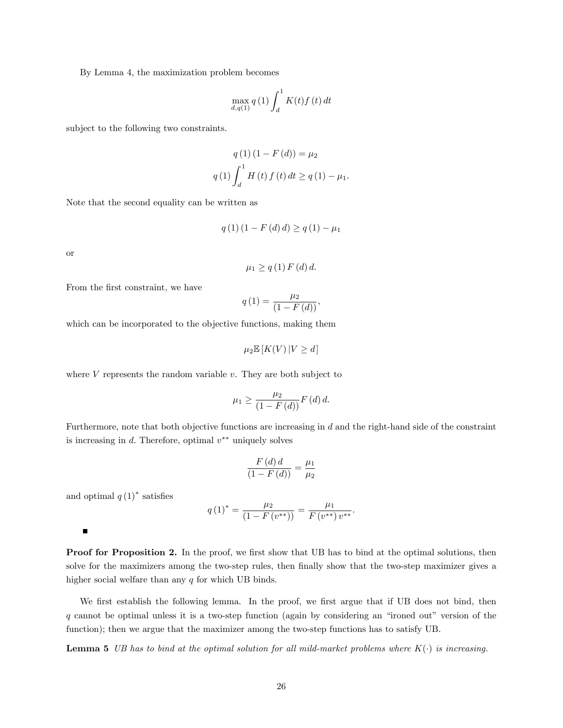By Lemma 4, the maximization problem becomes

$$\max_{d,q(1)} q(1) \int_d^1 K(t) f(t)\, dt$$

subject to the following two constraints.

$$q(1)(1 - F(d)) = \mu_2$$

$$q(1) \int_d^1 H(t) f(t)\, dt \geq q(1) - \mu_1.$$

Note that the second equality can be written as

$$q(1)(1 - F(d)\, d) \geq q(1) - \mu_1$$

or

$$\mu_1 \geq q(1) F(d)\, d.$$

From the first constraint, we have

$$q(1) = \frac{\mu_2}{(1 - F(d))},$$

which can be incorporated to the objective functions, making them

$$\mu_2 \mathbb{E}[K(V) | V \geq d]$$

where $V$ represents the random variable $v$. They are both subject to

$$\mu_1 \geq \frac{\mu_2}{(1 - F(d))} F(d)\, d.$$

Furthermore, note that both objective functions are increasing in $d$ and the right-hand side of the constraint is increasing in $d$. Therefore, optimal $v^{**}$ uniquely solves

$$\frac{F(d)\, d}{(1 - F(d))} = \frac{\mu_1}{\mu_2}$$

and optimal $q(1)^*$ satisfies

$$q(1)^* = \frac{\mu_2}{(1 - F(v^{**}))} = \frac{\mu_1}{F(v^{**})\, v^{**}}.$$

■

**Proof for Proposition 2.** In the proof, we first show that UB has to bind at the optimal solutions, then solve for the maximizers among the two-step rules, then finally show that the two-step maximizer gives a higher social welfare than any $q$ for which UB binds.

We first establish the following lemma. In the proof, we first argue that if UB does not bind, then $q$ cannot be optimal unless it is a two-step function (again by considering an "ironed out" version of the function); then we argue that the maximizer among the two-step functions has to satisfy UB.

**Lemma 5** *UB has to bind at the optimal solution for all mild-market problems where $K(\cdot)$ is increasing.*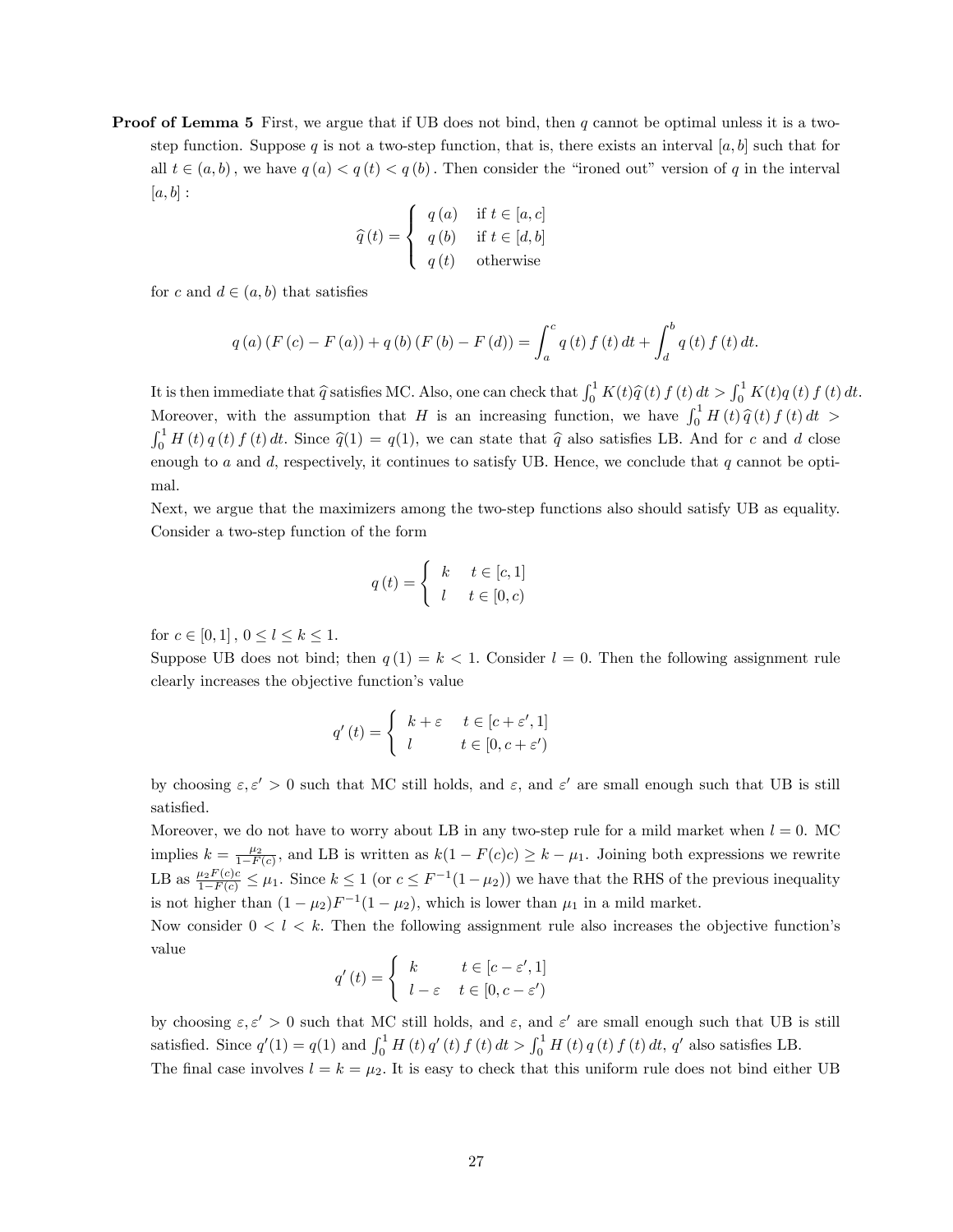**Proof of Lemma 5** First, we argue that if UB does not bind, then $q$ cannot be optimal unless it is a two-step function. Suppose $q$ is not a two-step function, that is, there exists an interval $[a,b]$ such that for all $t \in (a,b)$, we have $q(a) < q(t) < q(b)$. Then consider the "ironed out" version of $q$ in the interval $[a,b]$:

$$\widehat{q}(t) = \begin{cases} q(a) & \text{if } t \in [a,c] \\ q(b) & \text{if } t \in [d,b] \\ q(t) & \text{otherwise} \end{cases}$$

for $c$ and $d \in (a,b)$ that satisfies

$$q(a)(F(c) - F(a)) + q(b)(F(b) - F(d)) = \int_a^c q(t) f(t) \, dt + \int_d^b q(t) f(t) \, dt.$$

It is then immediate that $\widehat{q}$ satisfies MC. Also, one can check that $\int_0^1 K(t)\widehat{q}(t) f(t) \, dt > \int_0^1 K(t) q(t) f(t) \, dt$. Moreover, with the assumption that $H$ is an increasing function, we have $\int_0^1 H(t) \widehat{q}(t) f(t) \, dt > \int_0^1 H(t) q(t) f(t) \, dt$. Since $\widehat{q}(1) = q(1)$, we can state that $\widehat{q}$ also satisfies LB. And for $c$ and $d$ close enough to $a$ and $d$, respectively, it continues to satisfy UB. Hence, we conclude that $q$ cannot be optimal.

Next, we argue that the maximizers among the two-step functions also should satisfy UB as equality. Consider a two-step function of the form

$$q(t) = \begin{cases} k & t \in [c,1] \\ l & t \in [0,c) \end{cases}$$

for $c \in [0,1]$, $0 \leq l \leq k \leq 1$.

Suppose UB does not bind; then $q(1) = k < 1$. Consider $l = 0$. Then the following assignment rule clearly increases the objective function's value

$$q'(t) = \begin{cases} k + \varepsilon & t \in [c + \varepsilon', 1] \\ l & t \in [0, c + \varepsilon') \end{cases}$$

by choosing $\varepsilon, \varepsilon' > 0$ such that MC still holds, and $\varepsilon$, and $\varepsilon'$ are small enough such that UB is still satisfied.

Moreover, we do not have to worry about LB in any two-step rule for a mild market when $l = 0$. MC implies $k = \frac{\mu_2}{1-F(c)}$, and LB is written as $k(1 - F(c)c) \geq k - \mu_1$. Joining both expressions we rewrite LB as $\frac{\mu_2 F(c) c}{1-F(c)} \leq \mu_1$. Since $k \leq 1$ (or $c \leq F^{-1}(1-\mu_2)$) we have that the RHS of the previous inequality is not higher than $(1-\mu_2)F^{-1}(1-\mu_2)$, which is lower than $\mu_1$ in a mild market.

Now consider $0 < l < k$. Then the following assignment rule also increases the objective function's value

$$q'(t) = \begin{cases} k & t \in [c - \varepsilon', 1] \\ l - \varepsilon & t \in [0, c - \varepsilon') \end{cases}$$

by choosing $\varepsilon, \varepsilon' > 0$ such that MC still holds, and $\varepsilon$, and $\varepsilon'$ are small enough such that UB is still satisfied. Since $q'(1) = q(1)$ and $\int_0^1 H(t) q'(t) f(t) \, dt > \int_0^1 H(t) q(t) f(t) \, dt$, $q'$ also satisfies LB.

The final case involves $l = k = \mu_2$. It is easy to check that this uniform rule does not bind either UB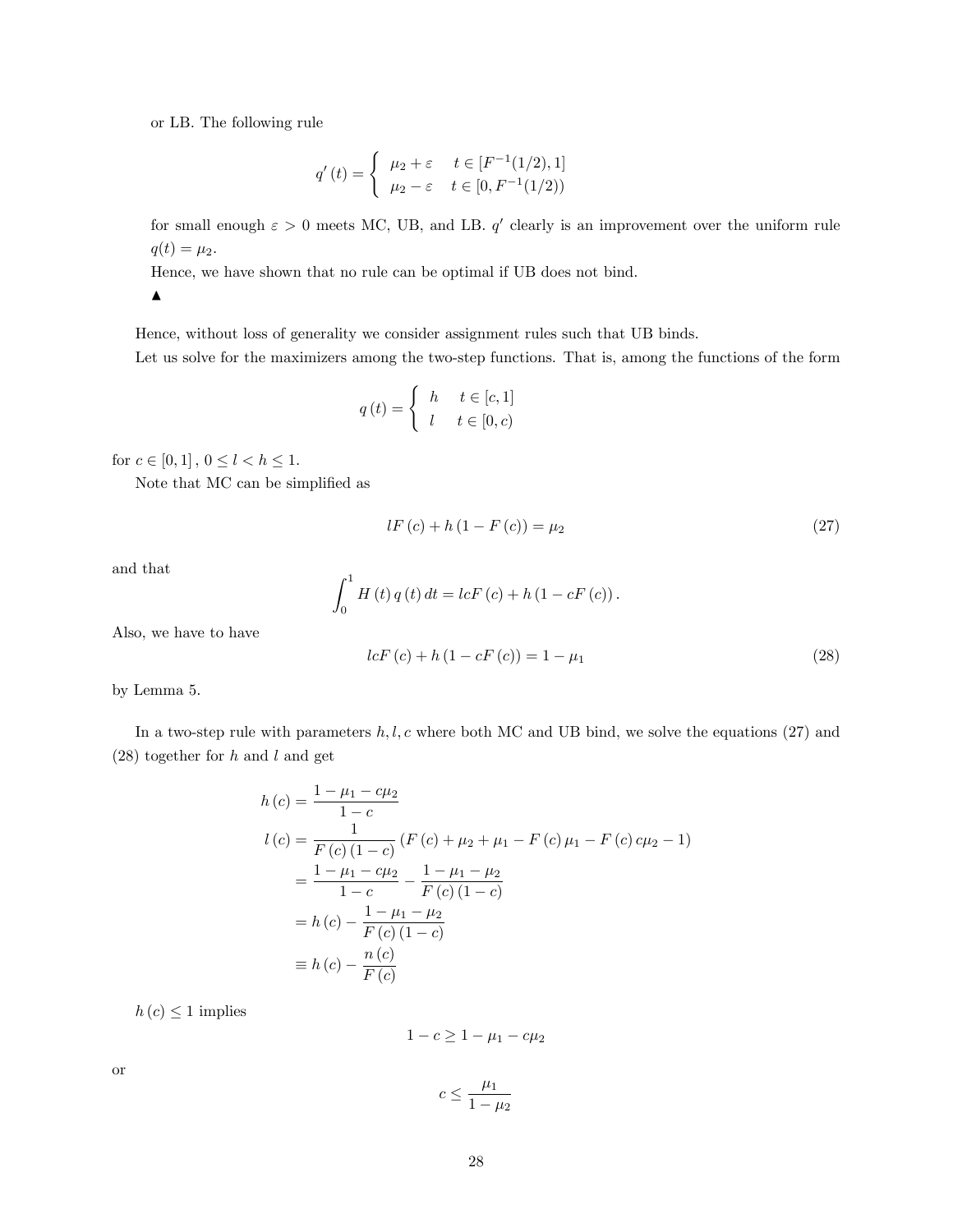or LB. The following rule

$$q'(t) = \begin{cases} \mu_2 + \varepsilon & t \in [F^{-1}(1/2), 1] \\ \mu_2 - \varepsilon & t \in [0, F^{-1}(1/2)) \end{cases}$$

for small enough $\varepsilon > 0$ meets MC, UB, and LB. $q'$ clearly is an improvement over the uniform rule $q(t) = \mu_2$.

Hence, we have shown that no rule can be optimal if UB does not bind.

▲

Hence, without loss of generality we consider assignment rules such that UB binds.

Let us solve for the maximizers among the two-step functions. That is, among the functions of the form

$$q(t) = \begin{cases} h & t \in [c, 1] \\ l & t \in [0, c) \end{cases}$$

for $c \in [0, 1]$, $0 \leq l < h \leq 1$.

Note that MC can be simplified as

$$lF(c) + h(1 - F(c)) = \mu_2 \tag{27}$$

and that

$$\int_0^1 H(t) q(t) \, dt = lcF(c) + h(1 - cF(c)).$$

Also, we have to have

$$lcF(c) + h(1 - cF(c)) = 1 - \mu_1 \tag{28}$$

by Lemma 5.

In a two-step rule with parameters $h, l, c$ where both MC and UB bind, we solve the equations (27) and (28) together for $h$ and $l$ and get

$$\begin{aligned} h(c) &= \frac{1 - \mu_1 - c\mu_2}{1 - c} \\ l(c) &= \frac{1}{F(c)(1-c)} \left( F(c) + \mu_2 + \mu_1 - F(c)\mu_1 - F(c)c\mu_2 - 1 \right) \\ &= \frac{1 - \mu_1 - c\mu_2}{1 - c} - \frac{1 - \mu_1 - \mu_2}{F(c)(1-c)} \\ &= h(c) - \frac{1 - \mu_1 - \mu_2}{F(c)(1-c)} \\ &\equiv h(c) - \frac{n(c)}{F(c)} \end{aligned}$$

$h(c) \leq 1$ implies

$$1 - c \geq 1 - \mu_1 - c\mu_2$$

or

$$c \leq \frac{\mu_1}{1 - \mu_2}$$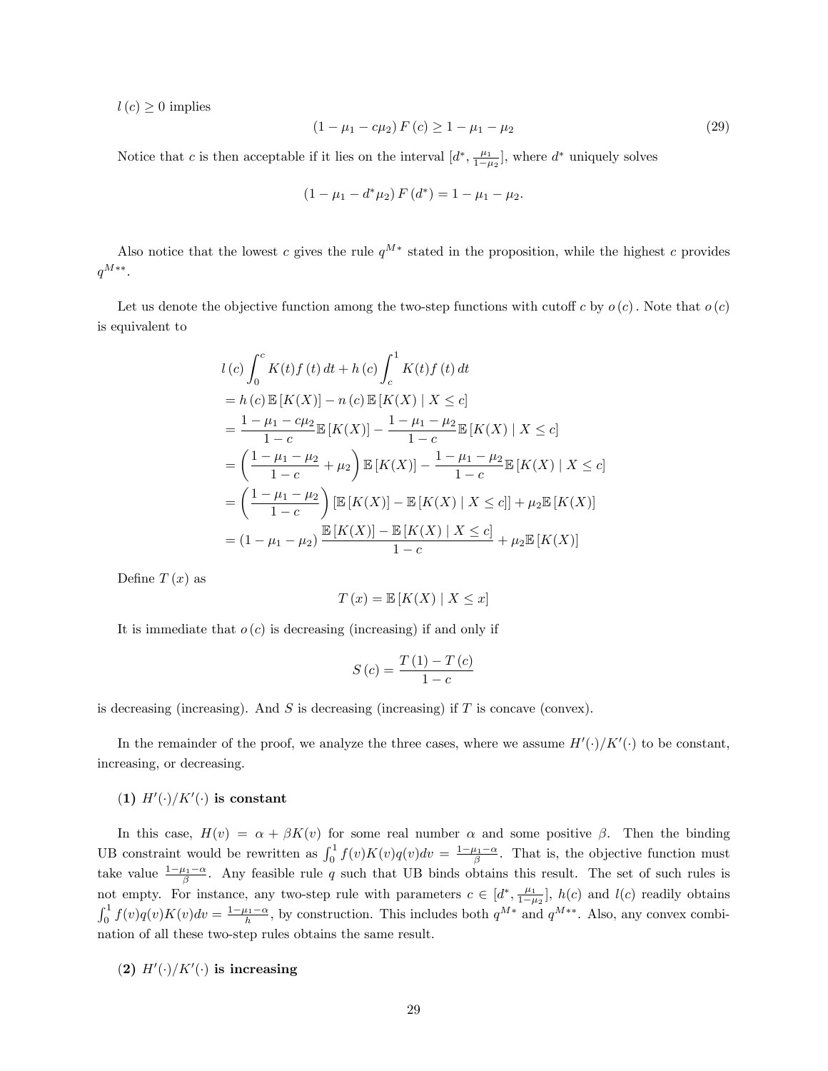$l(c) \geq 0$ implies

$$(1-\mu_1 - c\mu_2) F(c) \geq 1 - \mu_1 - \mu_2 \tag{29}$$

Notice that $c$ is then acceptable if it lies on the interval $[d^*, \frac{\mu_1}{1-\mu_2}]$, where $d^*$ uniquely solves

$$(1-\mu_1 - d^*\mu_2) F(d^*) = 1 - \mu_1 - \mu_2.$$

Also notice that the lowest $c$ gives the rule $q^{M*}$ stated in the proposition, while the highest $c$ provides $q^{M**}$.

Let us denote the objective function among the two-step functions with cutoff $c$ by $o(c)$. Note that $o(c)$ is equivalent to

$$
\begin{aligned}
& l(c) \int_0^c K(t) f(t)\, dt + h(c) \int_c^1 K(t) f(t)\, dt \\
&= h(c)\, \mathbb{E}[K(X)] - n(c)\, \mathbb{E}[K(X) \mid X \leq c] \\
&= \frac{1-\mu_1 - c\mu_2}{1-c} \mathbb{E}[K(X)] - \frac{1-\mu_1-\mu_2}{1-c} \mathbb{E}[K(X) \mid X \leq c] \\
&= \left( \frac{1-\mu_1-\mu_2}{1-c} + \mu_2 \right) \mathbb{E}[K(X)] - \frac{1-\mu_1-\mu_2}{1-c} \mathbb{E}[K(X) \mid X \leq c] \\
&= \left( \frac{1-\mu_1-\mu_2}{1-c} \right) \left[ \mathbb{E}[K(X)] - \mathbb{E}[K(X) \mid X \leq c] \right] + \mu_2 \mathbb{E}[K(X)] \\
&= (1-\mu_1-\mu_2) \frac{\mathbb{E}[K(X)] - \mathbb{E}[K(X) \mid X \leq c]}{1-c} + \mu_2 \mathbb{E}[K(X)]
\end{aligned}
$$

Define $T(x)$ as

$$T(x) = \mathbb{E}[K(X) \mid X \leq x]$$

It is immediate that $o(c)$ is decreasing (increasing) if and only if

$$S(c) = \frac{T(1) - T(c)}{1-c}$$

is decreasing (increasing). And $S$ is decreasing (increasing) if $T$ is concave (convex).

In the remainder of the proof, we analyze the three cases, where we assume $H'(\cdot)/K'(\cdot)$ to be constant, increasing, or decreasing.

**(1) $H'(\cdot)/K'(\cdot)$ is constant**

In this case, $H(v) = \alpha + \beta K(v)$ for some real number $\alpha$ and some positive $\beta$. Then the binding UB constraint would be rewritten as $\int_0^1 f(v) K(v) q(v) dv = \frac{1-\mu_1-\alpha}{\beta}$. That is, the objective function must take value $\frac{1-\mu_1-\alpha}{\beta}$. Any feasible rule $q$ such that UB binds obtains this result. The set of such rules is not empty. For instance, any two-step rule with parameters $c \in [d^*, \frac{\mu_1}{1-\mu_2}]$, $h(c)$ and $l(c)$ readily obtains $\int_0^1 f(v) q(v) K(v) dv = \frac{1-\mu_1-\alpha}{h}$, by construction. This includes both $q^{M*}$ and $q^{M**}$. Also, any convex combination of all these two-step rules obtains the same result.

**(2) $H'(\cdot)/K'(\cdot)$ is increasing**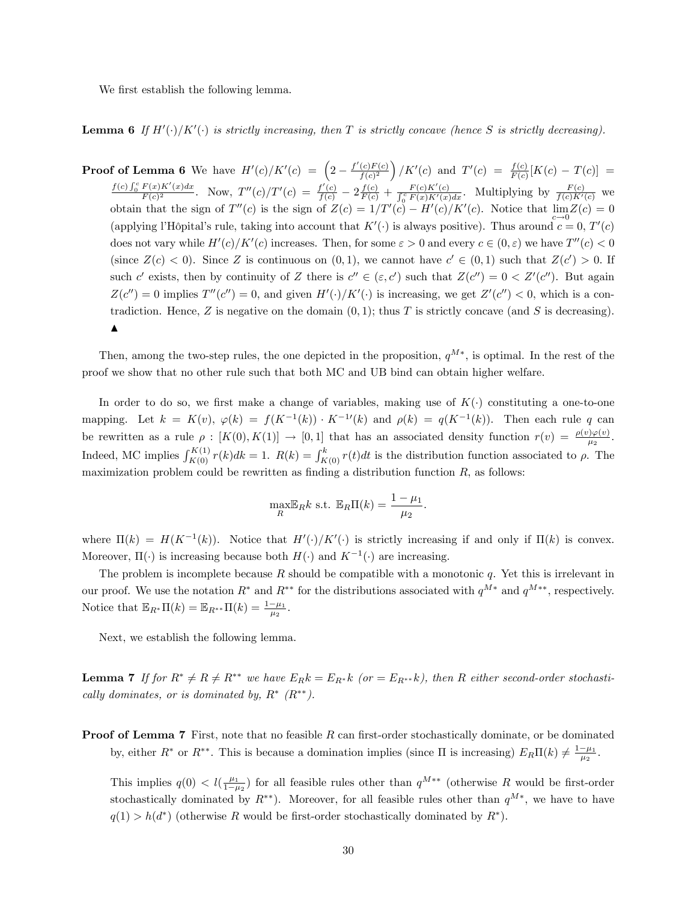We first establish the following lemma.

**Lemma 6** *If $H'(\cdot)/K'(\cdot)$ is strictly increasing, then $T$ is strictly concave (hence $S$ is strictly decreasing).*

**Proof of Lemma 6** We have $H'(c)/K'(c) = \left(2 - \frac{f'(c)F(c)}{f(c)^2}\right)/K'(c)$ and $T'(c) = \frac{f(c)}{F(c)}[K(c) - T(c)] = \frac{f(c)\int_0^c F(x)K'(x)dx}{F(c)^2}$. Now, $T''(c)/T'(c) = \frac{f'(c)}{f(c)} - 2\frac{f(c)}{F(c)} + \frac{F(c)K'(c)}{\int_0^c F(x)K'(x)dx}$. Multiplying by $\frac{F(c)}{f(c)K'(c)}$ we obtain that the sign of $T''(c)$ is the sign of $Z(c) = 1/T'(c) - H'(c)/K'(c)$. Notice that $\lim_{c \to 0} Z(c) = 0$ (applying l'Hôpital's rule, taking into account that $K'(\cdot)$ is always positive). Thus around $c = 0$, $T'(c)$ does not vary while $H'(c)/K'(c)$ increases. Then, for some $\varepsilon > 0$ and every $c \in (0, \varepsilon)$ we have $T''(c) < 0$ (since $Z(c) < 0$). Since $Z$ is continuous on $(0,1)$, we cannot have $c' \in (0,1)$ such that $Z(c') > 0$. If such $c'$ exists, then by continuity of $Z$ there is $c'' \in (\varepsilon, c')$ such that $Z(c'') = 0 < Z'(c'')$. But again $Z(c'') = 0$ implies $T''(c'') = 0$, and given $H'(\cdot)/K'(\cdot)$ is increasing, we get $Z'(c'') < 0$, which is a contradiction. Hence, $Z$ is negative on the domain $(0,1)$; thus $T$ is strictly concave (and $S$ is decreasing). ▲

Then, among the two-step rules, the one depicted in the proposition, $q^{M*}$, is optimal. In the rest of the proof we show that no other rule such that both MC and UB bind can obtain higher welfare.

In order to do so, we first make a change of variables, making use of $K(\cdot)$ constituting a one-to-one mapping. Let $k = K(v)$, $\varphi(k) = f(K^{-1}(k)) \cdot K^{-1\prime}(k)$ and $\rho(k) = q(K^{-1}(k))$. Then each rule $q$ can be rewritten as a rule $\rho : [K(0), K(1)] \to [0,1]$ that has an associated density function $r(v) = \frac{\rho(v)\varphi(v)}{\mu_2}$. Indeed, MC implies $\int_{K(0)}^{K(1)} r(k)dk = 1$. $R(k) = \int_{K(0)}^{k} r(t)dt$ is the distribution function associated to $\rho$. The maximization problem could be rewritten as finding a distribution function $R$, as follows:

$$\max_R \mathbb{E}_R k \text{ s.t. } \mathbb{E}_R \Pi(k) = \frac{1-\mu_1}{\mu_2}.$$

where $\Pi(k) = H(K^{-1}(k))$. Notice that $H'(\cdot)/K'(\cdot)$ is strictly increasing if and only if $\Pi(k)$ is convex. Moreover, $\Pi(\cdot)$ is increasing because both $H(\cdot)$ and $K^{-1}(\cdot)$ are increasing.

The problem is incomplete because $R$ should be compatible with a monotonic $q$. Yet this is irrelevant in our proof. We use the notation $R^*$ and $R^{**}$ for the distributions associated with $q^{M*}$ and $q^{M**}$, respectively. Notice that $\mathbb{E}_{R^*}\Pi(k) = \mathbb{E}_{R^{**}}\Pi(k) = \frac{1-\mu_1}{\mu_2}$.

Next, we establish the following lemma.

**Lemma 7** *If for $R^* \neq R \neq R^{**}$ we have $E_R k = E_{R^*} k$ (or $= E_{R^{**}} k$), then $R$ either second-order stochastically dominates, or is dominated by, $R^*$ ($R^{**}$).*

**Proof of Lemma 7** First, note that no feasible $R$ can first-order stochastically dominate, or be dominated by, either $R^*$ or $R^{**}$. This is because a domination implies (since $\Pi$ is increasing) $E_R \Pi(k) \neq \frac{1-\mu_1}{\mu_2}$.

This implies $q(0) < l(\frac{\mu_1}{1-\mu_2})$ for all feasible rules other than $q^{M**}$ (otherwise $R$ would be first-order stochastically dominated by $R^{**}$). Moreover, for all feasible rules other than $q^{M*}$, we have to have $q(1) > h(d^*)$ (otherwise $R$ would be first-order stochastically dominated by $R^*$).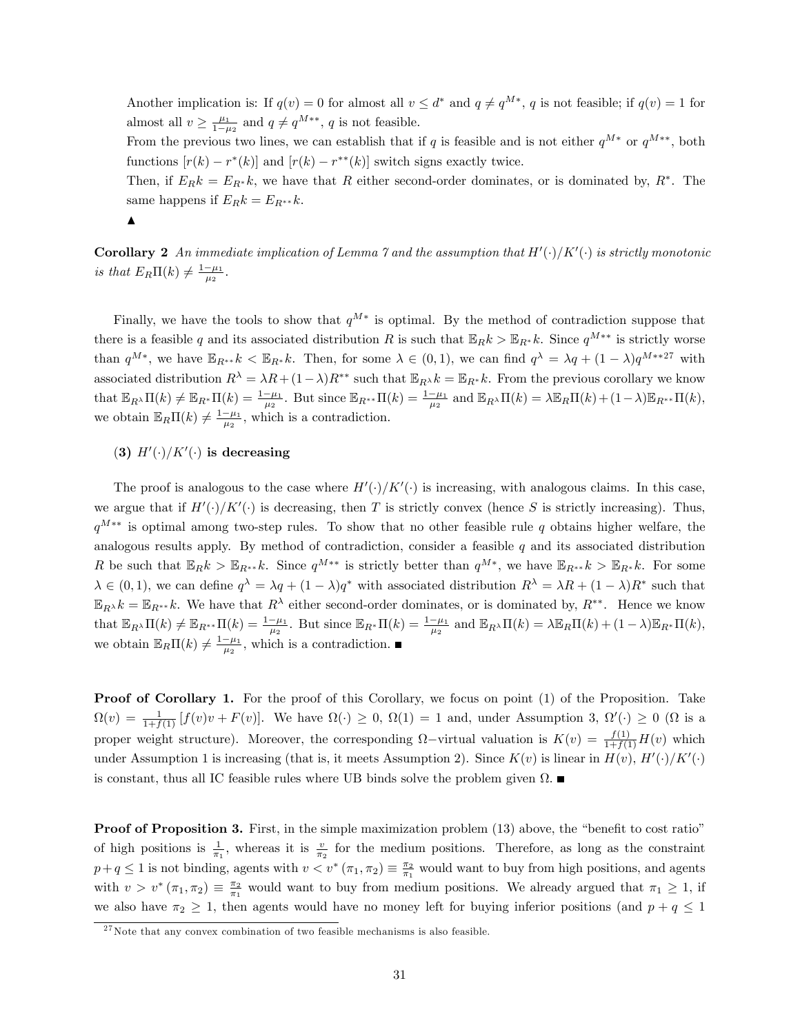Another implication is: If $q(v) = 0$ for almost all $v \leq d^*$ and $q \neq q^{M*}$, $q$ is not feasible; if $q(v) = 1$ for almost all $v \geq \frac{\mu_1}{1-\mu_2}$ and $q \neq q^{M**}$, $q$ is not feasible.

From the previous two lines, we can establish that if $q$ is feasible and is not either $q^{M*}$ or $q^{M**}$, both functions $[r(k) - r^*(k)]$ and $[r(k) - r^{**}(k)]$ switch signs exactly twice.

Then, if $E_R k = E_{R^*} k$, we have that $R$ either second-order dominates, or is dominated by, $R^*$. The same happens if $E_R k = E_{R^{**}} k$.

▲

**Corollary 2** *An immediate implication of Lemma 7 and the assumption that $H'(\cdot)/K'(\cdot)$ is strictly monotonic is that $E_R \Pi(k) \neq \frac{1-\mu_1}{\mu_2}$.*

Finally, we have the tools to show that $q^{M*}$ is optimal. By the method of contradiction suppose that there is a feasible $q$ and its associated distribution $R$ is such that $\mathbb{E}_R k > \mathbb{E}_{R^*} k$. Since $q^{M**}$ is strictly worse than $q^{M*}$, we have $\mathbb{E}_{R^{**}} k < \mathbb{E}_{R^*} k$. Then, for some $\lambda \in (0, 1)$, we can find $q^\lambda = \lambda q + (1-\lambda) q^{M**}$[27] with associated distribution $R^\lambda = \lambda R + (1-\lambda) R^{**}$ such that $\mathbb{E}_{R^\lambda} k = \mathbb{E}_{R^*} k$. From the previous corollary we know that $\mathbb{E}_{R^\lambda} \Pi(k) \neq \mathbb{E}_{R^*} \Pi(k) = \frac{1-\mu_1}{\mu_2}$. But since $\mathbb{E}_{R^{**}} \Pi(k) = \frac{1-\mu_1}{\mu_2}$ and $\mathbb{E}_{R^\lambda} \Pi(k) = \lambda \mathbb{E}_R \Pi(k) + (1-\lambda) \mathbb{E}_{R^{**}} \Pi(k)$, we obtain $\mathbb{E}_R \Pi(k) \neq \frac{1-\mu_1}{\mu_2}$, which is a contradiction.

### (3) $H'(\cdot)/K'(\cdot)$ is decreasing

The proof is analogous to the case where $H'(\cdot)/K'(\cdot)$ is increasing, with analogous claims. In this case, we argue that if $H'(\cdot)/K'(\cdot)$ is decreasing, then $T$ is strictly convex (hence $S$ is strictly increasing). Thus, $q^{M**}$ is optimal among two-step rules. To show that no other feasible rule $q$ obtains higher welfare, the analogous results apply. By method of contradiction, consider a feasible $q$ and its associated distribution $R$ be such that $\mathbb{E}_R k > \mathbb{E}_{R^{**}} k$. Since $q^{M**}$ is strictly better than $q^{M*}$, we have $\mathbb{E}_{R^{**}} k > \mathbb{E}_{R^*} k$. For some $\lambda \in (0, 1)$, we can define $q^\lambda = \lambda q + (1-\lambda) q^*$ with associated distribution $R^\lambda = \lambda R + (1-\lambda) R^*$ such that $\mathbb{E}_{R^\lambda} k = \mathbb{E}_{R^{**}} k$. We have that $R^\lambda$ either second-order dominates, or is dominated by, $R^{**}$. Hence we know that $\mathbb{E}_{R^\lambda} \Pi(k) \neq \mathbb{E}_{R^{**}} \Pi(k) = \frac{1-\mu_1}{\mu_2}$. But since $\mathbb{E}_{R^*} \Pi(k) = \frac{1-\mu_1}{\mu_2}$ and $\mathbb{E}_{R^\lambda} \Pi(k) = \lambda \mathbb{E}_R \Pi(k) + (1-\lambda) \mathbb{E}_{R^*} \Pi(k)$, we obtain $\mathbb{E}_R \Pi(k) \neq \frac{1-\mu_1}{\mu_2}$, which is a contradiction. ■

**Proof of Corollary 1.** For the proof of this Corollary, we focus on point (1) of the Proposition. Take $\Omega(v) = \frac{1}{1+f(1)} [f(v)v + F(v)]$. We have $\Omega(\cdot) \geq 0$, $\Omega(1) = 1$ and, under Assumption 3, $\Omega'(\cdot) \geq 0$ ($\Omega$ is a proper weight structure). Moreover, the corresponding $\Omega-$virtual valuation is $K(v) = \frac{f(1)}{1+f(1)} H(v)$ which under Assumption 1 is increasing (that is, it meets Assumption 2). Since $K(v)$ is linear in $H(v)$, $H'(\cdot)/K'(\cdot)$ is constant, thus all IC feasible rules where UB binds solve the problem given $\Omega$. ■

**Proof of Proposition 3.** First, in the simple maximization problem (13) above, the "benefit to cost ratio" of high positions is $\frac{1}{\pi_1}$, whereas it is $\frac{v}{\pi_2}$ for the medium positions. Therefore, as long as the constraint $p + q \leq 1$ is not binding, agents with $v < v^*(\pi_1, \pi_2) \equiv \frac{\pi_2}{\pi_1}$ would want to buy from high positions, and agents with $v > v^*(\pi_1, \pi_2) \equiv \frac{\pi_2}{\pi_1}$ would want to buy from medium positions. We already argued that $\pi_1 \geq 1$, if we also have $\pi_2 \geq 1$, then agents would have no money left for buying inferior positions (and $p + q \leq 1$

[27] Note that any convex combination of two feasible mechanisms is also feasible.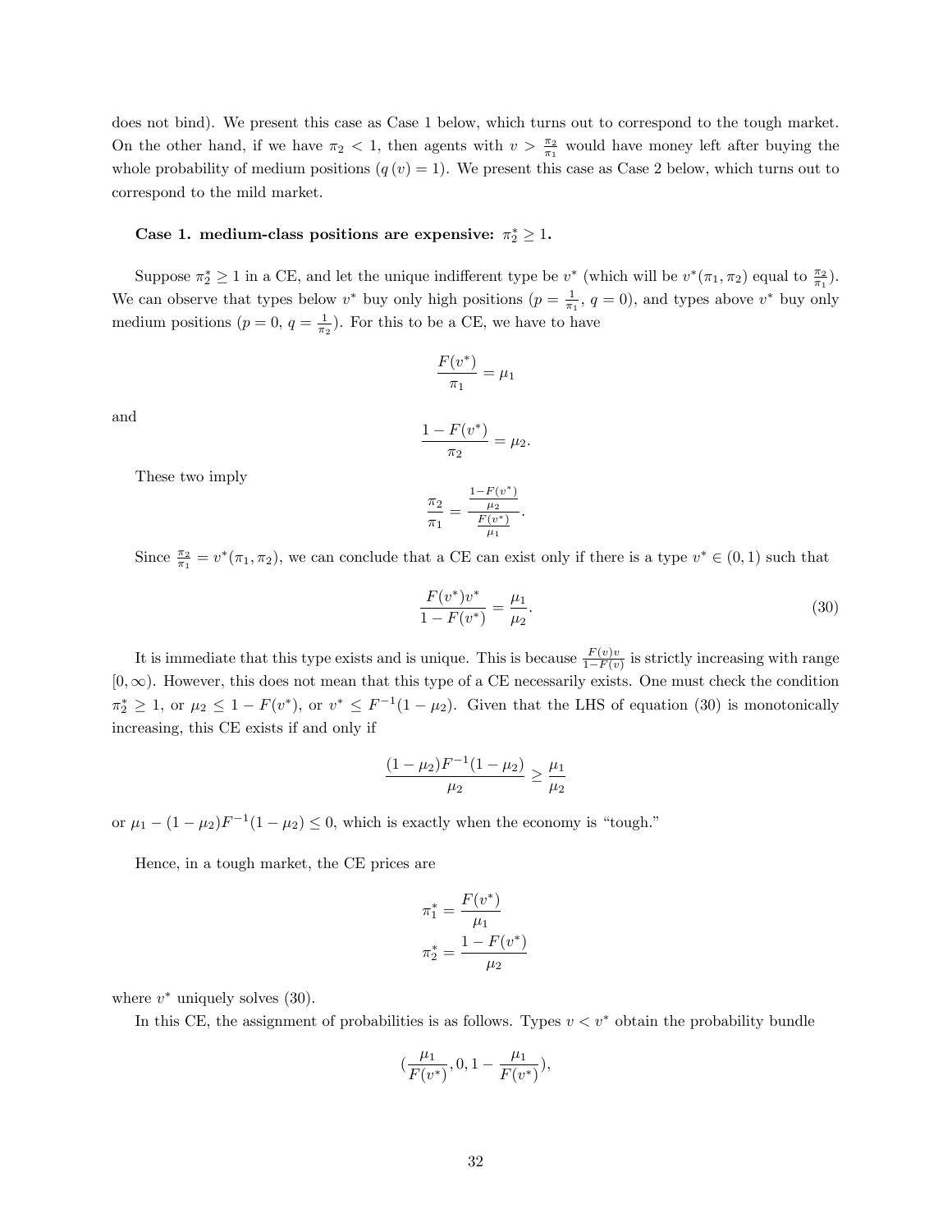does not bind). We present this case as Case 1 below, which turns out to correspond to the tough market. On the other hand, if we have $\pi_2 < 1$, then agents with $v > \frac{\pi_2}{\pi_1}$ would have money left after buying the whole probability of medium positions ($q(v) = 1$). We present this case as Case 2 below, which turns out to correspond to the mild market.

**Case 1. medium-class positions are expensive: $\pi_2^* \geq 1$.**

Suppose $\pi_2^* \geq 1$ in a CE, and let the unique indifferent type be $v^*$ (which will be $v^*(\pi_1, \pi_2)$ equal to $\frac{\pi_2}{\pi_1}$). We can observe that types below $v^*$ buy only high positions ($p = \frac{1}{\pi_1}$, $q = 0$), and types above $v^*$ buy only medium positions ($p = 0$, $q = \frac{1}{\pi_2}$). For this to be a CE, we have to have

$$\frac{F(v^*)}{\pi_1} = \mu_1$$

and

$$\frac{1 - F(v^*)}{\pi_2} = \mu_2.$$

These two imply

$$\frac{\pi_2}{\pi_1} = \frac{\frac{1-F(v^*)}{\mu_2}}{\frac{F(v^*)}{\mu_1}}.$$

Since $\frac{\pi_2}{\pi_1} = v^*(\pi_1, \pi_2)$, we can conclude that a CE can exist only if there is a type $v^* \in (0, 1)$ such that

$$\frac{F(v^*)v^*}{1 - F(v^*)} = \frac{\mu_1}{\mu_2}. \tag{30}$$

It is immediate that this type exists and is unique. This is because $\frac{F(v)v}{1-F(v)}$ is strictly increasing with range $[0, \infty)$. However, this does not mean that this type of a CE necessarily exists. One must check the condition $\pi_2^* \geq 1$, or $\mu_2 \leq 1 - F(v^*)$, or $v^* \leq F^{-1}(1 - \mu_2)$. Given that the LHS of equation (30) is monotonically increasing, this CE exists if and only if

$$\frac{(1 - \mu_2)F^{-1}(1 - \mu_2)}{\mu_2} \geq \frac{\mu_1}{\mu_2}$$

or $\mu_1 - (1 - \mu_2)F^{-1}(1 - \mu_2) \leq 0$, which is exactly when the economy is "tough."

Hence, in a tough market, the CE prices are

$$\pi_1^* = \frac{F(v^*)}{\mu_1}$$
$$\pi_2^* = \frac{1 - F(v^*)}{\mu_2}$$

where $v^*$ uniquely solves (30).

In this CE, the assignment of probabilities is as follows. Types $v < v^*$ obtain the probability bundle

$$\left(\frac{\mu_1}{F(v^*)}, 0, 1 - \frac{\mu_1}{F(v^*)}\right),$$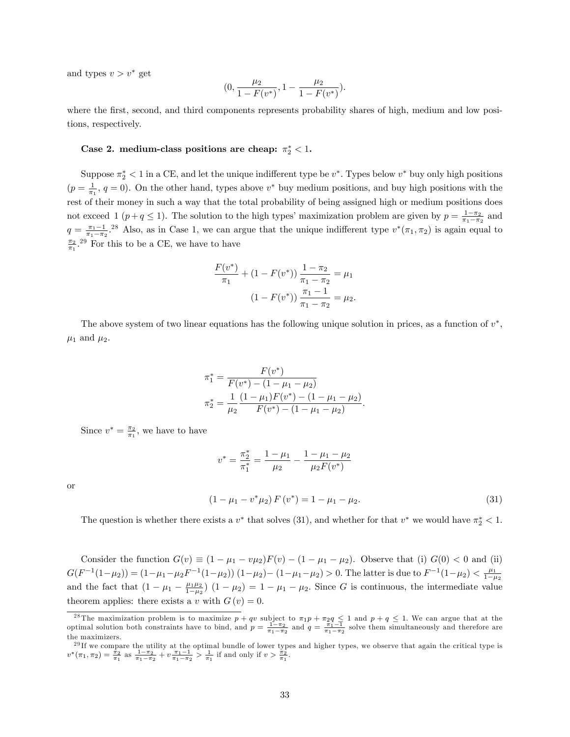and types $v > v^*$ get

$$(0, \frac{\mu_2}{1-F(v^*)}, 1 - \frac{\mu_2}{1-F(v^*)}).$$

where the first, second, and third components represents probability shares of high, medium and low positions, respectively.

**Case 2. medium-class positions are cheap: $\pi_2^* < 1$.**

Suppose $\pi_2^* < 1$ in a CE, and let the unique indifferent type be $v^*$. Types below $v^*$ buy only high positions ($p = \frac{1}{\pi_1}$, $q = 0$). On the other hand, types above $v^*$ buy medium positions, and buy high positions with the rest of their money in such a way that the total probability of being assigned high or medium positions does not exceed 1 ($p + q \leq 1$). The solution to the high types' maximization problem are given by $p = \frac{1-\pi_2}{\pi_1 - \pi_2}$ and $q = \frac{\pi_1 - 1}{\pi_1 - \pi_2}$.[28] Also, as in Case 1, we can argue that the unique indifferent type $v^*(\pi_1, \pi_2)$ is again equal to $\frac{\pi_2}{\pi_1}$.[29] For this to be a CE, we have to have

$$\frac{F(v^*)}{\pi_1} + (1 - F(v^*))\frac{1-\pi_2}{\pi_1 - \pi_2} = \mu_1$$
$$(1 - F(v^*))\frac{\pi_1 - 1}{\pi_1 - \pi_2} = \mu_2.$$

The above system of two linear equations has the following unique solution in prices, as a function of $v^*$, $\mu_1$ and $\mu_2$.

$$\pi_1^* = \frac{F(v^*)}{F(v^*) - (1 - \mu_1 - \mu_2)}$$
$$\pi_2^* = \frac{1}{\mu_2}\frac{(1-\mu_1)F(v^*) - (1 - \mu_1 - \mu_2)}{F(v^*) - (1 - \mu_1 - \mu_2)}.$$

Since $v^* = \frac{\pi_2}{\pi_1}$, we have to have

$$v^* = \frac{\pi_2^*}{\pi_1^*} = \frac{1-\mu_1}{\mu_2} - \frac{1-\mu_1-\mu_2}{\mu_2 F(v^*)}$$

or

$$(1 - \mu_1 - v^* \mu_2) F(v^*) = 1 - \mu_1 - \mu_2. \tag{31}$$

The question is whether there exists a $v^*$ that solves (31), and whether for that $v^*$ we would have $\pi_2^* < 1$.

Consider the function $G(v) \equiv (1 - \mu_1 - v\mu_2)F(v) - (1 - \mu_1 - \mu_2)$. Observe that (i) $G(0) < 0$ and (ii) $G(F^{-1}(1-\mu_2)) = (1 - \mu_1 - \mu_2 F^{-1}(1-\mu_2))(1-\mu_2) - (1-\mu_1-\mu_2) > 0$. The latter is due to $F^{-1}(1-\mu_2) < \frac{\mu_1}{1-\mu_2}$ and the fact that $(1 - \mu_1 - \frac{\mu_1\mu_2}{1-\mu_2})(1-\mu_2) = 1 - \mu_1 - \mu_2$. Since $G$ is continuous, the intermediate value theorem applies: there exists a $v$ with $G(v) = 0$.

---

[28] The maximization problem is to maximize $p + qv$ subject to $\pi_1 p + \pi_2 q \leq 1$ and $p + q \leq 1$. We can argue that at the optimal solution both constraints have to bind, and $p = \frac{1-\pi_2}{\pi_1-\pi_2}$ and $q = \frac{\pi_1-1}{\pi_1-\pi_2}$ solve them simultaneously and therefore are the maximizers.

[29] If we compare the utility at the optimal bundle of lower types and higher types, we observe that again the critical type is $v^*(\pi_1, \pi_2) = \frac{\pi_2}{\pi_1}$ as $\frac{1-\pi_2}{\pi_1-\pi_2} + v\frac{\pi_1-1}{\pi_1-\pi_2} > \frac{1}{\pi_1}$ if and only if $v > \frac{\pi_2}{\pi_1}$.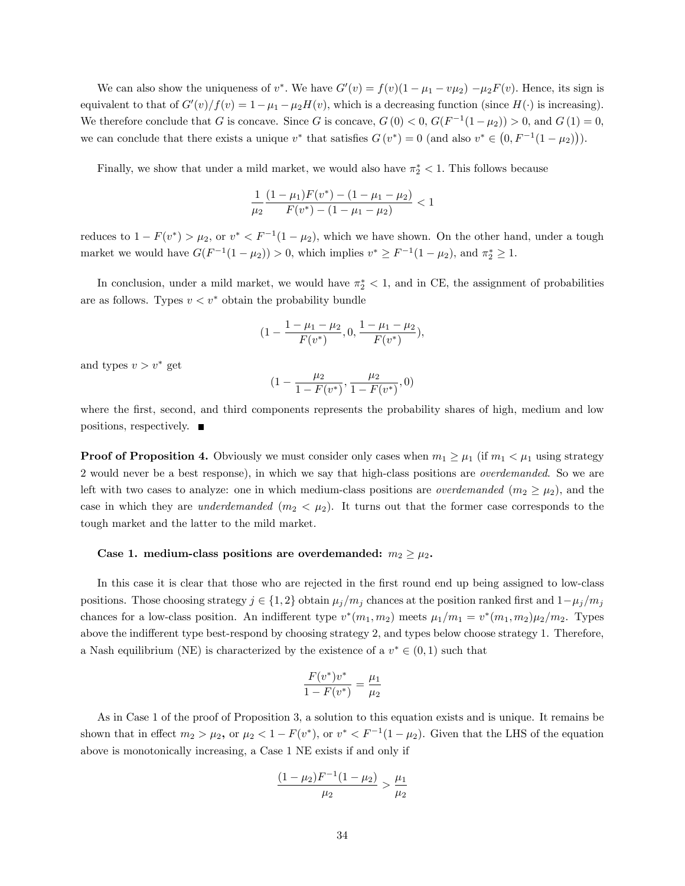We can also show the uniqueness of $v^*$. We have $G'(v) = f(v)(1 - \mu_1 - v\mu_2) - \mu_2 F(v)$. Hence, its sign is equivalent to that of $G'(v)/f(v) = 1 - \mu_1 - \mu_2 H(v)$, which is a decreasing function (since $H(\cdot)$ is increasing). We therefore conclude that $G$ is concave. Since $G$ is concave, $G(0) < 0$, $G(F^{-1}(1-\mu_2)) > 0$, and $G(1) = 0$, we can conclude that there exists a unique $v^*$ that satisfies $G(v^*) = 0$ (and also $v^* \in \left(0, F^{-1}(1-\mu_2)\right)$).

Finally, we show that under a mild market, we would also have $\pi_2^* < 1$. This follows because

$$\frac{1}{\mu_2} \frac{(1-\mu_1)F(v^*) - (1 - \mu_1 - \mu_2)}{F(v^*) - (1 - \mu_1 - \mu_2)} < 1$$

reduces to $1 - F(v^*) > \mu_2$, or $v^* < F^{-1}(1-\mu_2)$, which we have shown. On the other hand, under a tough market we would have $G(F^{-1}(1-\mu_2)) > 0$, which implies $v^* \geq F^{-1}(1-\mu_2)$, and $\pi_2^* \geq 1$.

In conclusion, under a mild market, we would have $\pi_2^* < 1$, and in CE, the assignment of probabilities are as follows. Types $v < v^*$ obtain the probability bundle

$$(1 - \frac{1-\mu_1-\mu_2}{F(v^*)}, 0, \frac{1-\mu_1-\mu_2}{F(v^*)}),$$

and types $v > v^*$ get

$$(1 - \frac{\mu_2}{1-F(v^*)}, \frac{\mu_2}{1-F(v^*)}, 0)$$

where the first, second, and third components represents the probability shares of high, medium and low positions, respectively. ■

**Proof of Proposition 4.** Obviously we must consider only cases when $m_1 \geq \mu_1$ (if $m_1 < \mu_1$ using strategy 2 would never be a best response), in which we say that high-class positions are *overdemanded*. So we are left with two cases to analyze: one in which medium-class positions are *overdemanded* ($m_2 \geq \mu_2$), and the case in which they are *underdemanded* ($m_2 < \mu_2$). It turns out that the former case corresponds to the tough market and the latter to the mild market.

**Case 1. medium-class positions are overdemanded: $m_2 \geq \mu_2$.**

In this case it is clear that those who are rejected in the first round end up being assigned to low-class positions. Those choosing strategy $j \in \{1, 2\}$ obtain $\mu_j/m_j$ chances at the position ranked first and $1 - \mu_j/m_j$ chances for a low-class position. An indifferent type $v^*(m_1, m_2)$ meets $\mu_1/m_1 = v^*(m_1, m_2)\mu_2/m_2$. Types above the indifferent type best-respond by choosing strategy 2, and types below choose strategy 1. Therefore, a Nash equilibrium (NE) is characterized by the existence of a $v^* \in (0, 1)$ such that

$$\frac{F(v^*)v^*}{1-F(v^*)} = \frac{\mu_1}{\mu_2}$$

As in Case 1 of the proof of Proposition 3, a solution to this equation exists and is unique. It remains be shown that in effect $m_2 > \mu_2$**,** or $\mu_2 < 1 - F(v^*)$, or $v^* < F^{-1}(1-\mu_2)$. Given that the LHS of the equation above is monotonically increasing, a Case 1 NE exists if and only if

$$\frac{(1-\mu_2)F^{-1}(1-\mu_2)}{\mu_2} > \frac{\mu_1}{\mu_2}$$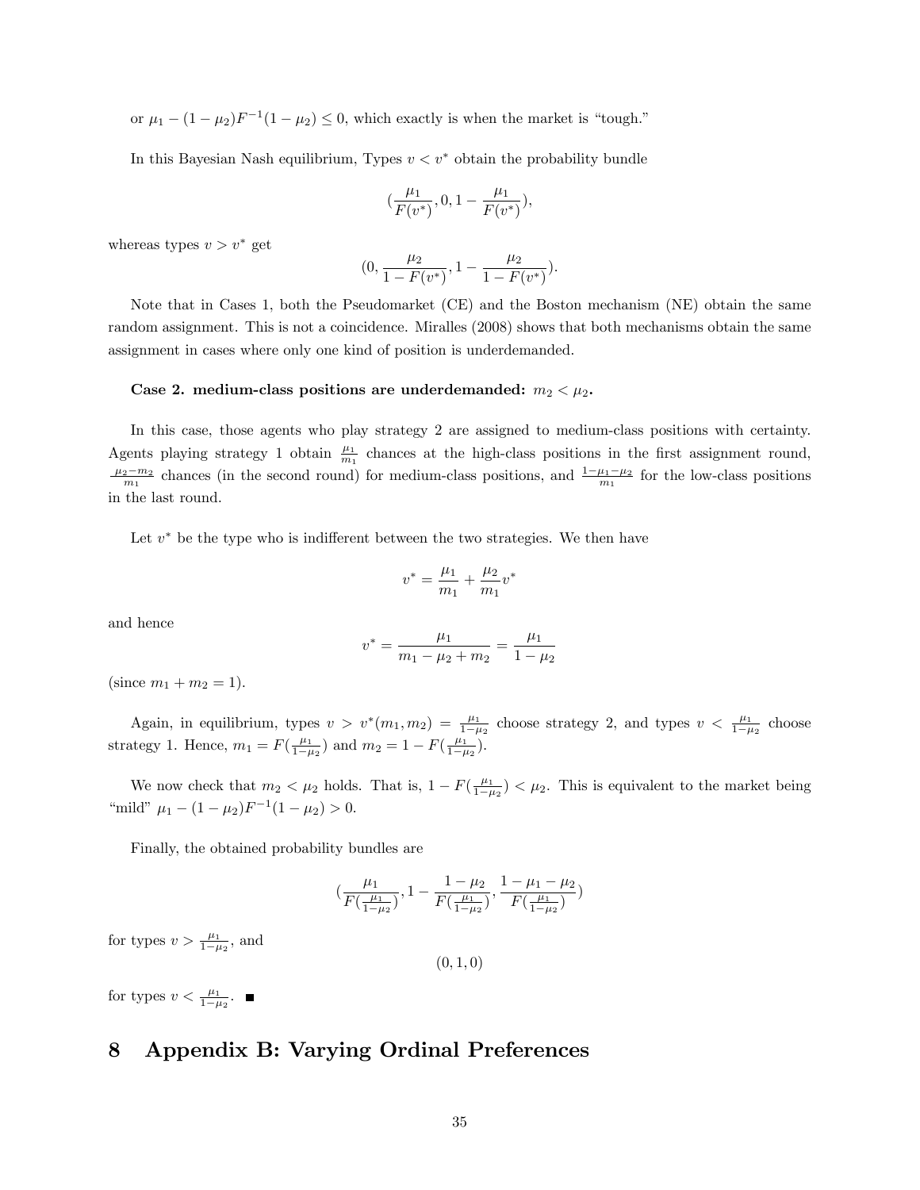or $\mu_1 - (1-\mu_2)F^{-1}(1-\mu_2) \leq 0$, which exactly is when the market is "tough."

In this Bayesian Nash equilibrium, Types $v < v^*$ obtain the probability bundle

$$(\frac{\mu_1}{F(v^*)}, 0, 1 - \frac{\mu_1}{F(v^*)}),$$

whereas types $v > v^*$ get

$$(0, \frac{\mu_2}{1-F(v^*)}, 1 - \frac{\mu_2}{1-F(v^*)}).$$

Note that in Cases 1, both the Pseudomarket (CE) and the Boston mechanism (NE) obtain the same random assignment. This is not a coincidence. Miralles (2008) shows that both mechanisms obtain the same assignment in cases where only one kind of position is underdemanded.

**Case 2. medium-class positions are underdemanded: $m_2 < \mu_2$.**

In this case, those agents who play strategy 2 are assigned to medium-class positions with certainty. Agents playing strategy 1 obtain $\frac{\mu_1}{m_1}$ chances at the high-class positions in the first assignment round, $\frac{\mu_2 - m_2}{m_1}$ chances (in the second round) for medium-class positions, and $\frac{1-\mu_1-\mu_2}{m_1}$ for the low-class positions in the last round.

Let $v^*$ be the type who is indifferent between the two strategies. We then have

$$v^* = \frac{\mu_1}{m_1} + \frac{\mu_2}{m_1} v^*$$

and hence

$$v^* = \frac{\mu_1}{m_1 - \mu_2 + m_2} = \frac{\mu_1}{1-\mu_2}$$

(since $m_1 + m_2 = 1$).

Again, in equilibrium, types $v > v^*(m_1, m_2) = \frac{\mu_1}{1-\mu_2}$ choose strategy 2, and types $v < \frac{\mu_1}{1-\mu_2}$ choose strategy 1. Hence, $m_1 = F(\frac{\mu_1}{1-\mu_2})$ and $m_2 = 1 - F(\frac{\mu_1}{1-\mu_2})$.

We now check that $m_2 < \mu_2$ holds. That is, $1 - F(\frac{\mu_1}{1-\mu_2}) < \mu_2$. This is equivalent to the market being "mild" $\mu_1 - (1-\mu_2)F^{-1}(1-\mu_2) > 0$.

Finally, the obtained probability bundles are

$$(\frac{\mu_1}{F(\frac{\mu_1}{1-\mu_2})}, 1 - \frac{1-\mu_2}{F(\frac{\mu_1}{1-\mu_2})}, \frac{1-\mu_1-\mu_2}{F(\frac{\mu_1}{1-\mu_2})})$$

for types $v > \frac{\mu_1}{1-\mu_2}$, and

$$(0, 1, 0)$$

for types $v < \frac{\mu_1}{1-\mu_2}$. ■

# 8 Appendix B: Varying Ordinal Preferences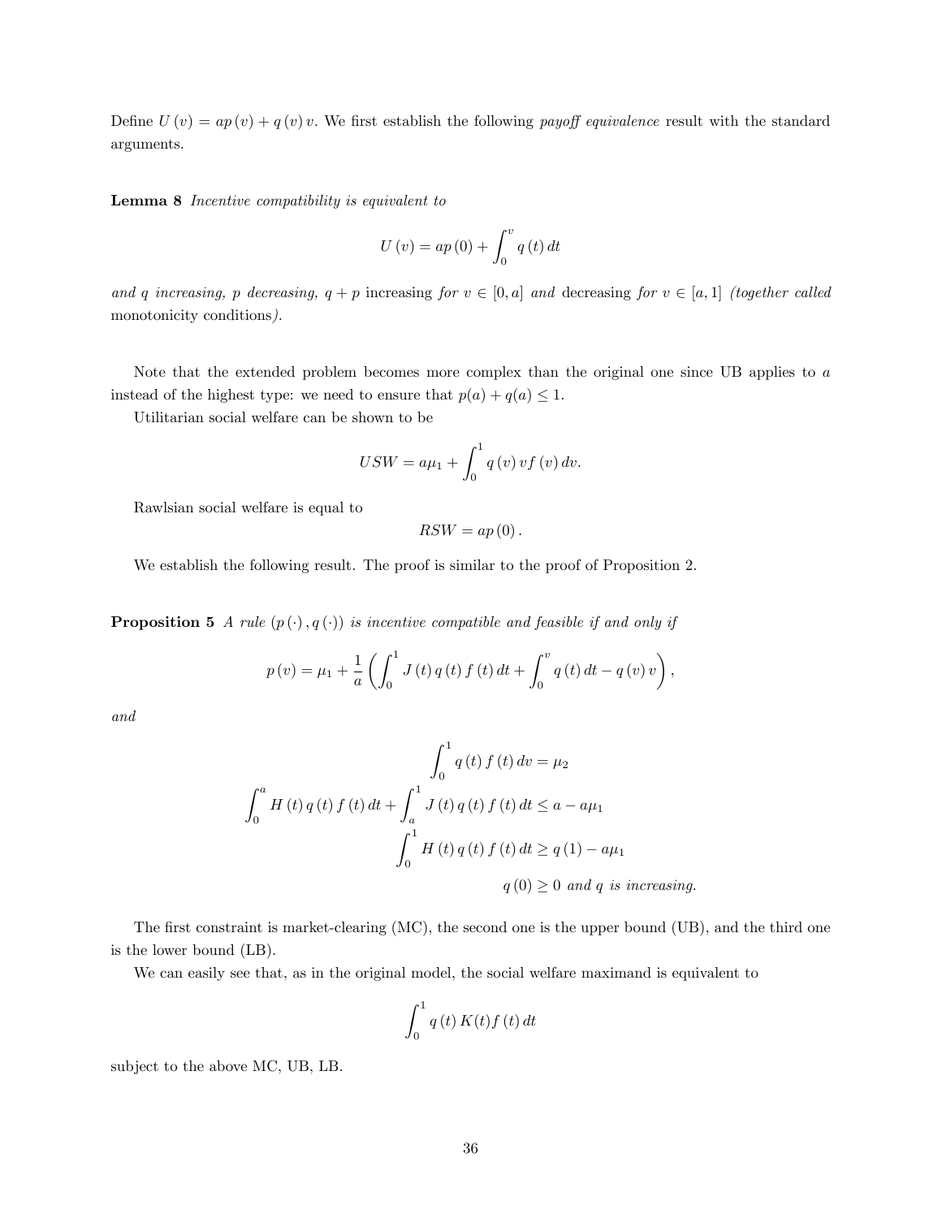Define $U(v) = ap(v) + q(v)v$. We first establish the following *payoff equivalence* result with the standard arguments.

**Lemma 8** *Incentive compatibility is equivalent to*

$$U(v) = ap(0) + \int_0^v q(t)\,dt$$

*and $q$ increasing, $p$ decreasing, $q + p$* increasing *for $v \in [0, a]$ and* decreasing *for $v \in [a, 1]$ (together called* monotonicity conditions*).*

Note that the extended problem becomes more complex than the original one since UB applies to $a$ instead of the highest type: we need to ensure that $p(a) + q(a) \leq 1$.

Utilitarian social welfare can be shown to be

$$USW = a\mu_1 + \int_0^1 q(v)\,vf(v)\,dv.$$

Rawlsian social welfare is equal to

$$RSW = ap(0).$$

We establish the following result. The proof is similar to the proof of Proposition 2.

**Proposition 5** *A rule $(p(\cdot), q(\cdot))$ is incentive compatible and feasible if and only if*

$$p(v) = \mu_1 + \frac{1}{a}\left(\int_0^1 J(t)\,q(t)\,f(t)\,dt + \int_0^v q(t)\,dt - q(v)\,v\right),$$

*and*

$$\int_0^1 q(t)\,f(t)\,dv = \mu_2$$

$$\int_0^a H(t)\,q(t)\,f(t)\,dt + \int_a^1 J(t)\,q(t)\,f(t)\,dt \leq a - a\mu_1$$

$$\int_0^1 H(t)\,q(t)\,f(t)\,dt \geq q(1) - a\mu_1$$

$$q(0) \geq 0 \text{ and } q \text{ is increasing.}$$

The first constraint is market-clearing (MC), the second one is the upper bound (UB), and the third one is the lower bound (LB).

We can easily see that, as in the original model, the social welfare maximand is equivalent to

$$\int_0^1 q(t)\,K(t)f(t)\,dt$$

subject to the above MC, UB, LB.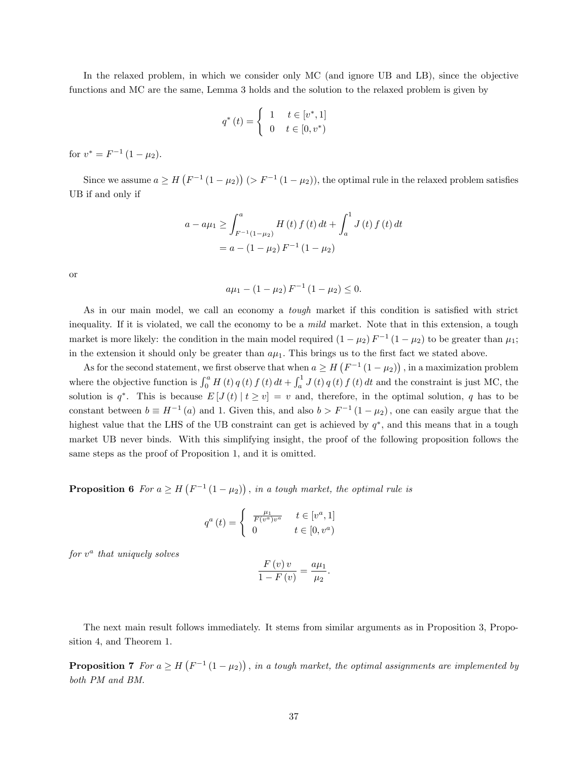In the relaxed problem, in which we consider only MC (and ignore UB and LB), since the objective functions and MC are the same, Lemma 3 holds and the solution to the relaxed problem is given by

$$q^*(t) = \begin{cases} 1 & t \in [v^*, 1] \\ 0 & t \in [0, v^*) \end{cases}$$

for $v^* = F^{-1}(1-\mu_2)$.

Since we assume $a \geq H\left(F^{-1}(1-\mu_2)\right)$ ($> F^{-1}(1-\mu_2)$), the optimal rule in the relaxed problem satisfies UB if and only if

$$\begin{aligned} a - a\mu_1 &\geq \int_{F^{-1}(1-\mu_2)}^{a} H(t) f(t)\, dt + \int_a^1 J(t) f(t)\, dt \\ &= a - (1-\mu_2) F^{-1}(1-\mu_2) \end{aligned}$$

or

$$a\mu_1 - (1-\mu_2) F^{-1}(1-\mu_2) \leq 0.$$

As in our main model, we call an economy a *tough* market if this condition is satisfied with strict inequality. If it is violated, we call the economy to be a *mild* market. Note that in this extension, a tough market is more likely: the condition in the main model required $(1-\mu_2) F^{-1}(1-\mu_2)$ to be greater than $\mu_1$; in the extension it should only be greater than $a\mu_1$. This brings us to the first fact we stated above.

As for the second statement, we first observe that when $a \geq H\left(F^{-1}(1-\mu_2)\right)$, in a maximization problem where the objective function is $\int_0^a H(t) q(t) f(t)\, dt + \int_a^1 J(t) q(t) f(t)\, dt$ and the constraint is just MC, the solution is $q^*$. This is because $E[J(t) \mid t \geq v] = v$ and, therefore, in the optimal solution, $q$ has to be constant between $b \equiv H^{-1}(a)$ and 1. Given this, and also $b > F^{-1}(1-\mu_2)$, one can easily argue that the highest value that the LHS of the UB constraint can get is achieved by $q^*$, and this means that in a tough market UB never binds. With this simplifying insight, the proof of the following proposition follows the same steps as the proof of Proposition 1, and it is omitted.

**Proposition 6** *For $a \geq H\left(F^{-1}(1-\mu_2)\right)$, in a tough market, the optimal rule is*

$$q^a(t) = \begin{cases} \frac{\mu_1}{F(v^a) v^a} & t \in [v^a, 1] \\ 0 & t \in [0, v^a) \end{cases}$$

*for $v^a$ that uniquely solves*

$$\frac{F(v)\, v}{1 - F(v)} = \frac{a\mu_1}{\mu_2}.$$

The next main result follows immediately. It stems from similar arguments as in Proposition 3, Proposition 4, and Theorem 1.

**Proposition 7** *For $a \geq H\left(F^{-1}(1-\mu_2)\right)$, in a tough market, the optimal assignments are implemented by both PM and BM.*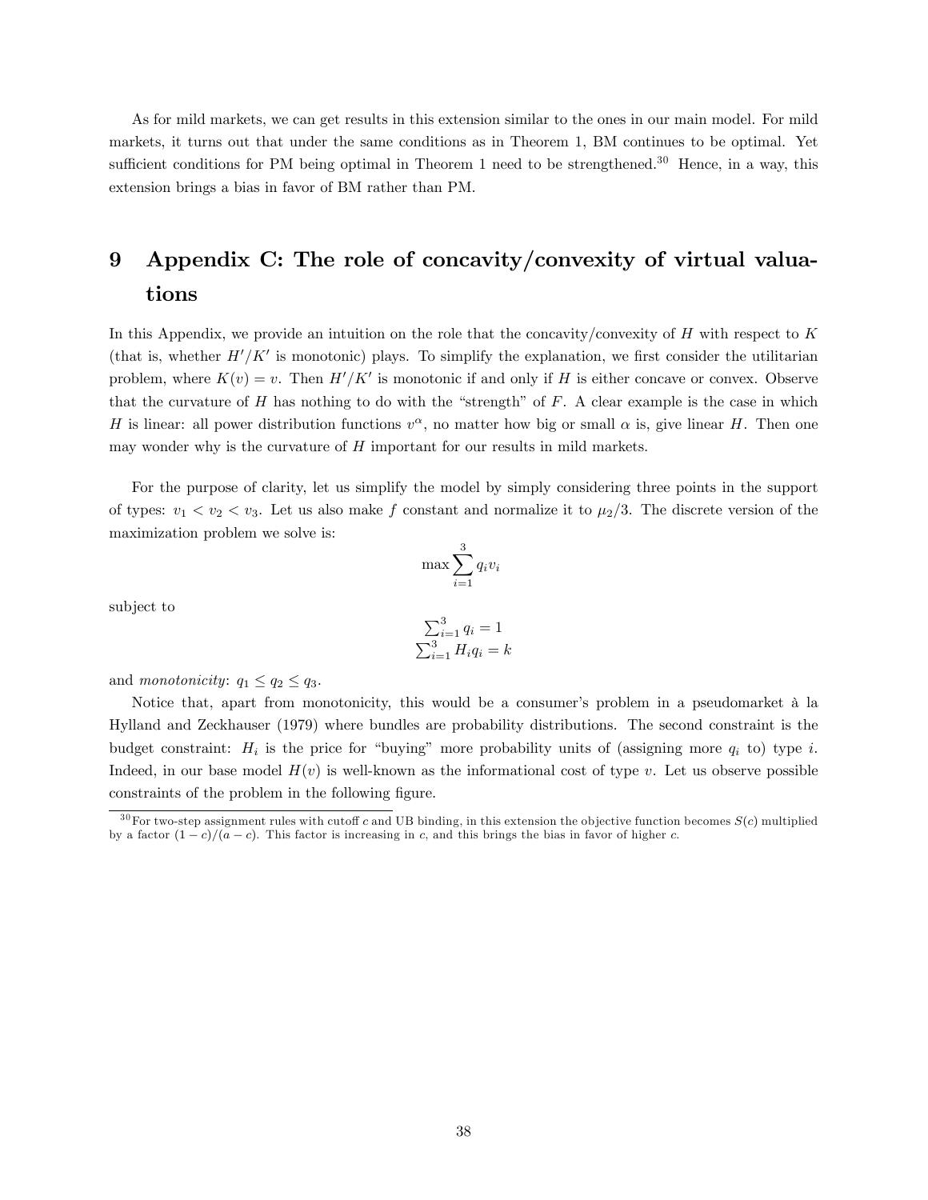As for mild markets, we can get results in this extension similar to the ones in our main model. For mild markets, it turns out that under the same conditions as in Theorem 1, BM continues to be optimal. Yet sufficient conditions for PM being optimal in Theorem 1 need to be strengthened.[30] Hence, in a way, this extension brings a bias in favor of BM rather than PM.

# 9 Appendix C: The role of concavity/convexity of virtual valuations

In this Appendix, we provide an intuition on the role that the concavity/convexity of $H$ with respect to $K$ (that is, whether $H'/K'$ is monotonic) plays. To simplify the explanation, we first consider the utilitarian problem, where $K(v) = v$. Then $H'/K'$ is monotonic if and only if $H$ is either concave or convex. Observe that the curvature of $H$ has nothing to do with the "strength" of $F$. A clear example is the case in which $H$ is linear: all power distribution functions $v^{\alpha}$, no matter how big or small $\alpha$ is, give linear $H$. Then one may wonder why is the curvature of $H$ important for our results in mild markets.

For the purpose of clarity, let us simplify the model by simply considering three points in the support of types: $v_1 < v_2 < v_3$. Let us also make $f$ constant and normalize it to $\mu_2/3$. The discrete version of the maximization problem we solve is:

$$\max \sum_{i=1}^{3} q_i v_i$$

subject to

$$\sum_{i=1}^{3} q_i = 1$$
$$\sum_{i=1}^{3} H_i q_i = k$$

and *monotonicity*: $q_1 \leq q_2 \leq q_3$.

Notice that, apart from monotonicity, this would be a consumer's problem in a pseudomarket à la Hylland and Zeckhauser (1979) where bundles are probability distributions. The second constraint is the budget constraint: $H_i$ is the price for "buying" more probability units of (assigning more $q_i$ to) type $i$. Indeed, in our base model $H(v)$ is well-known as the informational cost of type $v$. Let us observe possible constraints of the problem in the following figure.

[30] For two-step assignment rules with cutoff $c$ and UB binding, in this extension the objective function becomes $S(c)$ multiplied by a factor $(1-c)/(a-c)$. This factor is increasing in $c$, and this brings the bias in favor of higher $c$.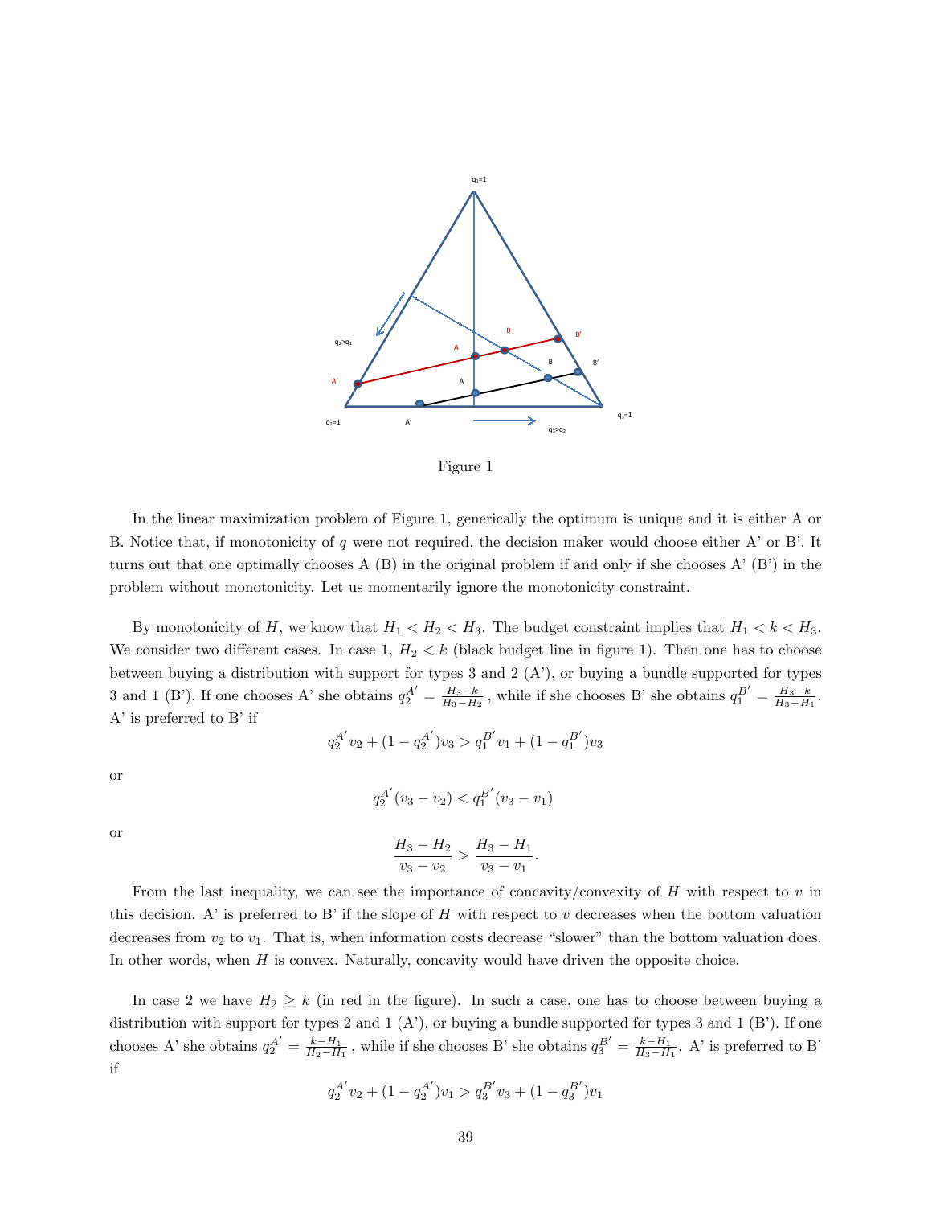Figure 1

In the linear maximization problem of Figure 1, generically the optimum is unique and it is either A or B. Notice that, if monotonicity of $q$ were not required, the decision maker would choose either A' or B'. It turns out that one optimally chooses A (B) in the original problem if and only if she chooses A' (B') in the problem without monotonicity. Let us momentarily ignore the monotonicity constraint.

By monotonicity of $H$, we know that $H_1 < H_2 < H_3$. The budget constraint implies that $H_1 < k < H_3$. We consider two different cases. In case 1, $H_2 < k$ (black budget line in figure 1). Then one has to choose between buying a distribution with support for types 3 and 2 (A'), or buying a bundle supported for types 3 and 1 (B'). If one chooses A' she obtains $q_2^{A'} = \frac{H_3 - k}{H_3 - H_2}$ , while if she chooses B' she obtains $q_1^{B'} = \frac{H_3 - k}{H_3 - H_1}$. A' is preferred to B' if

$$q_2^{A'} v_2 + (1 - q_2^{A'}) v_3 > q_1^{B'} v_1 + (1 - q_1^{B'}) v_3$$

or

$$q_2^{A'} (v_3 - v_2) < q_1^{B'} (v_3 - v_1)$$

or

$$\frac{H_3 - H_2}{v_3 - v_2} > \frac{H_3 - H_1}{v_3 - v_1}.$$

From the last inequality, we can see the importance of concavity/convexity of $H$ with respect to $v$ in this decision. A' is preferred to B' if the slope of $H$ with respect to $v$ decreases when the bottom valuation decreases from $v_2$ to $v_1$. That is, when information costs decrease "slower" than the bottom valuation does. In other words, when $H$ is convex. Naturally, concavity would have driven the opposite choice.

In case 2 we have $H_2 \geq k$ (in red in the figure). In such a case, one has to choose between buying a distribution with support for types 2 and 1 (A'), or buying a bundle supported for types 3 and 1 (B'). If one chooses A' she obtains $q_2^{A'} = \frac{k - H_1}{H_2 - H_1}$ , while if she chooses B' she obtains $q_3^{B'} = \frac{k - H_1}{H_3 - H_1}$. A' is preferred to B' if

$$q_2^{A'} v_2 + (1 - q_2^{A'}) v_1 > q_3^{B'} v_3 + (1 - q_3^{B'}) v_1$$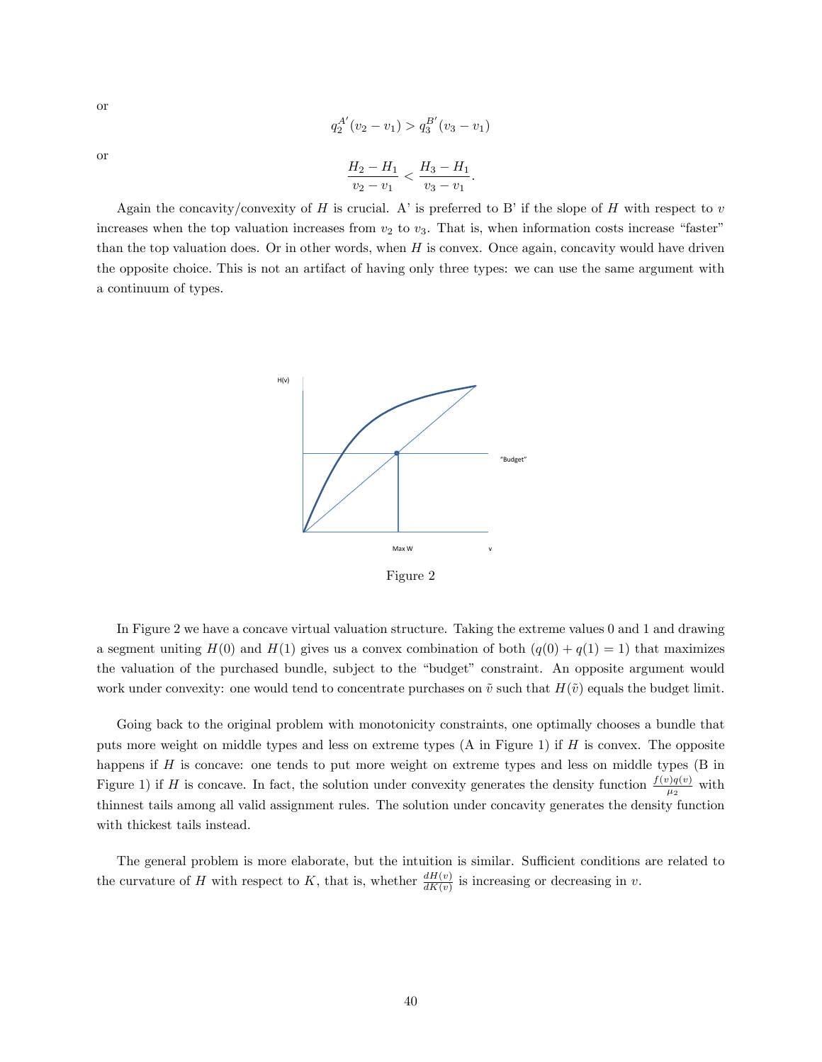or

$$q_2^{A'}(v_2 - v_1) > q_3^{B'}(v_3 - v_1)$$

or

$$\frac{H_2 - H_1}{v_2 - v_1} < \frac{H_3 - H_1}{v_3 - v_1}.$$

Again the concavity/convexity of $H$ is crucial. A' is preferred to B' if the slope of $H$ with respect to $v$ increases when the top valuation increases from $v_2$ to $v_3$. That is, when information costs increase "faster" than the top valuation does. Or in other words, when $H$ is convex. Once again, concavity would have driven the opposite choice. This is not an artifact of having only three types: we can use the same argument with a continuum of types.

Figure 2

In Figure 2 we have a concave virtual valuation structure. Taking the extreme values 0 and 1 and drawing a segment uniting $H(0)$ and $H(1)$ gives us a convex combination of both ($q(0) + q(1) = 1$) that maximizes the valuation of the purchased bundle, subject to the "budget" constraint. An opposite argument would work under convexity: one would tend to concentrate purchases on $\tilde{v}$ such that $H(\tilde{v})$ equals the budget limit.

Going back to the original problem with monotonicity constraints, one optimally chooses a bundle that puts more weight on middle types and less on extreme types (A in Figure 1) if $H$ is convex. The opposite happens if $H$ is concave: one tends to put more weight on extreme types and less on middle types (B in Figure 1) if $H$ is concave. In fact, the solution under convexity generates the density function $\frac{f(v)q(v)}{\mu_2}$ with thinnest tails among all valid assignment rules. The solution under concavity generates the density function with thickest tails instead.

The general problem is more elaborate, but the intuition is similar. Sufficient conditions are related to the curvature of $H$ with respect to $K$, that is, whether $\frac{dH(v)}{dK(v)}$ is increasing or decreasing in $v$.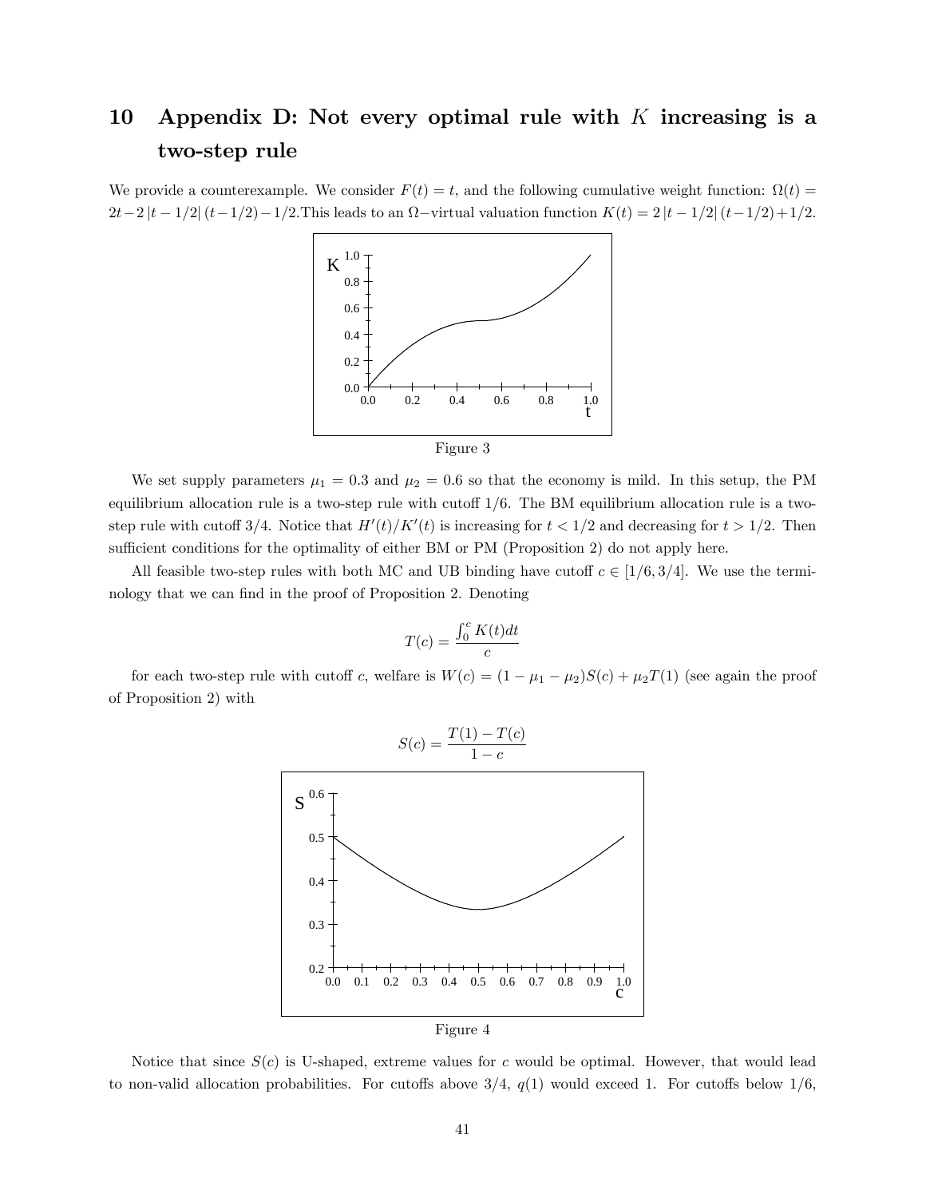# 10 Appendix D: Not every optimal rule with $K$ increasing is a two-step rule

We provide a counterexample. We consider $F(t) = t$, and the following cumulative weight function: $\Omega(t) = 2t - 2|t - 1/2|(t - 1/2) - 1/2$. This leads to an $\Omega-$virtual valuation function $K(t) = 2|t - 1/2|(t - 1/2) + 1/2$.

Figure 3

We set supply parameters $\mu_1 = 0.3$ and $\mu_2 = 0.6$ so that the economy is mild. In this setup, the PM equilibrium allocation rule is a two-step rule with cutoff $1/6$. The BM equilibrium allocation rule is a two-step rule with cutoff $3/4$. Notice that $H'(t)/K'(t)$ is increasing for $t < 1/2$ and decreasing for $t > 1/2$. Then sufficient conditions for the optimality of either BM or PM (Proposition 2) do not apply here.

All feasible two-step rules with both MC and UB binding have cutoff $c \in [1/6, 3/4]$. We use the terminology that we can find in the proof of Proposition 2. Denoting

$$T(c) = \frac{\int_0^c K(t)dt}{c}$$

for each two-step rule with cutoff $c$, welfare is $W(c) = (1 - \mu_1 - \mu_2)S(c) + \mu_2 T(1)$ (see again the proof of Proposition 2) with

$$S(c) = \frac{T(1) - T(c)}{1 - c}$$

Figure 4

Notice that since $S(c)$ is U-shaped, extreme values for $c$ would be optimal. However, that would lead to non-valid allocation probabilities. For cutoffs above $3/4$, $q(1)$ would exceed 1. For cutoffs below $1/6$,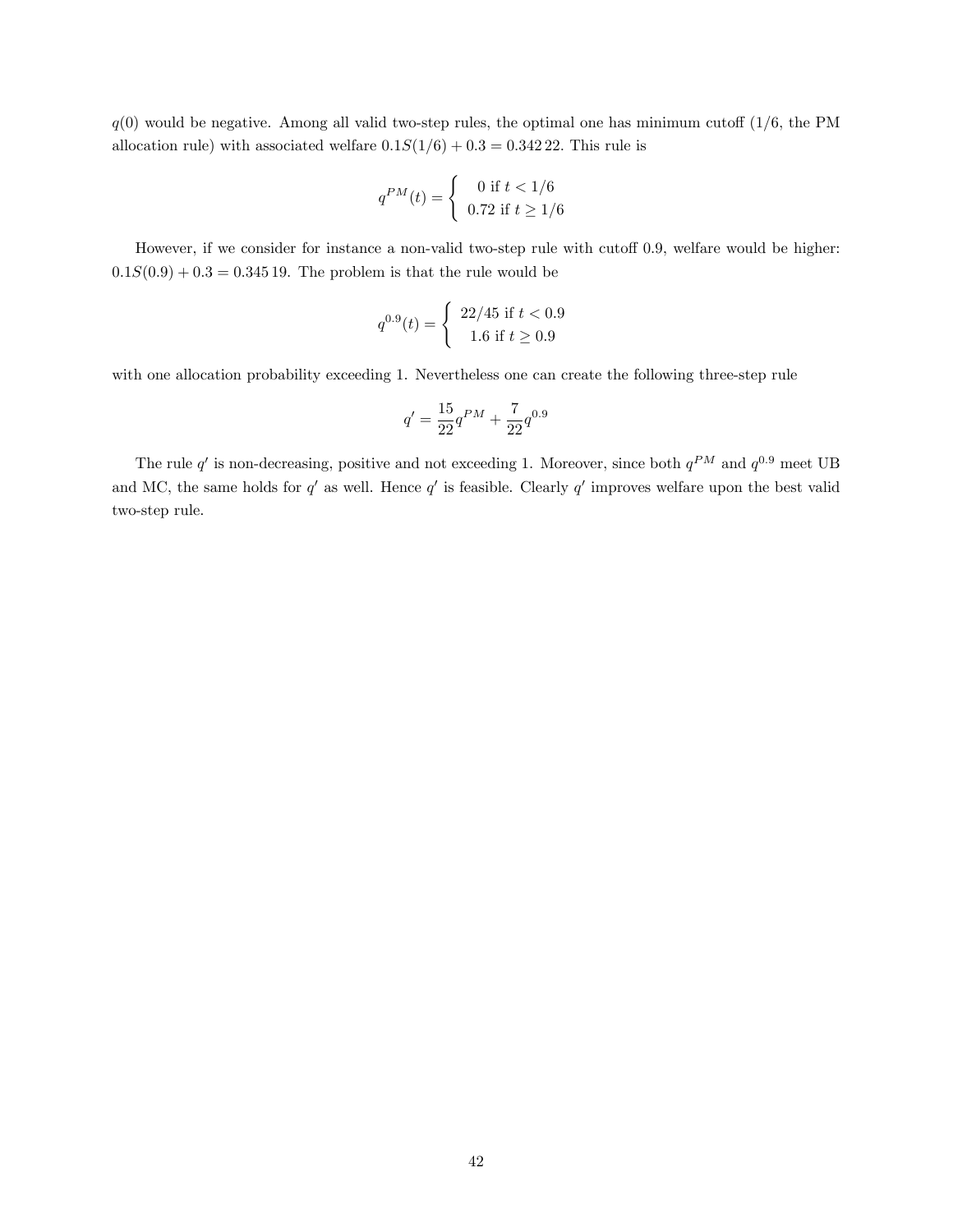$q(0)$ would be negative. Among all valid two-step rules, the optimal one has minimum cutoff (1/6, the PM allocation rule) with associated welfare $0.1S(1/6) + 0.3 = 0.342\,22$. This rule is

$$q^{PM}(t) = \begin{cases} 0 \text{ if } t < 1/6 \\ 0.72 \text{ if } t \geq 1/6 \end{cases}$$

However, if we consider for instance a non-valid two-step rule with cutoff 0.9, welfare would be higher: $0.1S(0.9) + 0.3 = 0.345\,19$. The problem is that the rule would be

$$q^{0.9}(t) = \begin{cases} 22/45 \text{ if } t < 0.9 \\ 1.6 \text{ if } t \geq 0.9 \end{cases}$$

with one allocation probability exceeding 1. Nevertheless one can create the following three-step rule

$$q' = \frac{15}{22} q^{PM} + \frac{7}{22} q^{0.9}$$

The rule $q'$ is non-decreasing, positive and not exceeding 1. Moreover, since both $q^{PM}$ and $q^{0.9}$ meet UB and MC, the same holds for $q'$ as well. Hence $q'$ is feasible. Clearly $q'$ improves welfare upon the best valid two-step rule.